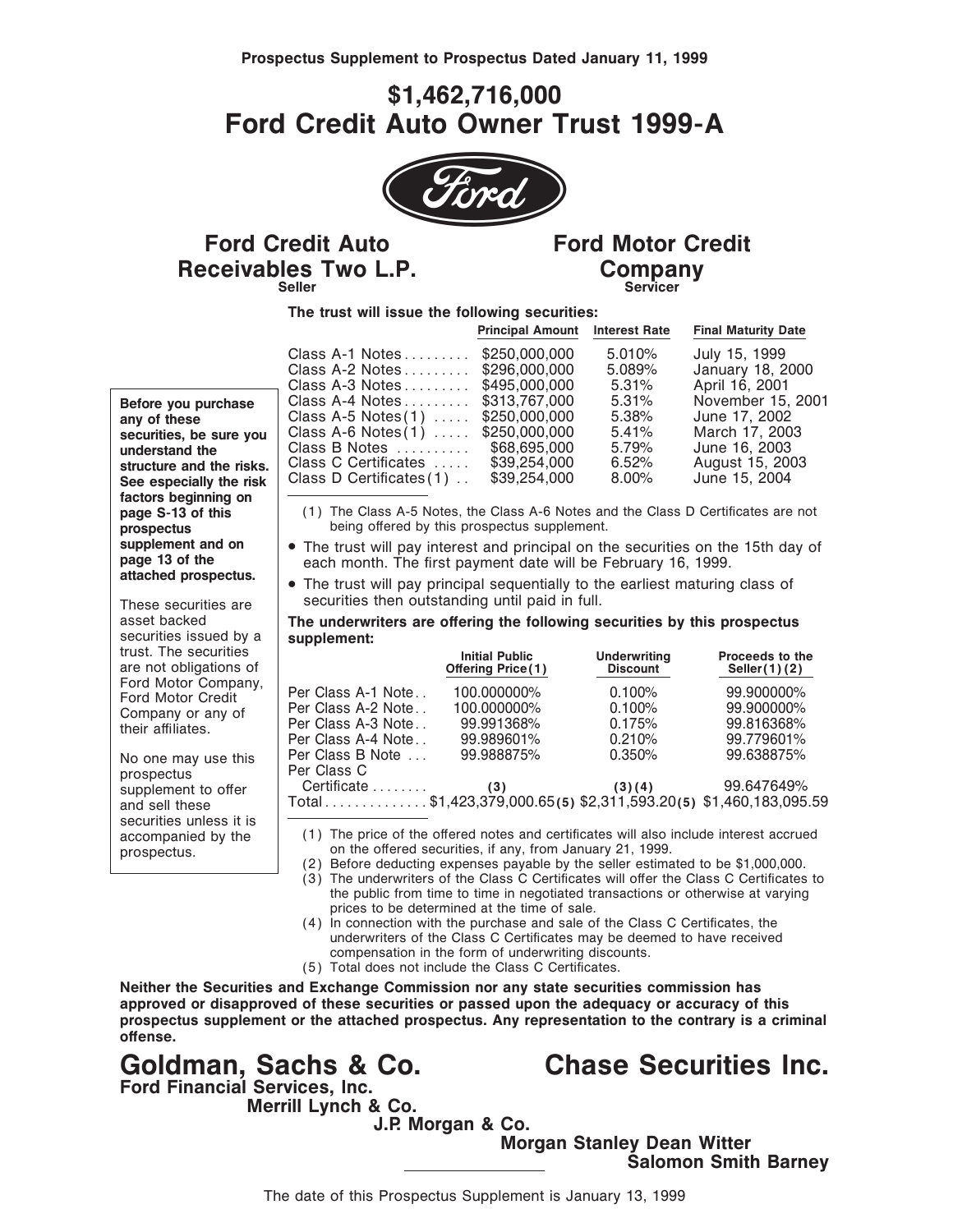**Prospectus Supplement to Prospectus Dated January 11, 1999**

# $1,462,716,000
# Ford Credit Auto Owner Trust 1999-A

**Ford Credit Auto Receivables Two L.P.**
Seller

**Ford Motor Credit Company**
Servicer

**Before you purchase any of these securities, be sure you understand the structure and the risks. See especially the risk factors beginning on page S-13 of this prospectus supplement and on page 13 of the attached prospectus.**

These securities are asset backed securities issued by a trust. The securities are not obligations of Ford Motor Company, Ford Motor Credit Company or any of their affiliates.

No one may use this prospectus supplement to offer and sell these securities unless it is accompanied by the prospectus.

**The trust will issue the following securities:**

| | Principal Amount | Interest Rate | Final Maturity Date |
|---|---|---|---|
| Class A-1 Notes | $250,000,000 | 5.010% | July 15, 1999 |
| Class A-2 Notes | $296,000,000 | 5.089% | January 18, 2000 |
| Class A-3 Notes | $495,000,000 | 5.31% | April 16, 2001 |
| Class A-4 Notes | $313,767,000 | 5.31% | November 15, 2001 |
| Class A-5 Notes(1) | $250,000,000 | 5.38% | June 17, 2002 |
| Class A-6 Notes(1) | $250,000,000 | 5.41% | March 17, 2003 |
| Class B Notes | $68,695,000 | 5.79% | June 16, 2003 |
| Class C Certificates | $39,254,000 | 6.52% | August 15, 2003 |
| Class D Certificates(1) | $39,254,000 | 8.00% | June 15, 2004 |

(1) The Class A-5 Notes, the Class A-6 Notes and the Class D Certificates are not being offered by this prospectus supplement.

- The trust will pay interest and principal on the securities on the 15th day of each month. The first payment date will be February 16, 1999.
- The trust will pay principal sequentially to the earliest maturing class of securities then outstanding until paid in full.

**The underwriters are offering the following securities by this prospectus supplement:**

| | Initial Public Offering Price(1) | Underwriting Discount | Proceeds to the Seller(1)(2) |
|---|---|---|---|
| Per Class A-1 Note | 100.000000% | 0.100% | 99.900000% |
| Per Class A-2 Note | 100.000000% | 0.100% | 99.900000% |
| Per Class A-3 Note | 99.991368% | 0.175% | 99.816368% |
| Per Class A-4 Note | 99.989601% | 0.210% | 99.779601% |
| Per Class B Note | 99.988875% | 0.350% | 99.638875% |
| Per Class C Certificate | (3) | (3)(4) | 99.647649% |
| Total | $1,423,379,000.65(5) | $2,311,593.20(5) | $1,460,183,095.59 |

(1) The price of the offered notes and certificates will also include interest accrued on the offered securities, if any, from January 21, 1999.

(2) Before deducting expenses payable by the seller estimated to be $1,000,000.

(3) The underwriters of the Class C Certificates will offer the Class C Certificates to the public from time to time in negotiated transactions or otherwise at varying prices to be determined at the time of sale.

(4) In connection with the purchase and sale of the Class C Certificates, the underwriters of the Class C Certificates may be deemed to have received compensation in the form of underwriting discounts.

(5) Total does not include the Class C Certificates.

**Neither the Securities and Exchange Commission nor any state securities commission has approved or disapproved of these securities or passed upon the adequacy or accuracy of this prospectus supplement or the attached prospectus. Any representation to the contrary is a criminal offense.**

**Goldman, Sachs & Co.** **Chase Securities Inc.**

**Ford Financial Services, Inc.**

**Merrill Lynch & Co.**

**J.P. Morgan & Co.**

**Morgan Stanley Dean Witter**

**Salomon Smith Barney**

The date of this Prospectus Supplement is January 13, 1999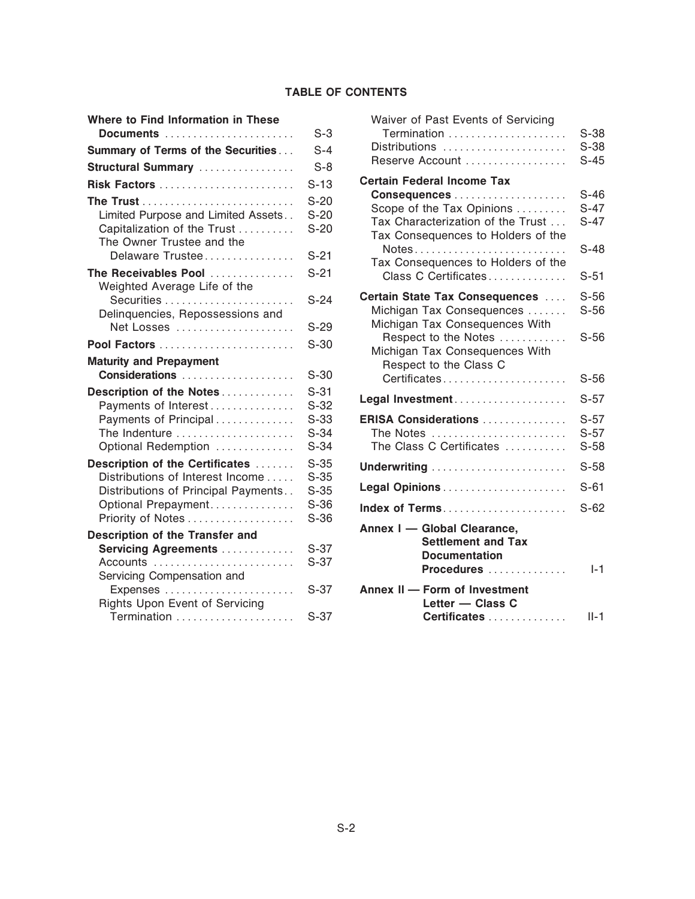## TABLE OF CONTENTS

| | |
|---|---|
| **Where to Find Information in These Documents** | S-3 |
| **Summary of Terms of the Securities** | S-4 |
| **Structural Summary** | S-8 |
| **Risk Factors** | S-13 |
| **The Trust** | S-20 |
| Limited Purpose and Limited Assets | S-20 |
| Capitalization of the Trust | S-20 |
| The Owner Trustee and the Delaware Trustee | S-21 |
| **The Receivables Pool** | S-21 |
| Weighted Average Life of the Securities | S-24 |
| Delinquencies, Repossessions and Net Losses | S-29 |
| **Pool Factors** | S-30 |
| **Maturity and Prepayment Considerations** | S-30 |
| **Description of the Notes** | S-31 |
| Payments of Interest | S-32 |
| Payments of Principal | S-33 |
| The Indenture | S-34 |
| Optional Redemption | S-34 |
| **Description of the Certificates** | S-35 |
| Distributions of Interest Income | S-35 |
| Distributions of Principal Payments | S-35 |
| Optional Prepayment | S-36 |
| Priority of Notes | S-36 |
| **Description of the Transfer and Servicing Agreements** | S-37 |
| Accounts | S-37 |
| Servicing Compensation and Expenses | S-37 |
| Rights Upon Event of Servicing Termination | S-37 |
| Waiver of Past Events of Servicing Termination | S-38 |
| Distributions | S-38 |
| Reserve Account | S-45 |
| **Certain Federal Income Tax Consequences** | S-46 |
| Scope of the Tax Opinions | S-47 |
| Tax Characterization of the Trust | S-47 |
| Tax Consequences to Holders of the Notes | S-48 |
| Tax Consequences to Holders of the Class C Certificates | S-51 |
| **Certain State Tax Consequences** | S-56 |
| Michigan Tax Consequences | S-56 |
| Michigan Tax Consequences With Respect to the Notes | S-56 |
| Michigan Tax Consequences With Respect to the Class C Certificates | S-56 |
| **Legal Investment** | S-57 |
| **ERISA Considerations** | S-57 |
| The Notes | S-57 |
| The Class C Certificates | S-58 |
| **Underwriting** | S-58 |
| **Legal Opinions** | S-61 |
| **Index of Terms** | S-62 |
| **Annex I — Global Clearance, Settlement and Tax Documentation Procedures** | I-1 |
| **Annex II — Form of Investment Letter — Class C Certificates** | II-1 |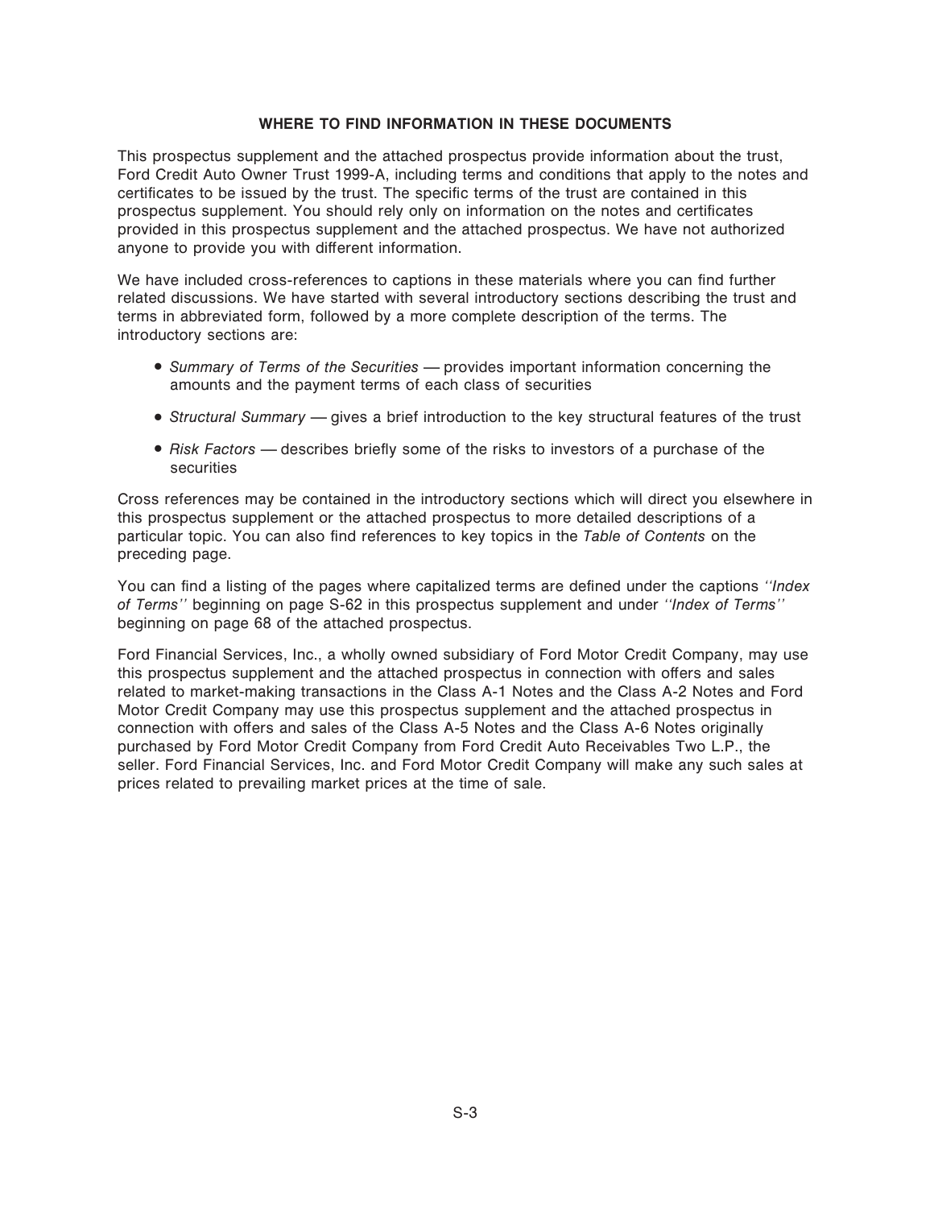## WHERE TO FIND INFORMATION IN THESE DOCUMENTS

This prospectus supplement and the attached prospectus provide information about the trust, Ford Credit Auto Owner Trust 1999-A, including terms and conditions that apply to the notes and certificates to be issued by the trust. The specific terms of the trust are contained in this prospectus supplement. You should rely only on information on the notes and certificates provided in this prospectus supplement and the attached prospectus. We have not authorized anyone to provide you with different information.

We have included cross-references to captions in these materials where you can find further related discussions. We have started with several introductory sections describing the trust and terms in abbreviated form, followed by a more complete description of the terms. The introductory sections are:

- *Summary of Terms of the Securities* — provides important information concerning the amounts and the payment terms of each class of securities
- *Structural Summary* — gives a brief introduction to the key structural features of the trust
- *Risk Factors* — describes briefly some of the risks to investors of a purchase of the securities

Cross references may be contained in the introductory sections which will direct you elsewhere in this prospectus supplement or the attached prospectus to more detailed descriptions of a particular topic. You can also find references to key topics in the *Table of Contents* on the preceding page.

You can find a listing of the pages where capitalized terms are defined under the captions *''Index of Terms''* beginning on page S-62 in this prospectus supplement and under *''Index of Terms''* beginning on page 68 of the attached prospectus.

Ford Financial Services, Inc., a wholly owned subsidiary of Ford Motor Credit Company, may use this prospectus supplement and the attached prospectus in connection with offers and sales related to market-making transactions in the Class A-1 Notes and the Class A-2 Notes and Ford Motor Credit Company may use this prospectus supplement and the attached prospectus in connection with offers and sales of the Class A-5 Notes and the Class A-6 Notes originally purchased by Ford Motor Credit Company from Ford Credit Auto Receivables Two L.P., the seller. Ford Financial Services, Inc. and Ford Motor Credit Company will make any such sales at prices related to prevailing market prices at the time of sale.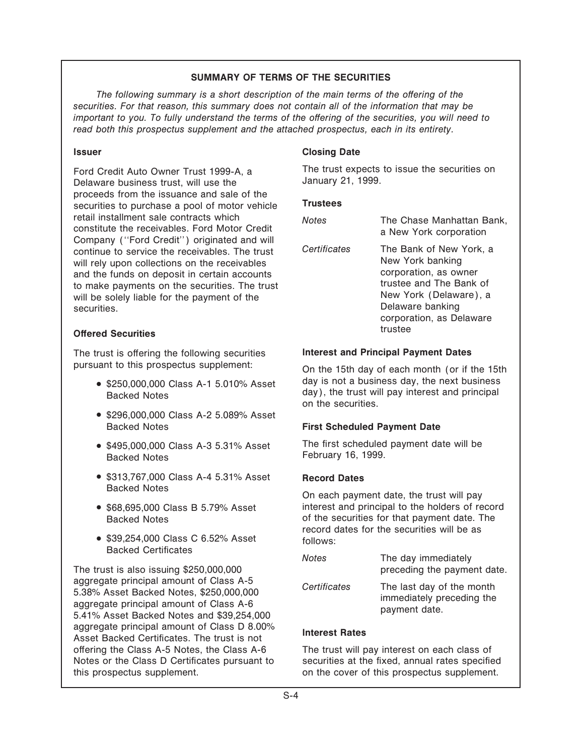## SUMMARY OF TERMS OF THE SECURITIES

*The following summary is a short description of the main terms of the offering of the securities. For that reason, this summary does not contain all of the information that may be important to you. To fully understand the terms of the offering of the securities, you will need to read both this prospectus supplement and the attached prospectus, each in its entirety.*

### Issuer

Ford Credit Auto Owner Trust 1999-A, a Delaware business trust, will use the proceeds from the issuance and sale of the securities to purchase a pool of motor vehicle retail installment sale contracts which constitute the receivables. Ford Motor Credit Company (''Ford Credit'') originated and will continue to service the receivables. The trust will rely upon collections on the receivables and the funds on deposit in certain accounts to make payments on the securities. The trust will be solely liable for the payment of the securities.

### Offered Securities

The trust is offering the following securities pursuant to this prospectus supplement:

- $250,000,000 Class A-1 5.010% Asset Backed Notes
- $296,000,000 Class A-2 5.089% Asset Backed Notes
- $495,000,000 Class A-3 5.31% Asset Backed Notes
- $313,767,000 Class A-4 5.31% Asset Backed Notes
- $68,695,000 Class B 5.79% Asset Backed Notes
- $39,254,000 Class C 6.52% Asset Backed Certificates

The trust is also issuing $250,000,000 aggregate principal amount of Class A-5 5.38% Asset Backed Notes, $250,000,000 aggregate principal amount of Class A-6 5.41% Asset Backed Notes and $39,254,000 aggregate principal amount of Class D 8.00% Asset Backed Certificates. The trust is not offering the Class A-5 Notes, the Class A-6 Notes or the Class D Certificates pursuant to this prospectus supplement.

### Closing Date

The trust expects to issue the securities on January 21, 1999.

### Trustees

| | |
|---|---|
| *Notes* | The Chase Manhattan Bank, a New York corporation |
| *Certificates* | The Bank of New York, a New York banking corporation, as owner trustee and The Bank of New York (Delaware), a Delaware banking corporation, as Delaware trustee |

### Interest and Principal Payment Dates

On the 15th day of each month (or if the 15th day is not a business day, the next business day), the trust will pay interest and principal on the securities.

### First Scheduled Payment Date

The first scheduled payment date will be February 16, 1999.

### Record Dates

On each payment date, the trust will pay interest and principal to the holders of record of the securities for that payment date. The record dates for the securities will be as follows:

| | |
|---|---|
| *Notes* | The day immediately preceding the payment date. |
| *Certificates* | The last day of the month immediately preceding the payment date. |

### Interest Rates

The trust will pay interest on each class of securities at the fixed, annual rates specified on the cover of this prospectus supplement.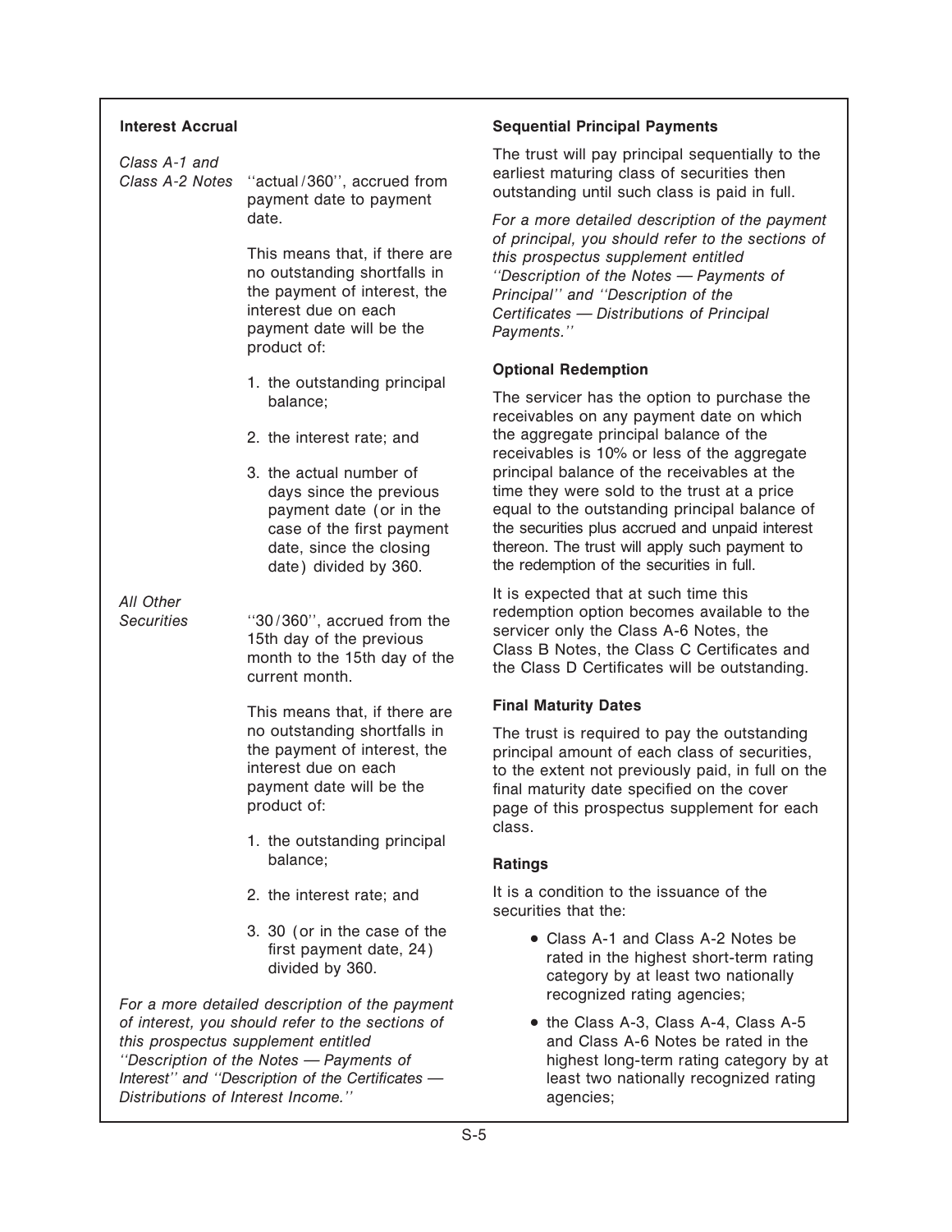**Interest Accrual**

*Class A-1 and Class A-2 Notes* ''actual/360'', accrued from payment date to payment date.

This means that, if there are no outstanding shortfalls in the payment of interest, the interest due on each payment date will be the product of:

1. the outstanding principal balance;
2. the interest rate; and
3. the actual number of days since the previous payment date (or in the case of the first payment date, since the closing date) divided by 360.

*All Other Securities* ''30/360'', accrued from the 15th day of the previous month to the 15th day of the current month.

This means that, if there are no outstanding shortfalls in the payment of interest, the interest due on each payment date will be the product of:

1. the outstanding principal balance;
2. the interest rate; and
3. 30 (or in the case of the first payment date, 24) divided by 360.

*For a more detailed description of the payment of interest, you should refer to the sections of this prospectus supplement entitled ''Description of the Notes — Payments of Interest'' and ''Description of the Certificates — Distributions of Interest Income.''*

**Sequential Principal Payments**

The trust will pay principal sequentially to the earliest maturing class of securities then outstanding until such class is paid in full.

*For a more detailed description of the payment of principal, you should refer to the sections of this prospectus supplement entitled ''Description of the Notes — Payments of Principal'' and ''Description of the Certificates — Distributions of Principal Payments.''*

**Optional Redemption**

The servicer has the option to purchase the receivables on any payment date on which the aggregate principal balance of the receivables is 10% or less of the aggregate principal balance of the receivables at the time they were sold to the trust at a price equal to the outstanding principal balance of the securities plus accrued and unpaid interest thereon. The trust will apply such payment to the redemption of the securities in full.

It is expected that at such time this redemption option becomes available to the servicer only the Class A-6 Notes, the Class B Notes, the Class C Certificates and the Class D Certificates will be outstanding.

**Final Maturity Dates**

The trust is required to pay the outstanding principal amount of each class of securities, to the extent not previously paid, in full on the final maturity date specified on the cover page of this prospectus supplement for each class.

**Ratings**

It is a condition to the issuance of the securities that the:

- Class A-1 and Class A-2 Notes be rated in the highest short-term rating category by at least two nationally recognized rating agencies;
- the Class A-3, Class A-4, Class A-5 and Class A-6 Notes be rated in the highest long-term rating category by at least two nationally recognized rating agencies;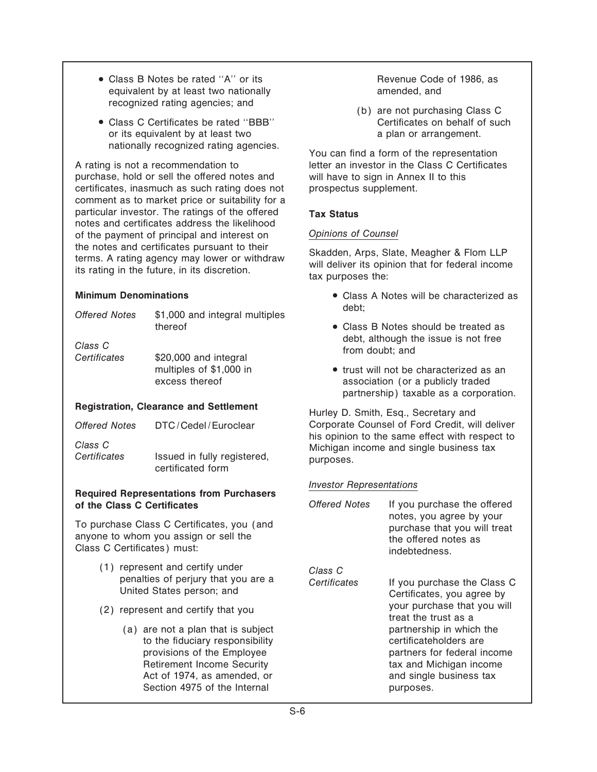- Class B Notes be rated ''A'' or its equivalent by at least two nationally recognized rating agencies; and
- Class C Certificates be rated ''BBB'' or its equivalent by at least two nationally recognized rating agencies.

A rating is not a recommendation to purchase, hold or sell the offered notes and certificates, inasmuch as such rating does not comment as to market price or suitability for a particular investor. The ratings of the offered notes and certificates address the likelihood of the payment of principal and interest on the notes and certificates pursuant to their terms. A rating agency may lower or withdraw its rating in the future, in its discretion.

**Minimum Denominations**

| | |
|---|---|
| *Offered Notes* | $1,000 and integral multiples thereof |
| *Class C Certificates* | $20,000 and integral multiples of $1,000 in excess thereof |

**Registration, Clearance and Settlement**

| | |
|---|---|
| *Offered Notes* | DTC/Cedel/Euroclear |
| *Class C Certificates* | Issued in fully registered, certificated form |

**Required Representations from Purchasers of the Class C Certificates**

To purchase Class C Certificates, you (and anyone to whom you assign or sell the Class C Certificates) must:

(1) represent and certify under penalties of perjury that you are a United States person; and

(2) represent and certify that you

(a) are not a plan that is subject to the fiduciary responsibility provisions of the Employee Retirement Income Security Act of 1974, as amended, or Section 4975 of the Internal Revenue Code of 1986, as amended, and

(b) are not purchasing Class C Certificates on behalf of such a plan or arrangement.

You can find a form of the representation letter an investor in the Class C Certificates will have to sign in Annex II to this prospectus supplement.

**Tax Status**

*Opinions of Counsel*

Skadden, Arps, Slate, Meagher & Flom LLP will deliver its opinion that for federal income tax purposes the:

- Class A Notes will be characterized as debt;
- Class B Notes should be treated as debt, although the issue is not free from doubt; and
- trust will not be characterized as an association (or a publicly traded partnership) taxable as a corporation.

Hurley D. Smith, Esq., Secretary and Corporate Counsel of Ford Credit, will deliver his opinion to the same effect with respect to Michigan income and single business tax purposes.

*Investor Representations*

| | |
|---|---|
| *Offered Notes* | If you purchase the offered notes, you agree by your purchase that you will treat the offered notes as indebtedness. |
| *Class C Certificates* | If you purchase the Class C Certificates, you agree by your purchase that you will treat the trust as a partnership in which the certificateholders are partners for federal income tax and Michigan income and single business tax purposes. |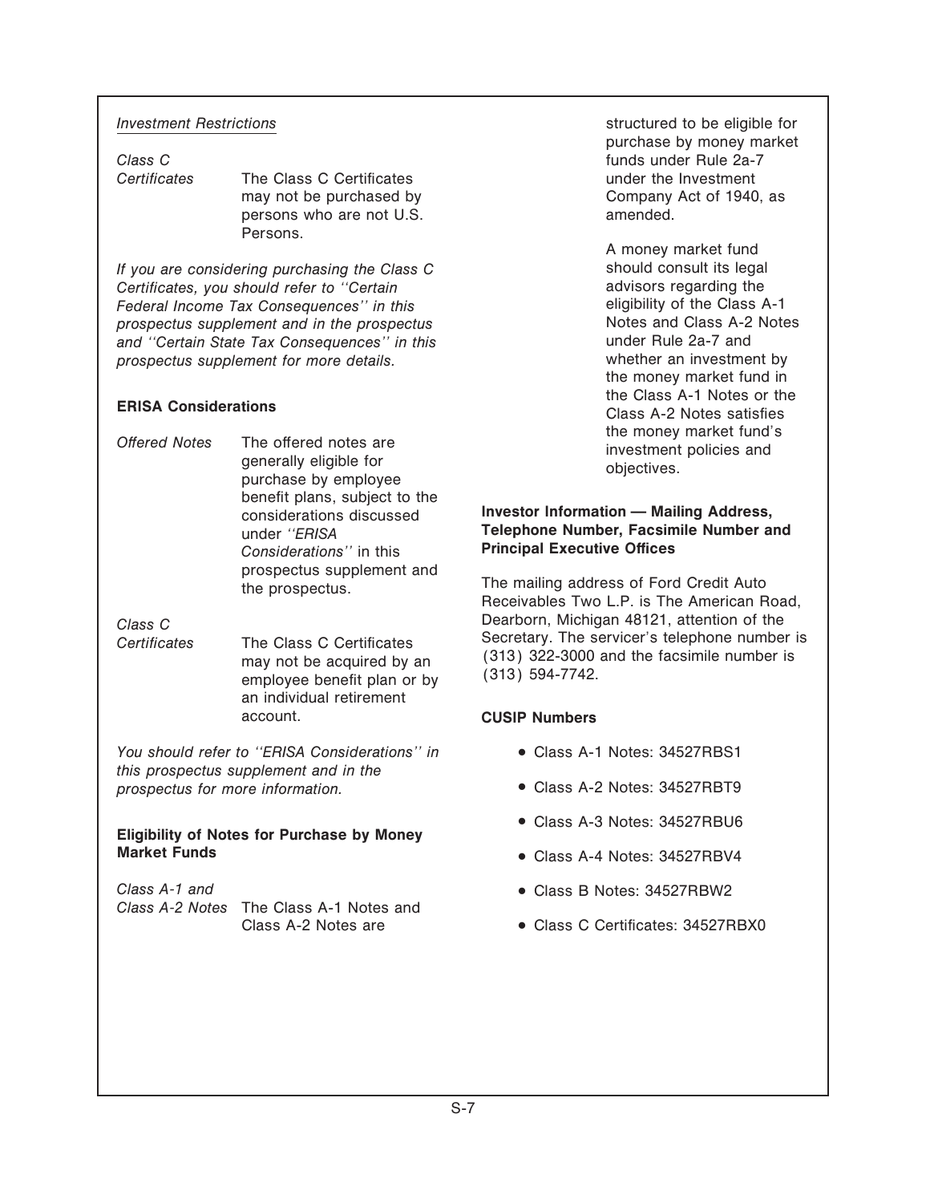*Investment Restrictions*

*Class C Certificates* — The Class C Certificates may not be purchased by persons who are not U.S. Persons.

*If you are considering purchasing the Class C Certificates, you should refer to ''Certain Federal Income Tax Consequences'' in this prospectus supplement and in the prospectus and ''Certain State Tax Consequences'' in this prospectus supplement for more details.*

**ERISA Considerations**

*Offered Notes* — The offered notes are generally eligible for purchase by employee benefit plans, subject to the considerations discussed under *''ERISA Considerations''* in this prospectus supplement and the prospectus.

*Class C Certificates* — The Class C Certificates may not be acquired by an employee benefit plan or by an individual retirement account.

*You should refer to ''ERISA Considerations'' in this prospectus supplement and in the prospectus for more information.*

**Eligibility of Notes for Purchase by Money Market Funds**

*Class A-1 and Class A-2 Notes* — The Class A-1 Notes and Class A-2 Notes are structured to be eligible for purchase by money market funds under Rule 2a-7 under the Investment Company Act of 1940, as amended.

A money market fund should consult its legal advisors regarding the eligibility of the Class A-1 Notes and Class A-2 Notes under Rule 2a-7 and whether an investment by the money market fund in the Class A-1 Notes or the Class A-2 Notes satisfies the money market fund's investment policies and objectives.

**Investor Information — Mailing Address, Telephone Number, Facsimile Number and Principal Executive Offices**

The mailing address of Ford Credit Auto Receivables Two L.P. is The American Road, Dearborn, Michigan 48121, attention of the Secretary. The servicer's telephone number is (313) 322-3000 and the facsimile number is (313) 594-7742.

**CUSIP Numbers**

- Class A-1 Notes: 34527RBS1
- Class A-2 Notes: 34527RBT9
- Class A-3 Notes: 34527RBU6
- Class A-4 Notes: 34527RBV4
- Class B Notes: 34527RBW2
- Class C Certificates: 34527RBX0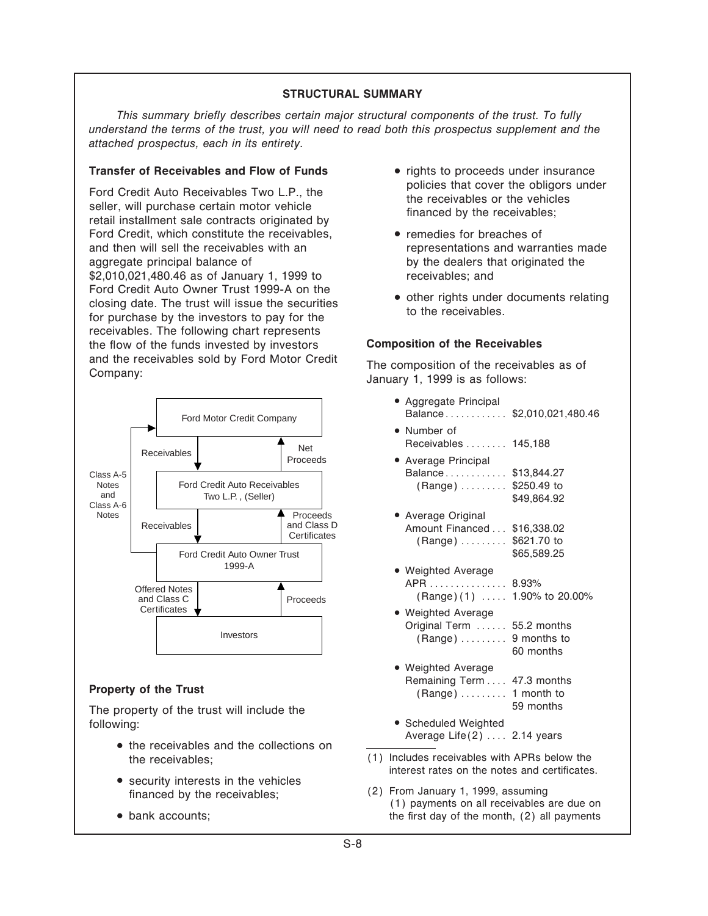## STRUCTURAL SUMMARY

*This summary briefly describes certain major structural components of the trust. To fully understand the terms of the trust, you will need to read both this prospectus supplement and the attached prospectus, each in its entirety.*

### Transfer of Receivables and Flow of Funds

Ford Credit Auto Receivables Two L.P., the seller, will purchase certain motor vehicle retail installment sale contracts originated by Ford Credit, which constitute the receivables, and then will sell the receivables with an aggregate principal balance of $2,010,021,480.46 as of January 1, 1999 to Ford Credit Auto Owner Trust 1999-A on the closing date. The trust will issue the securities for purchase by the investors to pay for the receivables. The following chart represents the flow of the funds invested by investors and the receivables sold by Ford Motor Credit Company:

Ford Motor Credit Company → (Receivables) → Ford Credit Auto Receivables Two L.P., (Seller) → (Net Proceeds) → Ford Motor Credit Company

Ford Credit Auto Receivables Two L.P., (Seller) → (Receivables) → Ford Credit Auto Owner Trust 1999-A → (Proceeds and Class D Certificates) → Ford Credit Auto Receivables Two L.P., (Seller)

Ford Credit Auto Owner Trust 1999-A → (Class A-5 Notes and Class A-6 Notes) → Ford Motor Credit Company

Ford Credit Auto Owner Trust 1999-A → (Offered Notes and Class C Certificates) → Investors → (Proceeds) → Ford Credit Auto Owner Trust 1999-A

### Property of the Trust

The property of the trust will include the following:

- the receivables and the collections on the receivables;
- security interests in the vehicles financed by the receivables;
- bank accounts;
- rights to proceeds under insurance policies that cover the obligors under the receivables or the vehicles financed by the receivables;
- remedies for breaches of representations and warranties made by the dealers that originated the receivables; and
- other rights under documents relating to the receivables.

### Composition of the Receivables

The composition of the receivables as of January 1, 1999 is as follows:

- Aggregate Principal Balance ............ $2,010,021,480.46
- Number of Receivables ........ 145,188
- Average Principal Balance ............ $13,844.27
  - (Range) ......... $250.49 to $49,864.92
- Average Original Amount Financed ... $16,338.02
  - (Range) ......... $621.70 to $65,589.25
- Weighted Average APR ............... 8.93%
  - (Range)(1) ..... 1.90% to 20.00%
- Weighted Average Original Term ...... 55.2 months
  - (Range) ......... 9 months to 60 months
- Weighted Average Remaining Term .... 47.3 months
  - (Range) ......... 1 month to 59 months
- Scheduled Weighted Average Life(2) .... 2.14 years

(1) Includes receivables with APRs below the interest rates on the notes and certificates.

(2) From January 1, 1999, assuming (1) payments on all receivables are due on the first day of the month, (2) all payments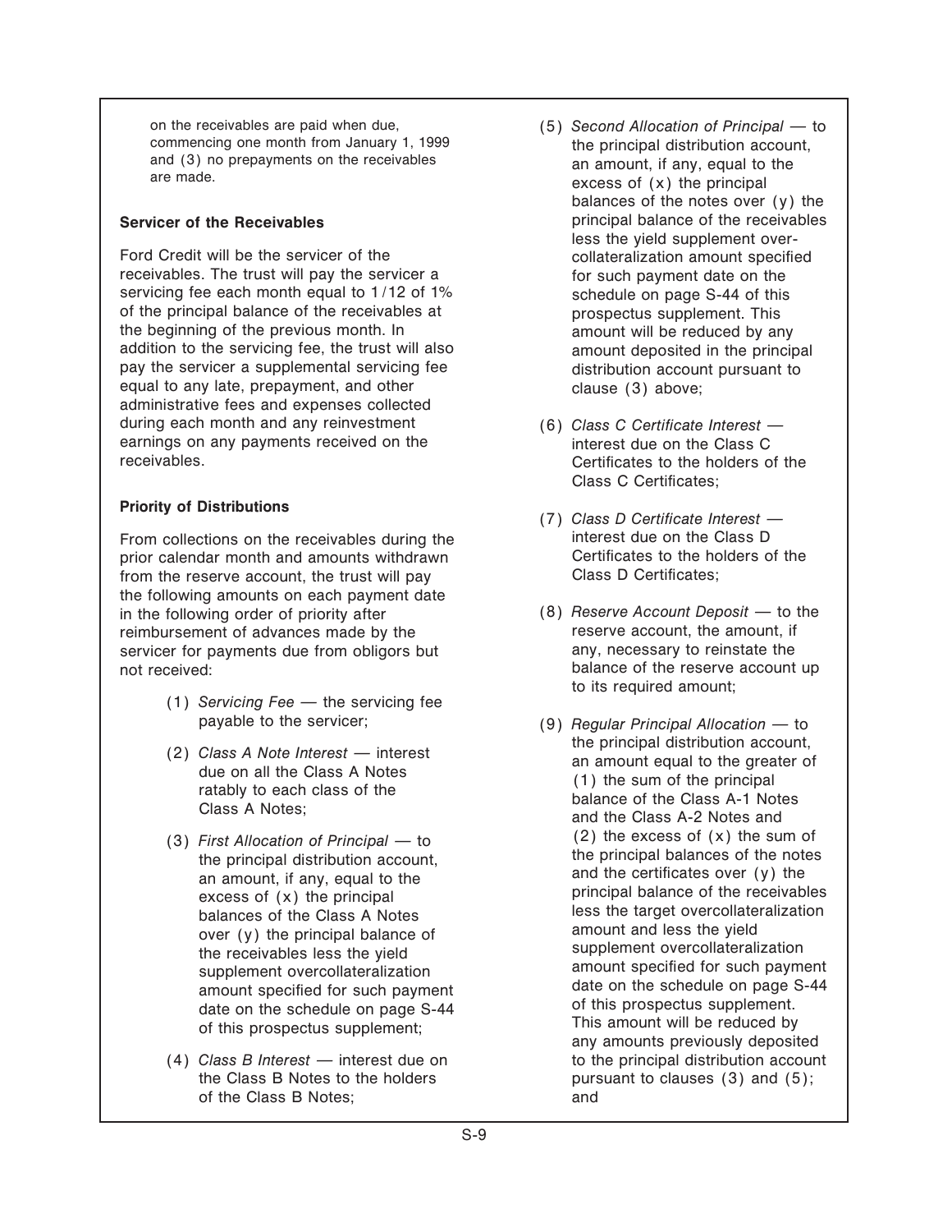on the receivables are paid when due, commencing one month from January 1, 1999 and (3) no prepayments on the receivables are made.

**Servicer of the Receivables**

Ford Credit will be the servicer of the receivables. The trust will pay the servicer a servicing fee each month equal to 1/12 of 1% of the principal balance of the receivables at the beginning of the previous month. In addition to the servicing fee, the trust will also pay the servicer a supplemental servicing fee equal to any late, prepayment, and other administrative fees and expenses collected during each month and any reinvestment earnings on any payments received on the receivables.

**Priority of Distributions**

From collections on the receivables during the prior calendar month and amounts withdrawn from the reserve account, the trust will pay the following amounts on each payment date in the following order of priority after reimbursement of advances made by the servicer for payments due from obligors but not received:

(1) *Servicing Fee* — the servicing fee payable to the servicer;

(2) *Class A Note Interest* — interest due on all the Class A Notes ratably to each class of the Class A Notes;

(3) *First Allocation of Principal* — to the principal distribution account, an amount, if any, equal to the excess of (x) the principal balances of the Class A Notes over (y) the principal balance of the receivables less the yield supplement overcollateralization amount specified for such payment date on the schedule on page S-44 of this prospectus supplement;

(4) *Class B Interest* — interest due on the Class B Notes to the holders of the Class B Notes;

(5) *Second Allocation of Principal* — to the principal distribution account, an amount, if any, equal to the excess of (x) the principal balances of the notes over (y) the principal balance of the receivables less the yield supplement over-collateralization amount specified for such payment date on the schedule on page S-44 of this prospectus supplement. This amount will be reduced by any amount deposited in the principal distribution account pursuant to clause (3) above;

(6) *Class C Certificate Interest* — interest due on the Class C Certificates to the holders of the Class C Certificates;

(7) *Class D Certificate Interest* — interest due on the Class D Certificates to the holders of the Class D Certificates;

(8) *Reserve Account Deposit* — to the reserve account, the amount, if any, necessary to reinstate the balance of the reserve account up to its required amount;

(9) *Regular Principal Allocation* — to the principal distribution account, an amount equal to the greater of (1) the sum of the principal balance of the Class A-1 Notes and the Class A-2 Notes and (2) the excess of (x) the sum of the principal balances of the notes and the certificates over (y) the principal balance of the receivables less the target overcollateralization amount and less the yield supplement overcollateralization amount specified for such payment date on the schedule on page S-44 of this prospectus supplement. This amount will be reduced by any amounts previously deposited to the principal distribution account pursuant to clauses (3) and (5); and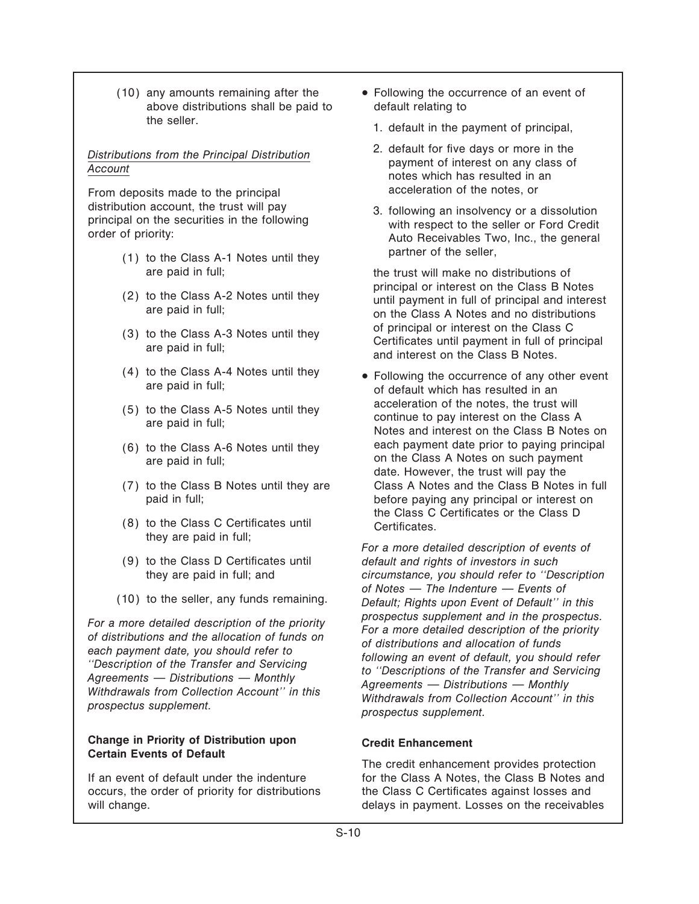(10) any amounts remaining after the above distributions shall be paid to the seller.

*Distributions from the Principal Distribution Account*

From deposits made to the principal distribution account, the trust will pay principal on the securities in the following order of priority:

(1) to the Class A-1 Notes until they are paid in full;

(2) to the Class A-2 Notes until they are paid in full;

(3) to the Class A-3 Notes until they are paid in full;

(4) to the Class A-4 Notes until they are paid in full;

(5) to the Class A-5 Notes until they are paid in full;

(6) to the Class A-6 Notes until they are paid in full;

(7) to the Class B Notes until they are paid in full;

(8) to the Class C Certificates until they are paid in full;

(9) to the Class D Certificates until they are paid in full; and

(10) to the seller, any funds remaining.

*For a more detailed description of the priority of distributions and the allocation of funds on each payment date, you should refer to ''Description of the Transfer and Servicing Agreements — Distributions — Monthly Withdrawals from Collection Account'' in this prospectus supplement.*

**Change in Priority of Distribution upon Certain Events of Default**

If an event of default under the indenture occurs, the order of priority for distributions will change.

- Following the occurrence of an event of default relating to
  1. default in the payment of principal,
  2. default for five days or more in the payment of interest on any class of notes which has resulted in an acceleration of the notes, or
  3. following an insolvency or a dissolution with respect to the seller or Ford Credit Auto Receivables Two, Inc., the general partner of the seller,

  the trust will make no distributions of principal or interest on the Class B Notes until payment in full of principal and interest on the Class A Notes and no distributions of principal or interest on the Class C Certificates until payment in full of principal and interest on the Class B Notes.

- Following the occurrence of any other event of default which has resulted in an acceleration of the notes, the trust will continue to pay interest on the Class A Notes and interest on the Class B Notes on each payment date prior to paying principal on the Class A Notes on such payment date. However, the trust will pay the Class A Notes and the Class B Notes in full before paying any principal or interest on the Class C Certificates or the Class D Certificates.

*For a more detailed description of events of default and rights of investors in such circumstance, you should refer to ''Description of Notes — The Indenture — Events of Default; Rights upon Event of Default'' in this prospectus supplement and in the prospectus. For a more detailed description of the priority of distributions and allocation of funds following an event of default, you should refer to ''Descriptions of the Transfer and Servicing Agreements — Distributions — Monthly Withdrawals from Collection Account'' in this prospectus supplement.*

**Credit Enhancement**

The credit enhancement provides protection for the Class A Notes, the Class B Notes and the Class C Certificates against losses and delays in payment. Losses on the receivables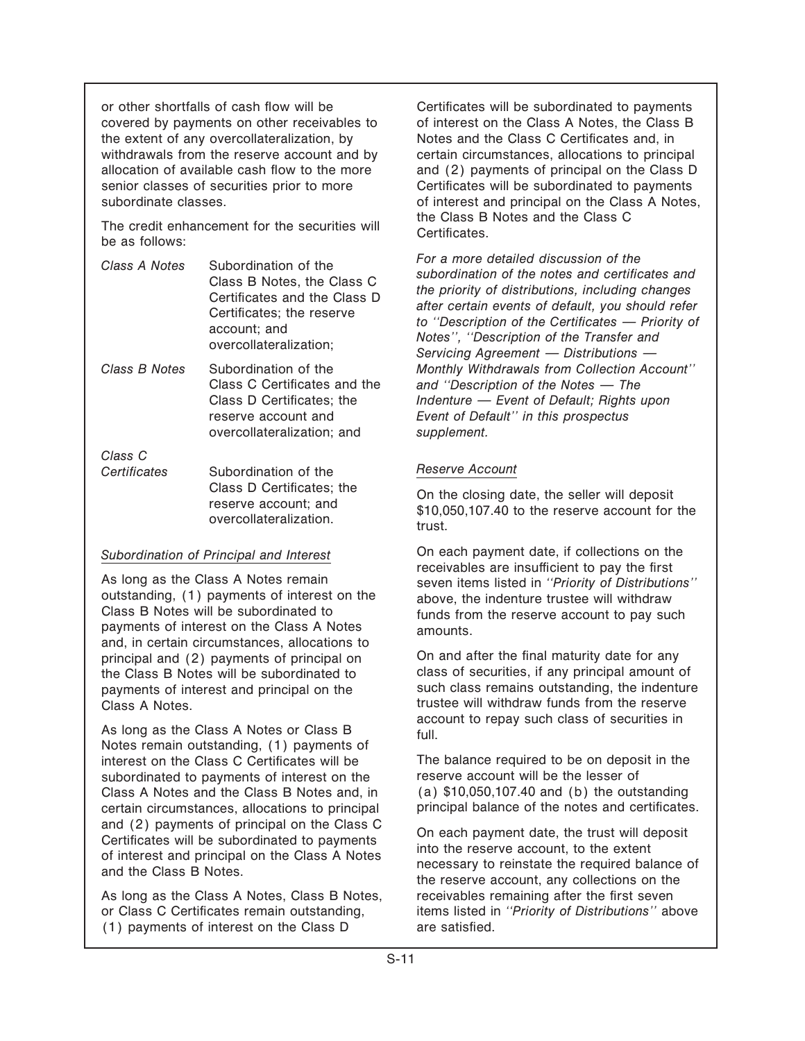or other shortfalls of cash flow will be covered by payments on other receivables to the extent of any overcollateralization, by withdrawals from the reserve account and by allocation of available cash flow to the more senior classes of securities prior to more subordinate classes.

The credit enhancement for the securities will be as follows:

| | |
|---|---|
| *Class A Notes* | Subordination of the Class B Notes, the Class C Certificates and the Class D Certificates; the reserve account; and overcollateralization; |
| *Class B Notes* | Subordination of the Class C Certificates and the Class D Certificates; the reserve account and overcollateralization; and |
| *Class C Certificates* | Subordination of the Class D Certificates; the reserve account; and overcollateralization. |

*Subordination of Principal and Interest*

As long as the Class A Notes remain outstanding, (1) payments of interest on the Class B Notes will be subordinated to payments of interest on the Class A Notes and, in certain circumstances, allocations to principal and (2) payments of principal on the Class B Notes will be subordinated to payments of interest and principal on the Class A Notes.

As long as the Class A Notes or Class B Notes remain outstanding, (1) payments of interest on the Class C Certificates will be subordinated to payments of interest on the Class A Notes and the Class B Notes and, in certain circumstances, allocations to principal and (2) payments of principal on the Class C Certificates will be subordinated to payments of interest and principal on the Class A Notes and the Class B Notes.

As long as the Class A Notes, Class B Notes, or Class C Certificates remain outstanding, (1) payments of interest on the Class D Certificates will be subordinated to payments of interest on the Class A Notes, the Class B Notes and the Class C Certificates and, in certain circumstances, allocations to principal and (2) payments of principal on the Class D Certificates will be subordinated to payments of interest and principal on the Class A Notes, the Class B Notes and the Class C Certificates.

*For a more detailed discussion of the subordination of the notes and certificates and the priority of distributions, including changes after certain events of default, you should refer to ''Description of the Certificates — Priority of Notes'', ''Description of the Transfer and Servicing Agreement — Distributions — Monthly Withdrawals from Collection Account'' and ''Description of the Notes — The Indenture — Event of Default; Rights upon Event of Default'' in this prospectus supplement.*

*Reserve Account*

On the closing date, the seller will deposit $10,050,107.40 to the reserve account for the trust.

On each payment date, if collections on the receivables are insufficient to pay the first seven items listed in *''Priority of Distributions''* above, the indenture trustee will withdraw funds from the reserve account to pay such amounts.

On and after the final maturity date for any class of securities, if any principal amount of such class remains outstanding, the indenture trustee will withdraw funds from the reserve account to repay such class of securities in full.

The balance required to be on deposit in the reserve account will be the lesser of (a) $10,050,107.40 and (b) the outstanding principal balance of the notes and certificates.

On each payment date, the trust will deposit into the reserve account, to the extent necessary to reinstate the required balance of the reserve account, any collections on the receivables remaining after the first seven items listed in *''Priority of Distributions''* above are satisfied.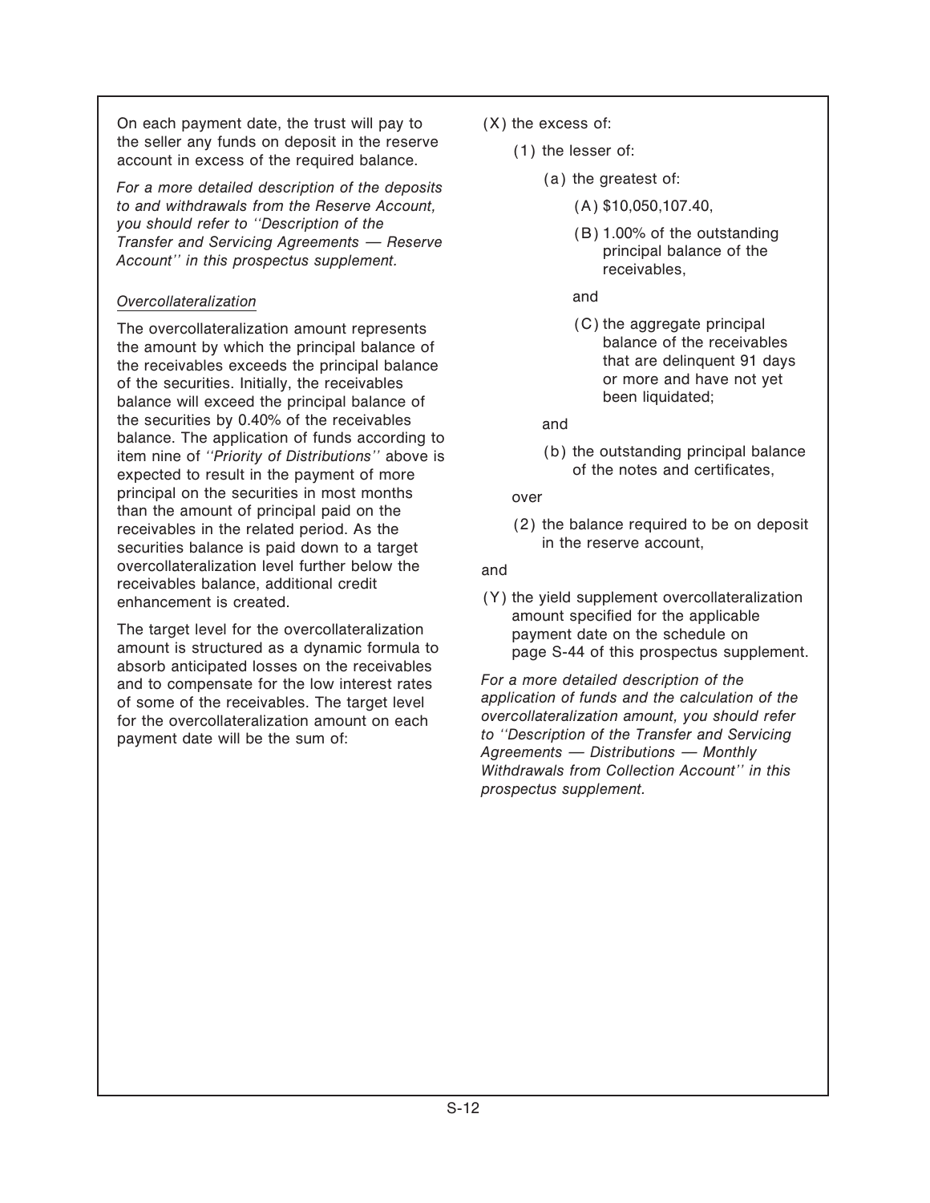On each payment date, the trust will pay to the seller any funds on deposit in the reserve account in excess of the required balance.

*For a more detailed description of the deposits to and withdrawals from the Reserve Account, you should refer to ''Description of the Transfer and Servicing Agreements — Reserve Account'' in this prospectus supplement.*

*Overcollateralization*

The overcollateralization amount represents the amount by which the principal balance of the receivables exceeds the principal balance of the securities. Initially, the receivables balance will exceed the principal balance of the securities by 0.40% of the receivables balance. The application of funds according to item nine of *''Priority of Distributions''* above is expected to result in the payment of more principal on the securities in most months than the amount of principal paid on the receivables in the related period. As the securities balance is paid down to a target overcollateralization level further below the receivables balance, additional credit enhancement is created.

The target level for the overcollateralization amount is structured as a dynamic formula to absorb anticipated losses on the receivables and to compensate for the low interest rates of some of the receivables. The target level for the overcollateralization amount on each payment date will be the sum of:

(X) the excess of:

- (1) the lesser of:
  - (a) the greatest of:
    - (A) $10,050,107.40,
    - (B) 1.00% of the outstanding principal balance of the receivables,

      and

    - (C) the aggregate principal balance of the receivables that are delinquent 91 days or more and have not yet been liquidated;

    and

  - (b) the outstanding principal balance of the notes and certificates,

  over

- (2) the balance required to be on deposit in the reserve account,

and

(Y) the yield supplement overcollateralization amount specified for the applicable payment date on the schedule on page S-44 of this prospectus supplement.

*For a more detailed description of the application of funds and the calculation of the overcollateralization amount, you should refer to ''Description of the Transfer and Servicing Agreements — Distributions — Monthly Withdrawals from Collection Account'' in this prospectus supplement.*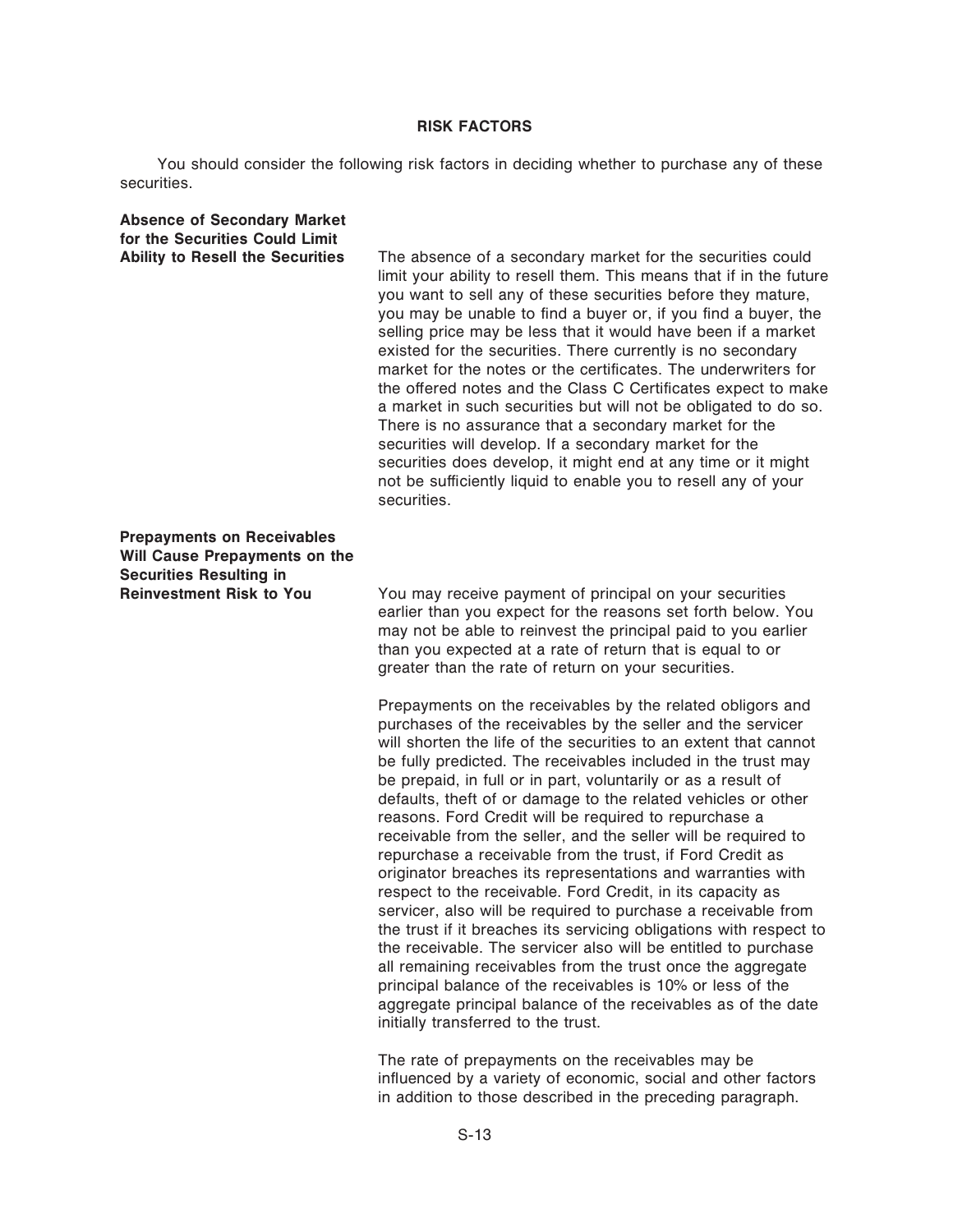## RISK FACTORS

You should consider the following risk factors in deciding whether to purchase any of these securities.

**Absence of Secondary Market for the Securities Could Limit Ability to Resell the Securities**

The absence of a secondary market for the securities could limit your ability to resell them. This means that if in the future you want to sell any of these securities before they mature, you may be unable to find a buyer or, if you find a buyer, the selling price may be less that it would have been if a market existed for the securities. There currently is no secondary market for the notes or the certificates. The underwriters for the offered notes and the Class C Certificates expect to make a market in such securities but will not be obligated to do so. There is no assurance that a secondary market for the securities will develop. If a secondary market for the securities does develop, it might end at any time or it might not be sufficiently liquid to enable you to resell any of your securities.

**Prepayments on Receivables Will Cause Prepayments on the Securities Resulting in Reinvestment Risk to You**

You may receive payment of principal on your securities earlier than you expect for the reasons set forth below. You may not be able to reinvest the principal paid to you earlier than you expected at a rate of return that is equal to or greater than the rate of return on your securities.

Prepayments on the receivables by the related obligors and purchases of the receivables by the seller and the servicer will shorten the life of the securities to an extent that cannot be fully predicted. The receivables included in the trust may be prepaid, in full or in part, voluntarily or as a result of defaults, theft of or damage to the related vehicles or other reasons. Ford Credit will be required to repurchase a receivable from the seller, and the seller will be required to repurchase a receivable from the trust, if Ford Credit as originator breaches its representations and warranties with respect to the receivable. Ford Credit, in its capacity as servicer, also will be required to purchase a receivable from the trust if it breaches its servicing obligations with respect to the receivable. The servicer also will be entitled to purchase all remaining receivables from the trust once the aggregate principal balance of the receivables is 10% or less of the aggregate principal balance of the receivables as of the date initially transferred to the trust.

The rate of prepayments on the receivables may be influenced by a variety of economic, social and other factors in addition to those described in the preceding paragraph.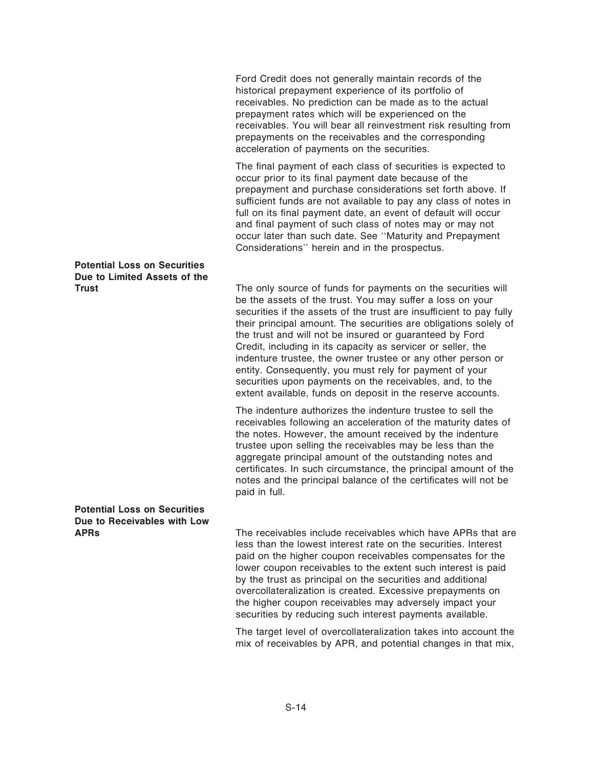Ford Credit does not generally maintain records of the historical prepayment experience of its portfolio of receivables. No prediction can be made as to the actual prepayment rates which will be experienced on the receivables. You will bear all reinvestment risk resulting from prepayments on the receivables and the corresponding acceleration of payments on the securities.

The final payment of each class of securities is expected to occur prior to its final payment date because of the prepayment and purchase considerations set forth above. If sufficient funds are not available to pay any class of notes in full on its final payment date, an event of default will occur and final payment of such class of notes may or may not occur later than such date. See ''Maturity and Prepayment Considerations'' herein and in the prospectus.

**Potential Loss on Securities Due to Limited Assets of the Trust**

The only source of funds for payments on the securities will be the assets of the trust. You may suffer a loss on your securities if the assets of the trust are insufficient to pay fully their principal amount. The securities are obligations solely of the trust and will not be insured or guaranteed by Ford Credit, including in its capacity as servicer or seller, the indenture trustee, the owner trustee or any other person or entity. Consequently, you must rely for payment of your securities upon payments on the receivables, and, to the extent available, funds on deposit in the reserve accounts.

The indenture authorizes the indenture trustee to sell the receivables following an acceleration of the maturity dates of the notes. However, the amount received by the indenture trustee upon selling the receivables may be less than the aggregate principal amount of the outstanding notes and certificates. In such circumstance, the principal amount of the notes and the principal balance of the certificates will not be paid in full.

**Potential Loss on Securities Due to Receivables with Low APRs**

The receivables include receivables which have APRs that are less than the lowest interest rate on the securities. Interest paid on the higher coupon receivables compensates for the lower coupon receivables to the extent such interest is paid by the trust as principal on the securities and additional overcollateralization is created. Excessive prepayments on the higher coupon receivables may adversely impact your securities by reducing such interest payments available.

The target level of overcollateralization takes into account the mix of receivables by APR, and potential changes in that mix,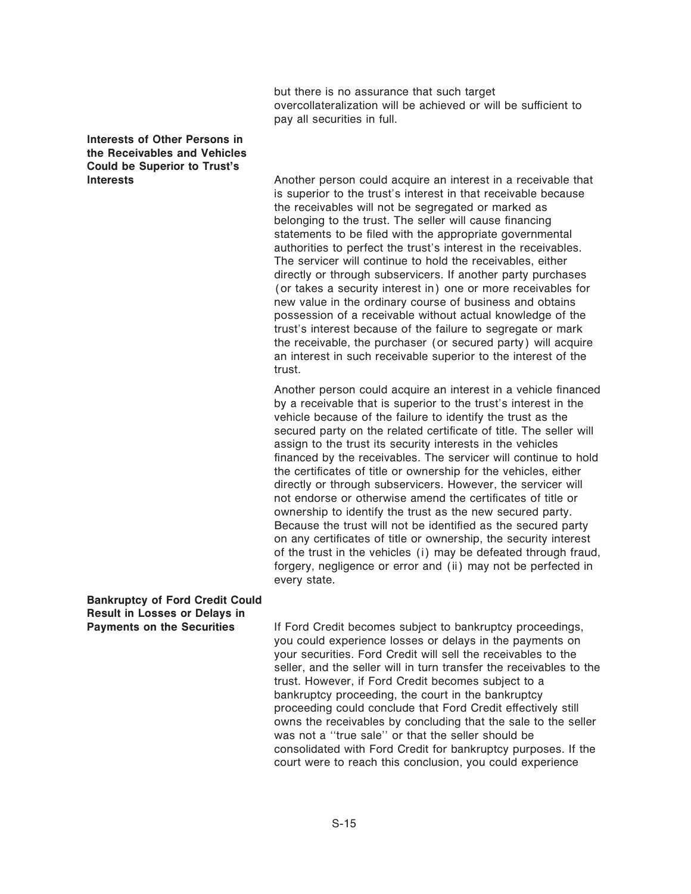but there is no assurance that such target overcollateralization will be achieved or will be sufficient to pay all securities in full.

**Interests of Other Persons in the Receivables and Vehicles Could be Superior to Trust's Interests**

Another person could acquire an interest in a receivable that is superior to the trust's interest in that receivable because the receivables will not be segregated or marked as belonging to the trust. The seller will cause financing statements to be filed with the appropriate governmental authorities to perfect the trust's interest in the receivables. The servicer will continue to hold the receivables, either directly or through subservicers. If another party purchases (or takes a security interest in) one or more receivables for new value in the ordinary course of business and obtains possession of a receivable without actual knowledge of the trust's interest because of the failure to segregate or mark the receivable, the purchaser (or secured party) will acquire an interest in such receivable superior to the interest of the trust.

Another person could acquire an interest in a vehicle financed by a receivable that is superior to the trust's interest in the vehicle because of the failure to identify the trust as the secured party on the related certificate of title. The seller will assign to the trust its security interests in the vehicles financed by the receivables. The servicer will continue to hold the certificates of title or ownership for the vehicles, either directly or through subservicers. However, the servicer will not endorse or otherwise amend the certificates of title or ownership to identify the trust as the new secured party. Because the trust will not be identified as the secured party on any certificates of title or ownership, the security interest of the trust in the vehicles (i) may be defeated through fraud, forgery, negligence or error and (ii) may not be perfected in every state.

**Bankruptcy of Ford Credit Could Result in Losses or Delays in Payments on the Securities**

If Ford Credit becomes subject to bankruptcy proceedings, you could experience losses or delays in the payments on your securities. Ford Credit will sell the receivables to the seller, and the seller will in turn transfer the receivables to the trust. However, if Ford Credit becomes subject to a bankruptcy proceeding, the court in the bankruptcy proceeding could conclude that Ford Credit effectively still owns the receivables by concluding that the sale to the seller was not a "true sale" or that the seller should be consolidated with Ford Credit for bankruptcy purposes. If the court were to reach this conclusion, you could experience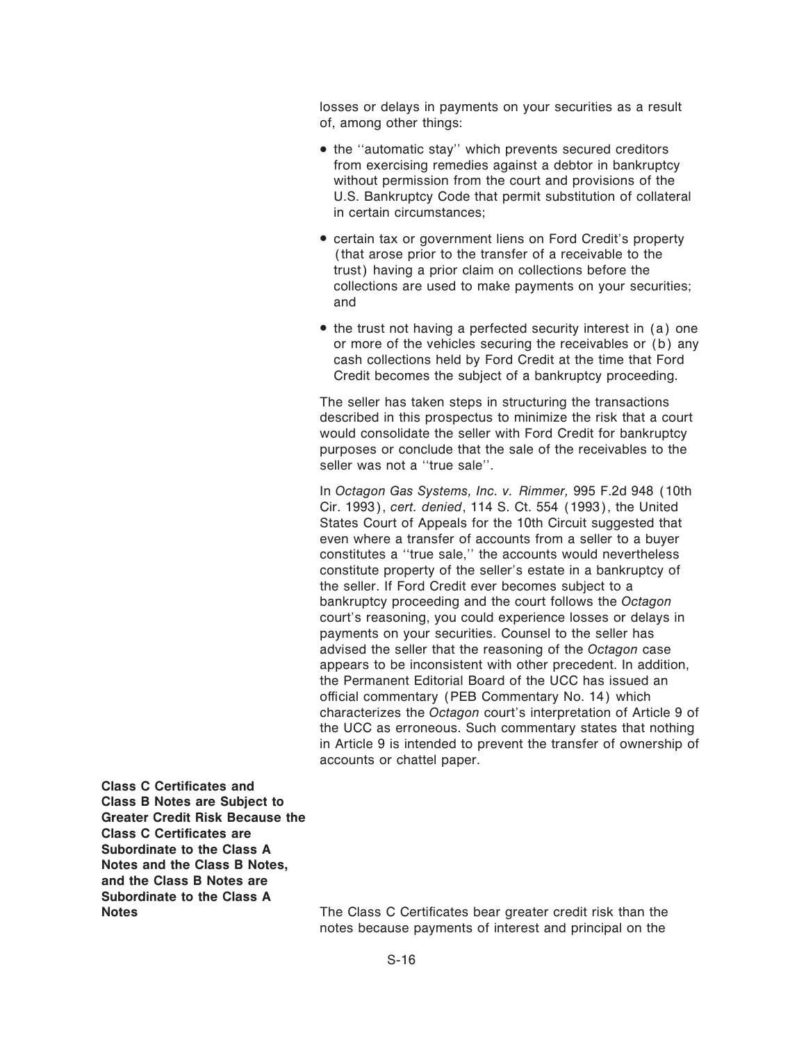losses or delays in payments on your securities as a result of, among other things:

- the ''automatic stay'' which prevents secured creditors from exercising remedies against a debtor in bankruptcy without permission from the court and provisions of the U.S. Bankruptcy Code that permit substitution of collateral in certain circumstances;
- certain tax or government liens on Ford Credit's property (that arose prior to the transfer of a receivable to the trust) having a prior claim on collections before the collections are used to make payments on your securities; and
- the trust not having a perfected security interest in (a) one or more of the vehicles securing the receivables or (b) any cash collections held by Ford Credit at the time that Ford Credit becomes the subject of a bankruptcy proceeding.

The seller has taken steps in structuring the transactions described in this prospectus to minimize the risk that a court would consolidate the seller with Ford Credit for bankruptcy purposes or conclude that the sale of the receivables to the seller was not a ''true sale''.

In *Octagon Gas Systems, Inc. v. Rimmer,* 995 F.2d 948 (10th Cir. 1993), *cert. denied*, 114 S. Ct. 554 (1993), the United States Court of Appeals for the 10th Circuit suggested that even where a transfer of accounts from a seller to a buyer constitutes a ''true sale,'' the accounts would nevertheless constitute property of the seller's estate in a bankruptcy of the seller. If Ford Credit ever becomes subject to a bankruptcy proceeding and the court follows the *Octagon* court's reasoning, you could experience losses or delays in payments on your securities. Counsel to the seller has advised the seller that the reasoning of the *Octagon* case appears to be inconsistent with other precedent. In addition, the Permanent Editorial Board of the UCC has issued an official commentary (PEB Commentary No. 14) which characterizes the *Octagon* court's interpretation of Article 9 of the UCC as erroneous. Such commentary states that nothing in Article 9 is intended to prevent the transfer of ownership of accounts or chattel paper.

**Class C Certificates and Class B Notes are Subject to Greater Credit Risk Because the Class C Certificates are Subordinate to the Class A Notes and the Class B Notes, and the Class B Notes are Subordinate to the Class A Notes**

The Class C Certificates bear greater credit risk than the notes because payments of interest and principal on the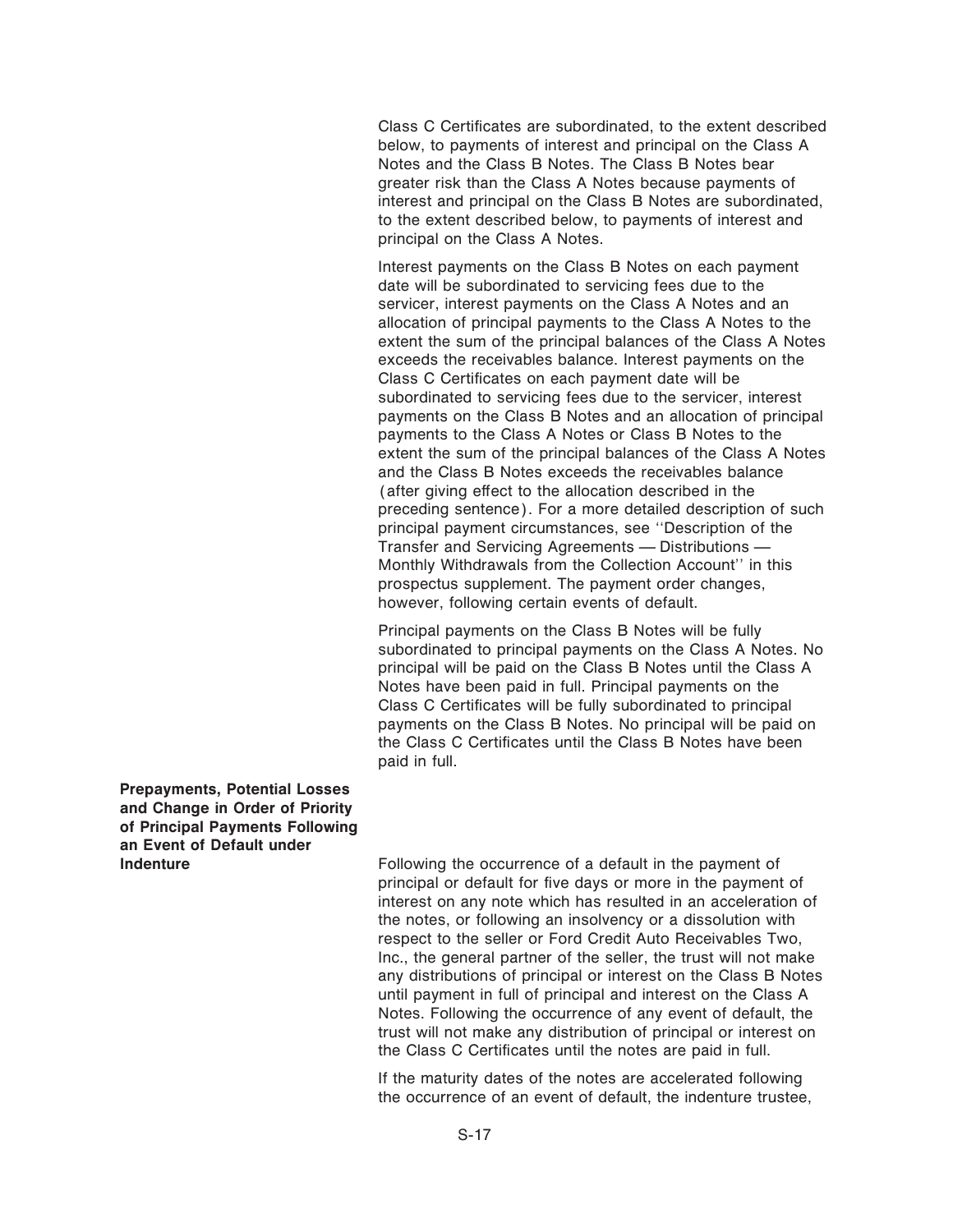Class C Certificates are subordinated, to the extent described below, to payments of interest and principal on the Class A Notes and the Class B Notes. The Class B Notes bear greater risk than the Class A Notes because payments of interest and principal on the Class B Notes are subordinated, to the extent described below, to payments of interest and principal on the Class A Notes.

Interest payments on the Class B Notes on each payment date will be subordinated to servicing fees due to the servicer, interest payments on the Class A Notes and an allocation of principal payments to the Class A Notes to the extent the sum of the principal balances of the Class A Notes exceeds the receivables balance. Interest payments on the Class C Certificates on each payment date will be subordinated to servicing fees due to the servicer, interest payments on the Class B Notes and an allocation of principal payments to the Class A Notes or Class B Notes to the extent the sum of the principal balances of the Class A Notes and the Class B Notes exceeds the receivables balance (after giving effect to the allocation described in the preceding sentence). For a more detailed description of such principal payment circumstances, see ''Description of the Transfer and Servicing Agreements — Distributions — Monthly Withdrawals from the Collection Account'' in this prospectus supplement. The payment order changes, however, following certain events of default.

Principal payments on the Class B Notes will be fully subordinated to principal payments on the Class A Notes. No principal will be paid on the Class B Notes until the Class A Notes have been paid in full. Principal payments on the Class C Certificates will be fully subordinated to principal payments on the Class B Notes. No principal will be paid on the Class C Certificates until the Class B Notes have been paid in full.

**Prepayments, Potential Losses and Change in Order of Priority of Principal Payments Following an Event of Default under Indenture**

Following the occurrence of a default in the payment of principal or default for five days or more in the payment of interest on any note which has resulted in an acceleration of the notes, or following an insolvency or a dissolution with respect to the seller or Ford Credit Auto Receivables Two, Inc., the general partner of the seller, the trust will not make any distributions of principal or interest on the Class B Notes until payment in full of principal and interest on the Class A Notes. Following the occurrence of any event of default, the trust will not make any distribution of principal or interest on the Class C Certificates until the notes are paid in full.

If the maturity dates of the notes are accelerated following the occurrence of an event of default, the indenture trustee,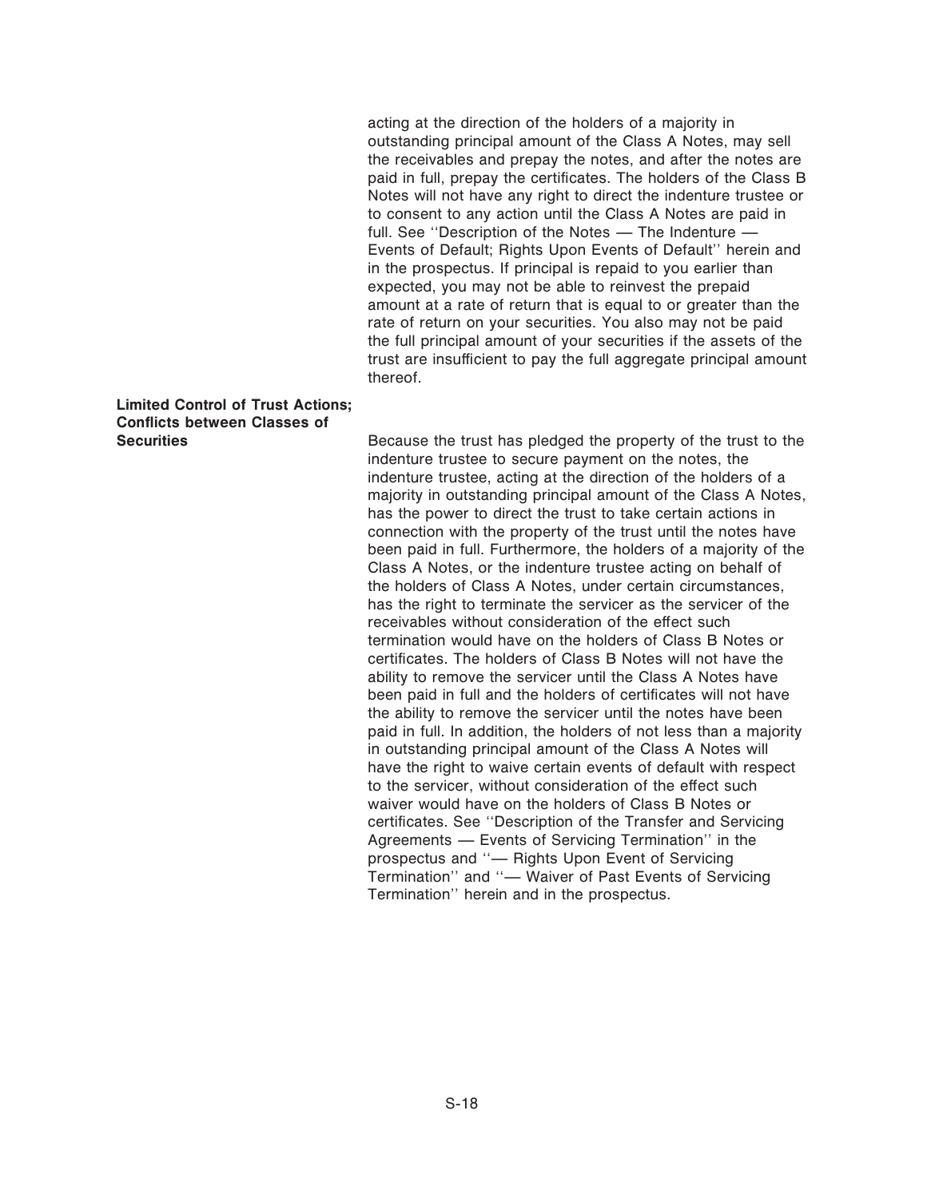acting at the direction of the holders of a majority in outstanding principal amount of the Class A Notes, may sell the receivables and prepay the notes, and after the notes are paid in full, prepay the certificates. The holders of the Class B Notes will not have any right to direct the indenture trustee or to consent to any action until the Class A Notes are paid in full. See ''Description of the Notes — The Indenture — Events of Default; Rights Upon Events of Default'' herein and in the prospectus. If principal is repaid to you earlier than expected, you may not be able to reinvest the prepaid amount at a rate of return that is equal to or greater than the rate of return on your securities. You also may not be paid the full principal amount of your securities if the assets of the trust are insufficient to pay the full aggregate principal amount thereof.

**Limited Control of Trust Actions; Conflicts between Classes of Securities**

Because the trust has pledged the property of the trust to the indenture trustee to secure payment on the notes, the indenture trustee, acting at the direction of the holders of a majority in outstanding principal amount of the Class A Notes, has the power to direct the trust to take certain actions in connection with the property of the trust until the notes have been paid in full. Furthermore, the holders of a majority of the Class A Notes, or the indenture trustee acting on behalf of the holders of Class A Notes, under certain circumstances, has the right to terminate the servicer as the servicer of the receivables without consideration of the effect such termination would have on the holders of Class B Notes or certificates. The holders of Class B Notes will not have the ability to remove the servicer until the Class A Notes have been paid in full and the holders of certificates will not have the ability to remove the servicer until the notes have been paid in full. In addition, the holders of not less than a majority in outstanding principal amount of the Class A Notes will have the right to waive certain events of default with respect to the servicer, without consideration of the effect such waiver would have on the holders of Class B Notes or certificates. See ''Description of the Transfer and Servicing Agreements — Events of Servicing Termination'' in the prospectus and ''— Rights Upon Event of Servicing Termination'' and ''— Waiver of Past Events of Servicing Termination'' herein and in the prospectus.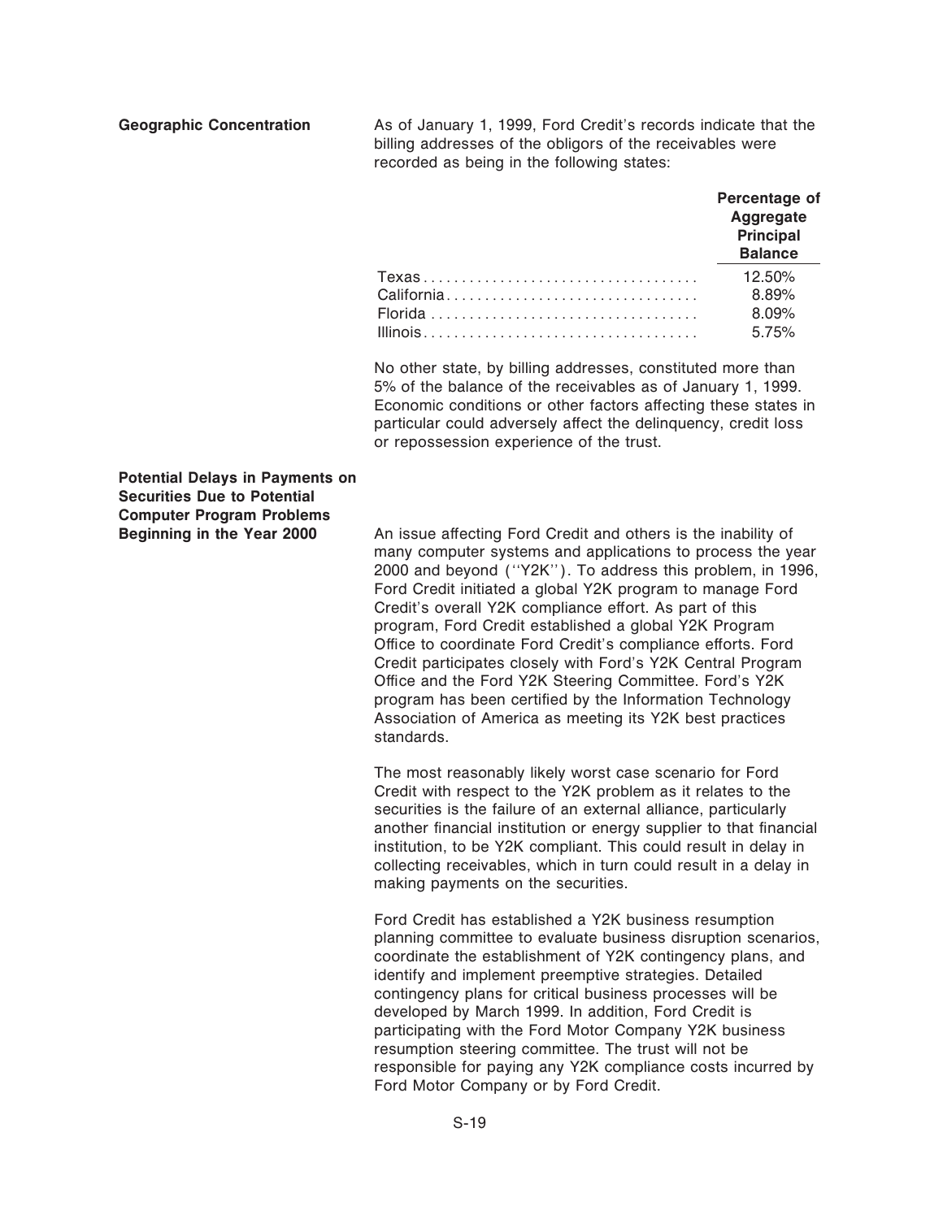**Geographic Concentration**

As of January 1, 1999, Ford Credit's records indicate that the billing addresses of the obligors of the receivables were recorded as being in the following states:

| | Percentage of Aggregate Principal Balance |
|---|---|
| Texas | 12.50% |
| California | 8.89% |
| Florida | 8.09% |
| Illinois | 5.75% |

No other state, by billing addresses, constituted more than 5% of the balance of the receivables as of January 1, 1999. Economic conditions or other factors affecting these states in particular could adversely affect the delinquency, credit loss or repossession experience of the trust.

**Potential Delays in Payments on Securities Due to Potential Computer Program Problems Beginning in the Year 2000**

An issue affecting Ford Credit and others is the inability of many computer systems and applications to process the year 2000 and beyond (''Y2K''). To address this problem, in 1996, Ford Credit initiated a global Y2K program to manage Ford Credit's overall Y2K compliance effort. As part of this program, Ford Credit established a global Y2K Program Office to coordinate Ford Credit's compliance efforts. Ford Credit participates closely with Ford's Y2K Central Program Office and the Ford Y2K Steering Committee. Ford's Y2K program has been certified by the Information Technology Association of America as meeting its Y2K best practices standards.

The most reasonably likely worst case scenario for Ford Credit with respect to the Y2K problem as it relates to the securities is the failure of an external alliance, particularly another financial institution or energy supplier to that financial institution, to be Y2K compliant. This could result in delay in collecting receivables, which in turn could result in a delay in making payments on the securities.

Ford Credit has established a Y2K business resumption planning committee to evaluate business disruption scenarios, coordinate the establishment of Y2K contingency plans, and identify and implement preemptive strategies. Detailed contingency plans for critical business processes will be developed by March 1999. In addition, Ford Credit is participating with the Ford Motor Company Y2K business resumption steering committee. The trust will not be responsible for paying any Y2K compliance costs incurred by Ford Motor Company or by Ford Credit.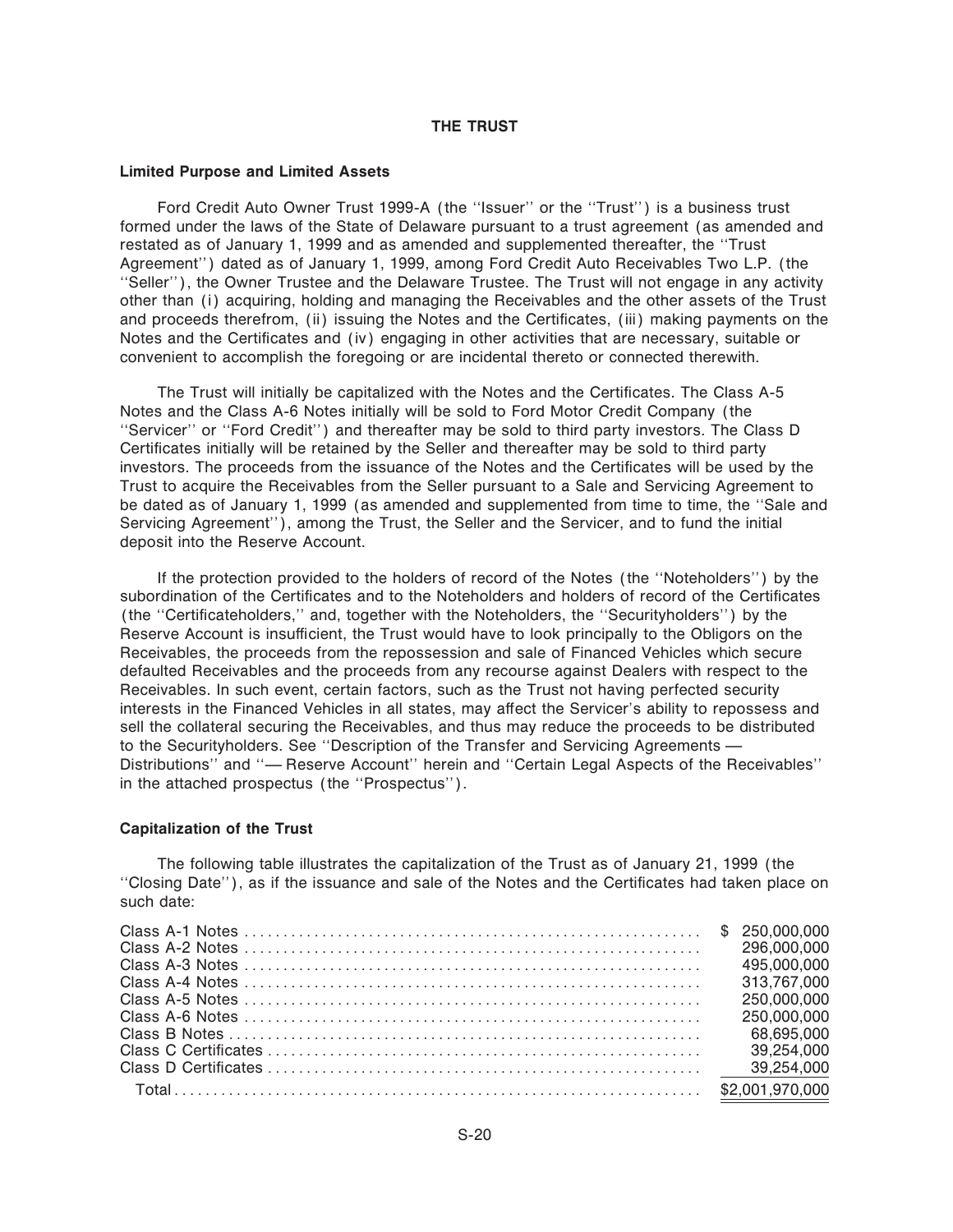## THE TRUST

### Limited Purpose and Limited Assets

Ford Credit Auto Owner Trust 1999-A (the ''Issuer'' or the ''Trust'') is a business trust formed under the laws of the State of Delaware pursuant to a trust agreement (as amended and restated as of January 1, 1999 and as amended and supplemented thereafter, the ''Trust Agreement'') dated as of January 1, 1999, among Ford Credit Auto Receivables Two L.P. (the ''Seller''), the Owner Trustee and the Delaware Trustee. The Trust will not engage in any activity other than (i) acquiring, holding and managing the Receivables and the other assets of the Trust and proceeds therefrom, (ii) issuing the Notes and the Certificates, (iii) making payments on the Notes and the Certificates and (iv) engaging in other activities that are necessary, suitable or convenient to accomplish the foregoing or are incidental thereto or connected therewith.

The Trust will initially be capitalized with the Notes and the Certificates. The Class A-5 Notes and the Class A-6 Notes initially will be sold to Ford Motor Credit Company (the ''Servicer'' or ''Ford Credit'') and thereafter may be sold to third party investors. The Class D Certificates initially will be retained by the Seller and thereafter may be sold to third party investors. The proceeds from the issuance of the Notes and the Certificates will be used by the Trust to acquire the Receivables from the Seller pursuant to a Sale and Servicing Agreement to be dated as of January 1, 1999 (as amended and supplemented from time to time, the ''Sale and Servicing Agreement''), among the Trust, the Seller and the Servicer, and to fund the initial deposit into the Reserve Account.

If the protection provided to the holders of record of the Notes (the ''Noteholders'') by the subordination of the Certificates and to the Noteholders and holders of record of the Certificates (the ''Certificateholders,'' and, together with the Noteholders, the ''Securityholders'') by the Reserve Account is insufficient, the Trust would have to look principally to the Obligors on the Receivables, the proceeds from the repossession and sale of Financed Vehicles which secure defaulted Receivables and the proceeds from any recourse against Dealers with respect to the Receivables. In such event, certain factors, such as the Trust not having perfected security interests in the Financed Vehicles in all states, may affect the Servicer's ability to repossess and sell the collateral securing the Receivables, and thus may reduce the proceeds to be distributed to the Securityholders. See ''Description of the Transfer and Servicing Agreements — Distributions'' and ''— Reserve Account'' herein and ''Certain Legal Aspects of the Receivables'' in the attached prospectus (the ''Prospectus'').

### Capitalization of the Trust

The following table illustrates the capitalization of the Trust as of January 21, 1999 (the ''Closing Date''), as if the issuance and sale of the Notes and the Certificates had taken place on such date:

| | |
|---|---|
| Class A-1 Notes | $ 250,000,000 |
| Class A-2 Notes | 296,000,000 |
| Class A-3 Notes | 495,000,000 |
| Class A-4 Notes | 313,767,000 |
| Class A-5 Notes | 250,000,000 |
| Class A-6 Notes | 250,000,000 |
| Class B Notes | 68,695,000 |
| Class C Certificates | 39,254,000 |
| Class D Certificates | 39,254,000 |
| Total | $2,001,970,000 |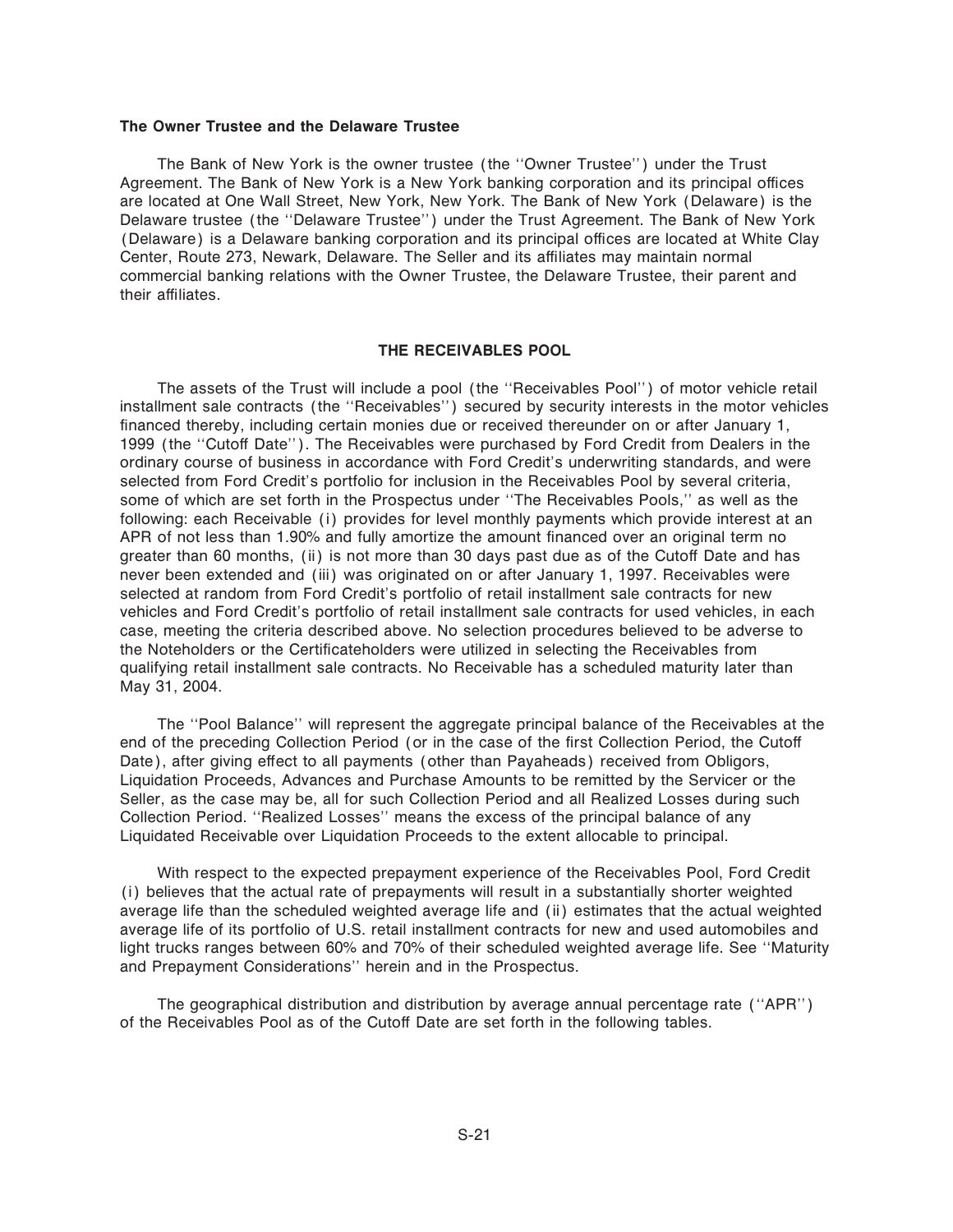### The Owner Trustee and the Delaware Trustee

The Bank of New York is the owner trustee (the ''Owner Trustee'') under the Trust Agreement. The Bank of New York is a New York banking corporation and its principal offices are located at One Wall Street, New York, New York. The Bank of New York (Delaware) is the Delaware trustee (the ''Delaware Trustee'') under the Trust Agreement. The Bank of New York (Delaware) is a Delaware banking corporation and its principal offices are located at White Clay Center, Route 273, Newark, Delaware. The Seller and its affiliates may maintain normal commercial banking relations with the Owner Trustee, the Delaware Trustee, their parent and their affiliates.

## THE RECEIVABLES POOL

The assets of the Trust will include a pool (the ''Receivables Pool'') of motor vehicle retail installment sale contracts (the ''Receivables'') secured by security interests in the motor vehicles financed thereby, including certain monies due or received thereunder on or after January 1, 1999 (the ''Cutoff Date''). The Receivables were purchased by Ford Credit from Dealers in the ordinary course of business in accordance with Ford Credit's underwriting standards, and were selected from Ford Credit's portfolio for inclusion in the Receivables Pool by several criteria, some of which are set forth in the Prospectus under ''The Receivables Pools,'' as well as the following: each Receivable (i) provides for level monthly payments which provide interest at an APR of not less than 1.90% and fully amortize the amount financed over an original term no greater than 60 months, (ii) is not more than 30 days past due as of the Cutoff Date and has never been extended and (iii) was originated on or after January 1, 1997. Receivables were selected at random from Ford Credit's portfolio of retail installment sale contracts for new vehicles and Ford Credit's portfolio of retail installment sale contracts for used vehicles, in each case, meeting the criteria described above. No selection procedures believed to be adverse to the Noteholders or the Certificateholders were utilized in selecting the Receivables from qualifying retail installment sale contracts. No Receivable has a scheduled maturity later than May 31, 2004.

The ''Pool Balance'' will represent the aggregate principal balance of the Receivables at the end of the preceding Collection Period (or in the case of the first Collection Period, the Cutoff Date), after giving effect to all payments (other than Payaheads) received from Obligors, Liquidation Proceeds, Advances and Purchase Amounts to be remitted by the Servicer or the Seller, as the case may be, all for such Collection Period and all Realized Losses during such Collection Period. ''Realized Losses'' means the excess of the principal balance of any Liquidated Receivable over Liquidation Proceeds to the extent allocable to principal.

With respect to the expected prepayment experience of the Receivables Pool, Ford Credit (i) believes that the actual rate of prepayments will result in a substantially shorter weighted average life than the scheduled weighted average life and (ii) estimates that the actual weighted average life of its portfolio of U.S. retail installment contracts for new and used automobiles and light trucks ranges between 60% and 70% of their scheduled weighted average life. See ''Maturity and Prepayment Considerations'' herein and in the Prospectus.

The geographical distribution and distribution by average annual percentage rate (''APR'') of the Receivables Pool as of the Cutoff Date are set forth in the following tables.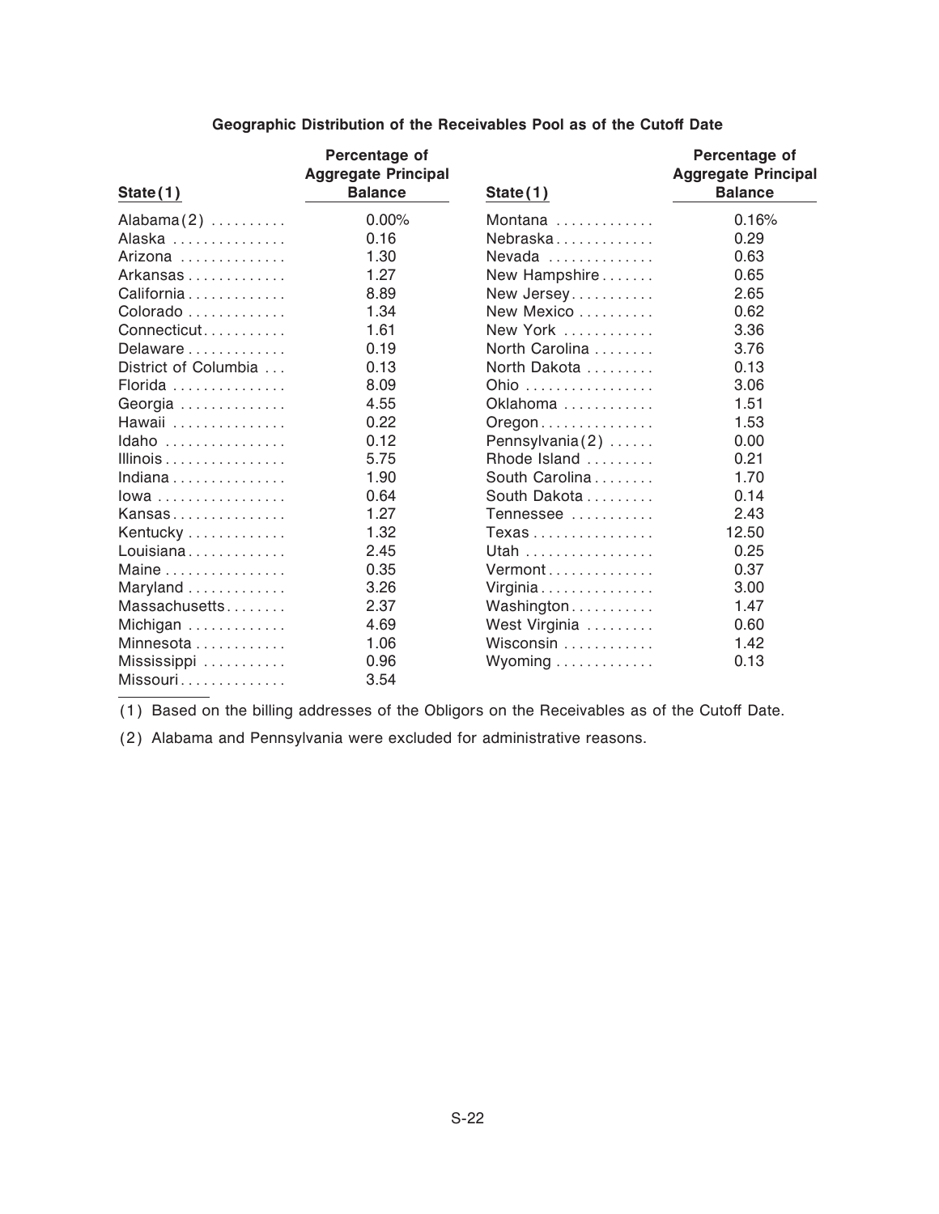**Geographic Distribution of the Receivables Pool as of the Cutoff Date**

| State (1) | Percentage of Aggregate Principal Balance | State (1) | Percentage of Aggregate Principal Balance |
|---|---|---|---|
| Alabama (2) | 0.00% | Montana | 0.16% |
| Alaska | 0.16 | Nebraska | 0.29 |
| Arizona | 1.30 | Nevada | 0.63 |
| Arkansas | 1.27 | New Hampshire | 0.65 |
| California | 8.89 | New Jersey | 2.65 |
| Colorado | 1.34 | New Mexico | 0.62 |
| Connecticut | 1.61 | New York | 3.36 |
| Delaware | 0.19 | North Carolina | 3.76 |
| District of Columbia | 0.13 | North Dakota | 0.13 |
| Florida | 8.09 | Ohio | 3.06 |
| Georgia | 4.55 | Oklahoma | 1.51 |
| Hawaii | 0.22 | Oregon | 1.53 |
| Idaho | 0.12 | Pennsylvania (2) | 0.00 |
| Illinois | 5.75 | Rhode Island | 0.21 |
| Indiana | 1.90 | South Carolina | 1.70 |
| Iowa | 0.64 | South Dakota | 0.14 |
| Kansas | 1.27 | Tennessee | 2.43 |
| Kentucky | 1.32 | Texas | 12.50 |
| Louisiana | 2.45 | Utah | 0.25 |
| Maine | 0.35 | Vermont | 0.37 |
| Maryland | 3.26 | Virginia | 3.00 |
| Massachusetts | 2.37 | Washington | 1.47 |
| Michigan | 4.69 | West Virginia | 0.60 |
| Minnesota | 1.06 | Wisconsin | 1.42 |
| Mississippi | 0.96 | Wyoming | 0.13 |
| Missouri | 3.54 | | |

(1) Based on the billing addresses of the Obligors on the Receivables as of the Cutoff Date.

(2) Alabama and Pennsylvania were excluded for administrative reasons.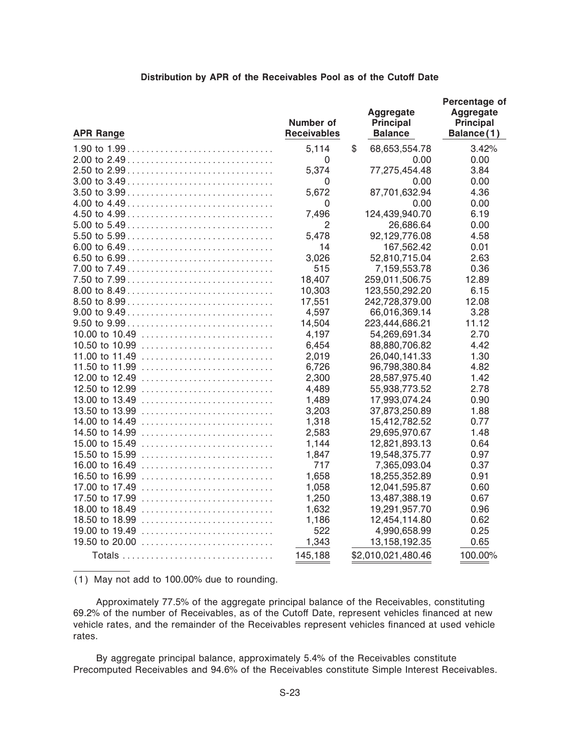**Distribution by APR of the Receivables Pool as of the Cutoff Date**

| APR Range | Number of Receivables | Aggregate Principal Balance | Percentage of Aggregate Principal Balance(1) |
|---|---|---|---|
| 1.90 to 1.99 | 5,114 | $ 68,653,554.78 | 3.42% |
| 2.00 to 2.49 | 0 | 0.00 | 0.00 |
| 2.50 to 2.99 | 5,374 | 77,275,454.48 | 3.84 |
| 3.00 to 3.49 | 0 | 0.00 | 0.00 |
| 3.50 to 3.99 | 5,672 | 87,701,632.94 | 4.36 |
| 4.00 to 4.49 | 0 | 0.00 | 0.00 |
| 4.50 to 4.99 | 7,496 | 124,439,940.70 | 6.19 |
| 5.00 to 5.49 | 2 | 26,686.64 | 0.00 |
| 5.50 to 5.99 | 5,478 | 92,129,776.08 | 4.58 |
| 6.00 to 6.49 | 14 | 167,562.42 | 0.01 |
| 6.50 to 6.99 | 3,026 | 52,810,715.04 | 2.63 |
| 7.00 to 7.49 | 515 | 7,159,553.78 | 0.36 |
| 7.50 to 7.99 | 18,407 | 259,011,506.75 | 12.89 |
| 8.00 to 8.49 | 10,303 | 123,550,292.20 | 6.15 |
| 8.50 to 8.99 | 17,551 | 242,728,379.00 | 12.08 |
| 9.00 to 9.49 | 4,597 | 66,016,369.14 | 3.28 |
| 9.50 to 9.99 | 14,504 | 223,444,686.21 | 11.12 |
| 10.00 to 10.49 | 4,197 | 54,269,691.34 | 2.70 |
| 10.50 to 10.99 | 6,454 | 88,880,706.82 | 4.42 |
| 11.00 to 11.49 | 2,019 | 26,040,141.33 | 1.30 |
| 11.50 to 11.99 | 6,726 | 96,798,380.84 | 4.82 |
| 12.00 to 12.49 | 2,300 | 28,587,975.40 | 1.42 |
| 12.50 to 12.99 | 4,489 | 55,938,773.52 | 2.78 |
| 13.00 to 13.49 | 1,489 | 17,993,074.24 | 0.90 |
| 13.50 to 13.99 | 3,203 | 37,873,250.89 | 1.88 |
| 14.00 to 14.49 | 1,318 | 15,412,782.52 | 0.77 |
| 14.50 to 14.99 | 2,583 | 29,695,970.67 | 1.48 |
| 15.00 to 15.49 | 1,144 | 12,821,893.13 | 0.64 |
| 15.50 to 15.99 | 1,847 | 19,548,375.77 | 0.97 |
| 16.00 to 16.49 | 717 | 7,365,093.04 | 0.37 |
| 16.50 to 16.99 | 1,658 | 18,255,352.89 | 0.91 |
| 17.00 to 17.49 | 1,058 | 12,041,595.87 | 0.60 |
| 17.50 to 17.99 | 1,250 | 13,487,388.19 | 0.67 |
| 18.00 to 18.49 | 1,632 | 19,291,957.70 | 0.96 |
| 18.50 to 18.99 | 1,186 | 12,454,114.80 | 0.62 |
| 19.00 to 19.49 | 522 | 4,990,658.99 | 0.25 |
| 19.50 to 20.00 | 1,343 | 13,158,192.35 | 0.65 |
| Totals | 145,188 | $2,010,021,480.46 | 100.00% |

(1) May not add to 100.00% due to rounding.

Approximately 77.5% of the aggregate principal balance of the Receivables, constituting 69.2% of the number of Receivables, as of the Cutoff Date, represent vehicles financed at new vehicle rates, and the remainder of the Receivables represent vehicles financed at used vehicle rates.

By aggregate principal balance, approximately 5.4% of the Receivables constitute Precomputed Receivables and 94.6% of the Receivables constitute Simple Interest Receivables.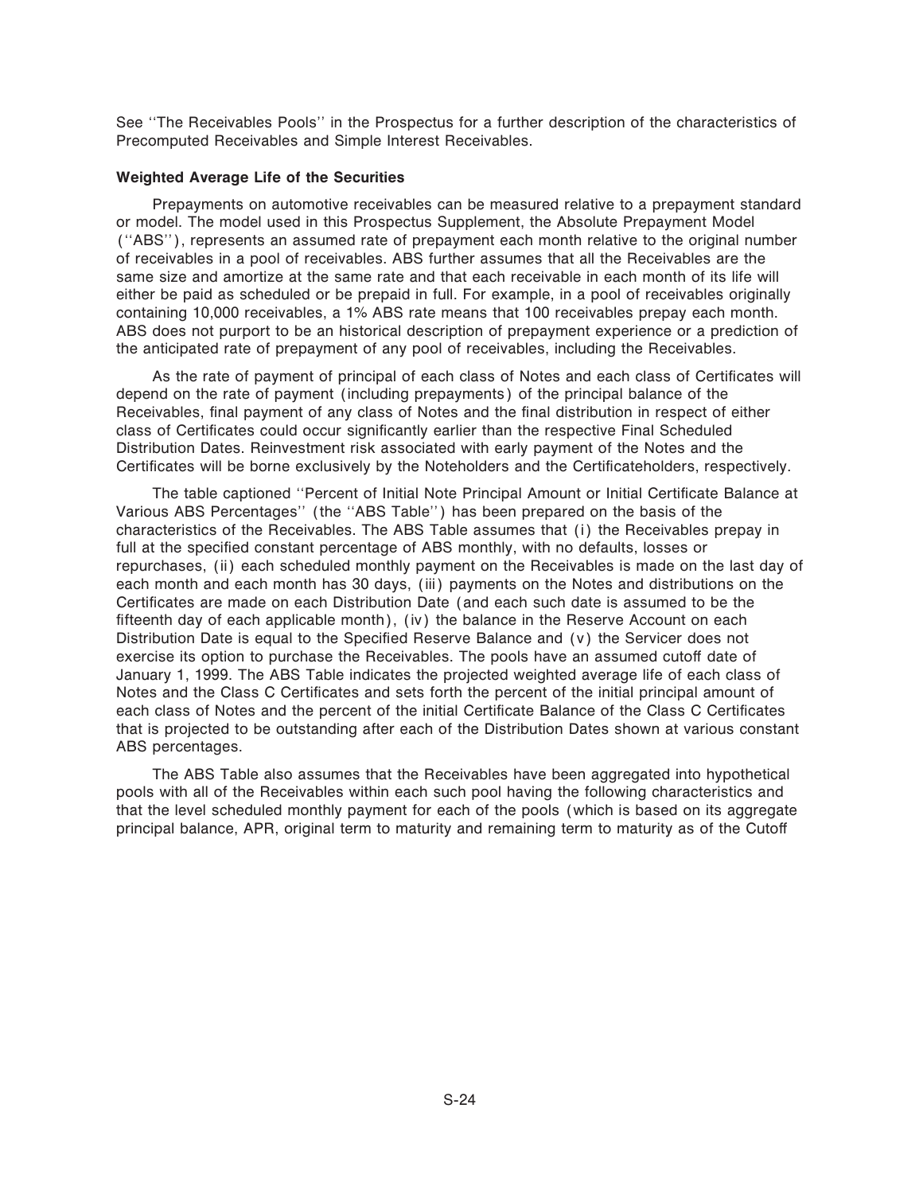See ''The Receivables Pools'' in the Prospectus for a further description of the characteristics of Precomputed Receivables and Simple Interest Receivables.

### Weighted Average Life of the Securities

Prepayments on automotive receivables can be measured relative to a prepayment standard or model. The model used in this Prospectus Supplement, the Absolute Prepayment Model (''ABS''), represents an assumed rate of prepayment each month relative to the original number of receivables in a pool of receivables. ABS further assumes that all the Receivables are the same size and amortize at the same rate and that each receivable in each month of its life will either be paid as scheduled or be prepaid in full. For example, in a pool of receivables originally containing 10,000 receivables, a 1% ABS rate means that 100 receivables prepay each month. ABS does not purport to be an historical description of prepayment experience or a prediction of the anticipated rate of prepayment of any pool of receivables, including the Receivables.

As the rate of payment of principal of each class of Notes and each class of Certificates will depend on the rate of payment (including prepayments) of the principal balance of the Receivables, final payment of any class of Notes and the final distribution in respect of either class of Certificates could occur significantly earlier than the respective Final Scheduled Distribution Dates. Reinvestment risk associated with early payment of the Notes and the Certificates will be borne exclusively by the Noteholders and the Certificateholders, respectively.

The table captioned ''Percent of Initial Note Principal Amount or Initial Certificate Balance at Various ABS Percentages'' (the ''ABS Table'') has been prepared on the basis of the characteristics of the Receivables. The ABS Table assumes that (i) the Receivables prepay in full at the specified constant percentage of ABS monthly, with no defaults, losses or repurchases, (ii) each scheduled monthly payment on the Receivables is made on the last day of each month and each month has 30 days, (iii) payments on the Notes and distributions on the Certificates are made on each Distribution Date (and each such date is assumed to be the fifteenth day of each applicable month), (iv) the balance in the Reserve Account on each Distribution Date is equal to the Specified Reserve Balance and (v) the Servicer does not exercise its option to purchase the Receivables. The pools have an assumed cutoff date of January 1, 1999. The ABS Table indicates the projected weighted average life of each class of Notes and the Class C Certificates and sets forth the percent of the initial principal amount of each class of Notes and the percent of the initial Certificate Balance of the Class C Certificates that is projected to be outstanding after each of the Distribution Dates shown at various constant ABS percentages.

The ABS Table also assumes that the Receivables have been aggregated into hypothetical pools with all of the Receivables within each such pool having the following characteristics and that the level scheduled monthly payment for each of the pools (which is based on its aggregate principal balance, APR, original term to maturity and remaining term to maturity as of the Cutoff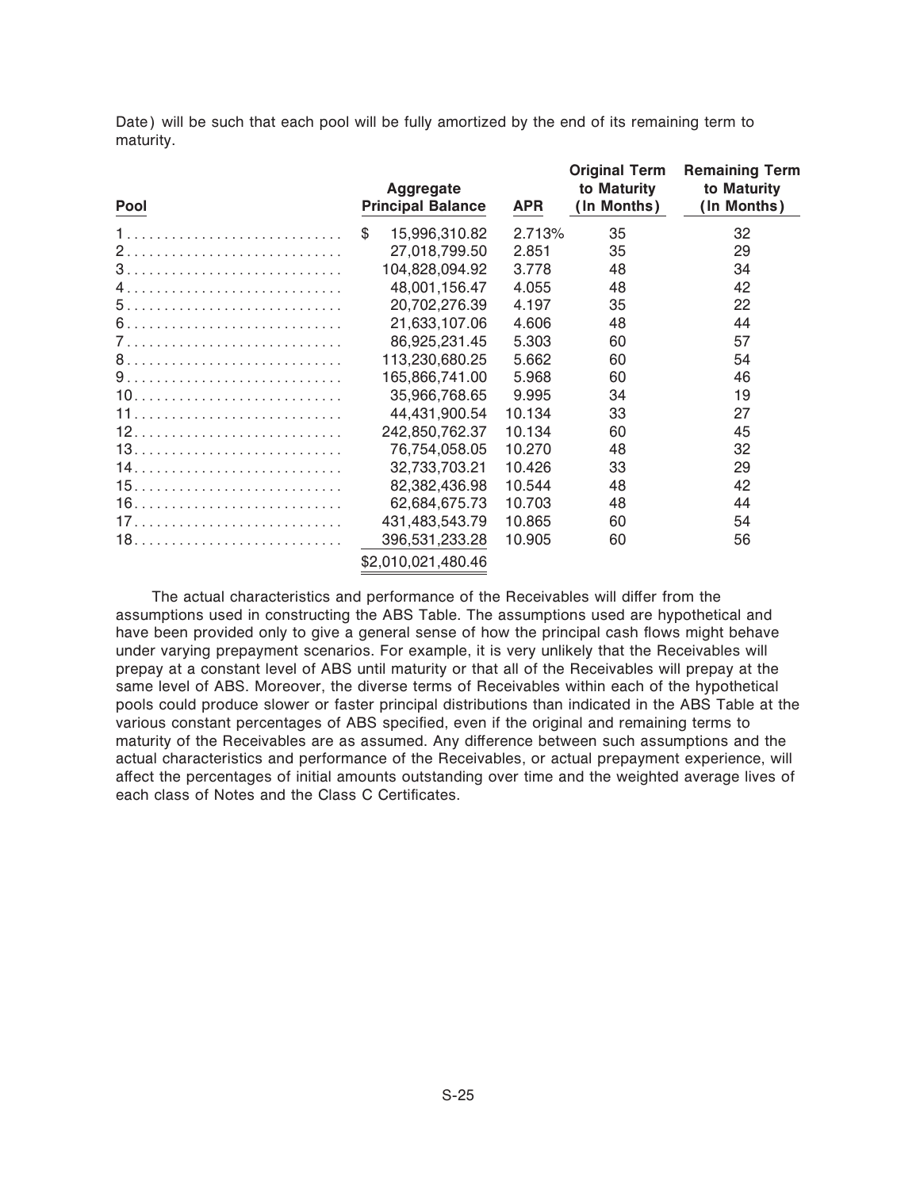Date) will be such that each pool will be fully amortized by the end of its remaining term to maturity.

| Pool | Aggregate Principal Balance | APR | Original Term to Maturity (In Months) | Remaining Term to Maturity (In Months) |
|---|---|---|---|---|
| 1 | $ 15,996,310.82 | 2.713% | 35 | 32 |
| 2 | 27,018,799.50 | 2.851 | 35 | 29 |
| 3 | 104,828,094.92 | 3.778 | 48 | 34 |
| 4 | 48,001,156.47 | 4.055 | 48 | 42 |
| 5 | 20,702,276.39 | 4.197 | 35 | 22 |
| 6 | 21,633,107.06 | 4.606 | 48 | 44 |
| 7 | 86,925,231.45 | 5.303 | 60 | 57 |
| 8 | 113,230,680.25 | 5.662 | 60 | 54 |
| 9 | 165,866,741.00 | 5.968 | 60 | 46 |
| 10 | 35,966,768.65 | 9.995 | 34 | 19 |
| 11 | 44,431,900.54 | 10.134 | 33 | 27 |
| 12 | 242,850,762.37 | 10.134 | 60 | 45 |
| 13 | 76,754,058.05 | 10.270 | 48 | 32 |
| 14 | 32,733,703.21 | 10.426 | 33 | 29 |
| 15 | 82,382,436.98 | 10.544 | 48 | 42 |
| 16 | 62,684,675.73 | 10.703 | 48 | 44 |
| 17 | 431,483,543.79 | 10.865 | 60 | 54 |
| 18 | 396,531,233.28 | 10.905 | 60 | 56 |
| | $2,010,021,480.46 | | | |

The actual characteristics and performance of the Receivables will differ from the assumptions used in constructing the ABS Table. The assumptions used are hypothetical and have been provided only to give a general sense of how the principal cash flows might behave under varying prepayment scenarios. For example, it is very unlikely that the Receivables will prepay at a constant level of ABS until maturity or that all of the Receivables will prepay at the same level of ABS. Moreover, the diverse terms of Receivables within each of the hypothetical pools could produce slower or faster principal distributions than indicated in the ABS Table at the various constant percentages of ABS specified, even if the original and remaining terms to maturity of the Receivables are as assumed. Any difference between such assumptions and the actual characteristics and performance of the Receivables, or actual prepayment experience, will affect the percentages of initial amounts outstanding over time and the weighted average lives of each class of Notes and the Class C Certificates.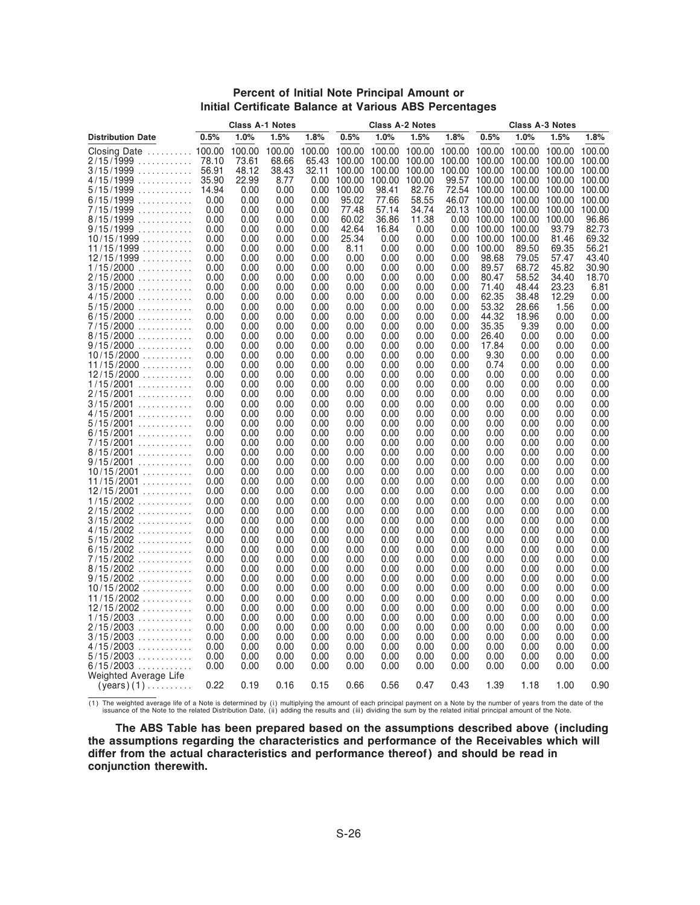## Percent of Initial Note Principal Amount or Initial Certificate Balance at Various ABS Percentages

| Distribution Date | Class A-1 Notes | | | | Class A-2 Notes | | | | Class A-3 Notes | | | |
|---|---|---|---|---|---|---|---|---|---|---|---|---|
| | 0.5% | 1.0% | 1.5% | 1.8% | 0.5% | 1.0% | 1.5% | 1.8% | 0.5% | 1.0% | 1.5% | 1.8% |
| Closing Date | 100.00 | 100.00 | 100.00 | 100.00 | 100.00 | 100.00 | 100.00 | 100.00 | 100.00 | 100.00 | 100.00 | 100.00 |
| 2/15/1999 | 78.10 | 73.61 | 68.66 | 65.43 | 100.00 | 100.00 | 100.00 | 100.00 | 100.00 | 100.00 | 100.00 | 100.00 |
| 3/15/1999 | 56.91 | 48.12 | 38.43 | 32.11 | 100.00 | 100.00 | 100.00 | 100.00 | 100.00 | 100.00 | 100.00 | 100.00 |
| 4/15/1999 | 35.90 | 22.99 | 8.77 | 0.00 | 100.00 | 100.00 | 100.00 | 99.57 | 100.00 | 100.00 | 100.00 | 100.00 |
| 5/15/1999 | 14.94 | 0.00 | 0.00 | 0.00 | 100.00 | 98.41 | 82.76 | 72.54 | 100.00 | 100.00 | 100.00 | 100.00 |
| 6/15/1999 | 0.00 | 0.00 | 0.00 | 0.00 | 95.02 | 77.66 | 58.55 | 46.07 | 100.00 | 100.00 | 100.00 | 100.00 |
| 7/15/1999 | 0.00 | 0.00 | 0.00 | 0.00 | 77.48 | 57.14 | 34.74 | 20.13 | 100.00 | 100.00 | 100.00 | 100.00 |
| 8/15/1999 | 0.00 | 0.00 | 0.00 | 0.00 | 60.02 | 36.86 | 11.38 | 0.00 | 100.00 | 100.00 | 100.00 | 96.86 |
| 9/15/1999 | 0.00 | 0.00 | 0.00 | 0.00 | 42.64 | 16.84 | 0.00 | 0.00 | 100.00 | 100.00 | 93.79 | 82.73 |
| 10/15/1999 | 0.00 | 0.00 | 0.00 | 0.00 | 25.34 | 0.00 | 0.00 | 0.00 | 100.00 | 100.00 | 81.46 | 69.32 |
| 11/15/1999 | 0.00 | 0.00 | 0.00 | 0.00 | 8.11 | 0.00 | 0.00 | 0.00 | 100.00 | 89.50 | 69.35 | 56.21 |
| 12/15/1999 | 0.00 | 0.00 | 0.00 | 0.00 | 0.00 | 0.00 | 0.00 | 0.00 | 98.68 | 79.05 | 57.47 | 43.40 |
| 1/15/2000 | 0.00 | 0.00 | 0.00 | 0.00 | 0.00 | 0.00 | 0.00 | 0.00 | 89.57 | 68.72 | 45.82 | 30.90 |
| 2/15/2000 | 0.00 | 0.00 | 0.00 | 0.00 | 0.00 | 0.00 | 0.00 | 0.00 | 80.47 | 58.52 | 34.40 | 18.70 |
| 3/15/2000 | 0.00 | 0.00 | 0.00 | 0.00 | 0.00 | 0.00 | 0.00 | 0.00 | 71.40 | 48.44 | 23.23 | 6.81 |
| 4/15/2000 | 0.00 | 0.00 | 0.00 | 0.00 | 0.00 | 0.00 | 0.00 | 0.00 | 62.35 | 38.48 | 12.29 | 0.00 |
| 5/15/2000 | 0.00 | 0.00 | 0.00 | 0.00 | 0.00 | 0.00 | 0.00 | 0.00 | 53.32 | 28.66 | 1.56 | 0.00 |
| 6/15/2000 | 0.00 | 0.00 | 0.00 | 0.00 | 0.00 | 0.00 | 0.00 | 0.00 | 44.32 | 18.96 | 0.00 | 0.00 |
| 7/15/2000 | 0.00 | 0.00 | 0.00 | 0.00 | 0.00 | 0.00 | 0.00 | 0.00 | 35.35 | 9.39 | 0.00 | 0.00 |
| 8/15/2000 | 0.00 | 0.00 | 0.00 | 0.00 | 0.00 | 0.00 | 0.00 | 0.00 | 26.40 | 0.00 | 0.00 | 0.00 |
| 9/15/2000 | 0.00 | 0.00 | 0.00 | 0.00 | 0.00 | 0.00 | 0.00 | 0.00 | 17.84 | 0.00 | 0.00 | 0.00 |
| 10/15/2000 | 0.00 | 0.00 | 0.00 | 0.00 | 0.00 | 0.00 | 0.00 | 0.00 | 9.30 | 0.00 | 0.00 | 0.00 |
| 11/15/2000 | 0.00 | 0.00 | 0.00 | 0.00 | 0.00 | 0.00 | 0.00 | 0.00 | 0.74 | 0.00 | 0.00 | 0.00 |
| 12/15/2000 | 0.00 | 0.00 | 0.00 | 0.00 | 0.00 | 0.00 | 0.00 | 0.00 | 0.00 | 0.00 | 0.00 | 0.00 |
| 1/15/2001 | 0.00 | 0.00 | 0.00 | 0.00 | 0.00 | 0.00 | 0.00 | 0.00 | 0.00 | 0.00 | 0.00 | 0.00 |
| 2/15/2001 | 0.00 | 0.00 | 0.00 | 0.00 | 0.00 | 0.00 | 0.00 | 0.00 | 0.00 | 0.00 | 0.00 | 0.00 |
| 3/15/2001 | 0.00 | 0.00 | 0.00 | 0.00 | 0.00 | 0.00 | 0.00 | 0.00 | 0.00 | 0.00 | 0.00 | 0.00 |
| 4/15/2001 | 0.00 | 0.00 | 0.00 | 0.00 | 0.00 | 0.00 | 0.00 | 0.00 | 0.00 | 0.00 | 0.00 | 0.00 |
| 5/15/2001 | 0.00 | 0.00 | 0.00 | 0.00 | 0.00 | 0.00 | 0.00 | 0.00 | 0.00 | 0.00 | 0.00 | 0.00 |
| 6/15/2001 | 0.00 | 0.00 | 0.00 | 0.00 | 0.00 | 0.00 | 0.00 | 0.00 | 0.00 | 0.00 | 0.00 | 0.00 |
| 7/15/2001 | 0.00 | 0.00 | 0.00 | 0.00 | 0.00 | 0.00 | 0.00 | 0.00 | 0.00 | 0.00 | 0.00 | 0.00 |
| 8/15/2001 | 0.00 | 0.00 | 0.00 | 0.00 | 0.00 | 0.00 | 0.00 | 0.00 | 0.00 | 0.00 | 0.00 | 0.00 |
| 9/15/2001 | 0.00 | 0.00 | 0.00 | 0.00 | 0.00 | 0.00 | 0.00 | 0.00 | 0.00 | 0.00 | 0.00 | 0.00 |
| 10/15/2001 | 0.00 | 0.00 | 0.00 | 0.00 | 0.00 | 0.00 | 0.00 | 0.00 | 0.00 | 0.00 | 0.00 | 0.00 |
| 11/15/2001 | 0.00 | 0.00 | 0.00 | 0.00 | 0.00 | 0.00 | 0.00 | 0.00 | 0.00 | 0.00 | 0.00 | 0.00 |
| 12/15/2001 | 0.00 | 0.00 | 0.00 | 0.00 | 0.00 | 0.00 | 0.00 | 0.00 | 0.00 | 0.00 | 0.00 | 0.00 |
| 1/15/2002 | 0.00 | 0.00 | 0.00 | 0.00 | 0.00 | 0.00 | 0.00 | 0.00 | 0.00 | 0.00 | 0.00 | 0.00 |
| 2/15/2002 | 0.00 | 0.00 | 0.00 | 0.00 | 0.00 | 0.00 | 0.00 | 0.00 | 0.00 | 0.00 | 0.00 | 0.00 |
| 3/15/2002 | 0.00 | 0.00 | 0.00 | 0.00 | 0.00 | 0.00 | 0.00 | 0.00 | 0.00 | 0.00 | 0.00 | 0.00 |
| 4/15/2002 | 0.00 | 0.00 | 0.00 | 0.00 | 0.00 | 0.00 | 0.00 | 0.00 | 0.00 | 0.00 | 0.00 | 0.00 |
| 5/15/2002 | 0.00 | 0.00 | 0.00 | 0.00 | 0.00 | 0.00 | 0.00 | 0.00 | 0.00 | 0.00 | 0.00 | 0.00 |
| 6/15/2002 | 0.00 | 0.00 | 0.00 | 0.00 | 0.00 | 0.00 | 0.00 | 0.00 | 0.00 | 0.00 | 0.00 | 0.00 |
| 7/15/2002 | 0.00 | 0.00 | 0.00 | 0.00 | 0.00 | 0.00 | 0.00 | 0.00 | 0.00 | 0.00 | 0.00 | 0.00 |
| 8/15/2002 | 0.00 | 0.00 | 0.00 | 0.00 | 0.00 | 0.00 | 0.00 | 0.00 | 0.00 | 0.00 | 0.00 | 0.00 |
| 9/15/2002 | 0.00 | 0.00 | 0.00 | 0.00 | 0.00 | 0.00 | 0.00 | 0.00 | 0.00 | 0.00 | 0.00 | 0.00 |
| 10/15/2002 | 0.00 | 0.00 | 0.00 | 0.00 | 0.00 | 0.00 | 0.00 | 0.00 | 0.00 | 0.00 | 0.00 | 0.00 |
| 11/15/2002 | 0.00 | 0.00 | 0.00 | 0.00 | 0.00 | 0.00 | 0.00 | 0.00 | 0.00 | 0.00 | 0.00 | 0.00 |
| 12/15/2002 | 0.00 | 0.00 | 0.00 | 0.00 | 0.00 | 0.00 | 0.00 | 0.00 | 0.00 | 0.00 | 0.00 | 0.00 |
| 1/15/2003 | 0.00 | 0.00 | 0.00 | 0.00 | 0.00 | 0.00 | 0.00 | 0.00 | 0.00 | 0.00 | 0.00 | 0.00 |
| 2/15/2003 | 0.00 | 0.00 | 0.00 | 0.00 | 0.00 | 0.00 | 0.00 | 0.00 | 0.00 | 0.00 | 0.00 | 0.00 |
| 3/15/2003 | 0.00 | 0.00 | 0.00 | 0.00 | 0.00 | 0.00 | 0.00 | 0.00 | 0.00 | 0.00 | 0.00 | 0.00 |
| 4/15/2003 | 0.00 | 0.00 | 0.00 | 0.00 | 0.00 | 0.00 | 0.00 | 0.00 | 0.00 | 0.00 | 0.00 | 0.00 |
| 5/15/2003 | 0.00 | 0.00 | 0.00 | 0.00 | 0.00 | 0.00 | 0.00 | 0.00 | 0.00 | 0.00 | 0.00 | 0.00 |
| 6/15/2003 | 0.00 | 0.00 | 0.00 | 0.00 | 0.00 | 0.00 | 0.00 | 0.00 | 0.00 | 0.00 | 0.00 | 0.00 |
| Weighted Average Life (years)(1) | 0.22 | 0.19 | 0.16 | 0.15 | 0.66 | 0.56 | 0.47 | 0.43 | 1.39 | 1.18 | 1.00 | 0.90 |

(1) The weighted average life of a Note is determined by (i) multiplying the amount of each principal payment on a Note by the number of years from the date of the issuance of the Note to the related Distribution Date, (ii) adding the results and (iii) dividing the sum by the related initial principal amount of the Note.

**The ABS Table has been prepared based on the assumptions described above (including the assumptions regarding the characteristics and performance of the Receivables which will differ from the actual characteristics and performance thereof) and should be read in conjunction therewith.**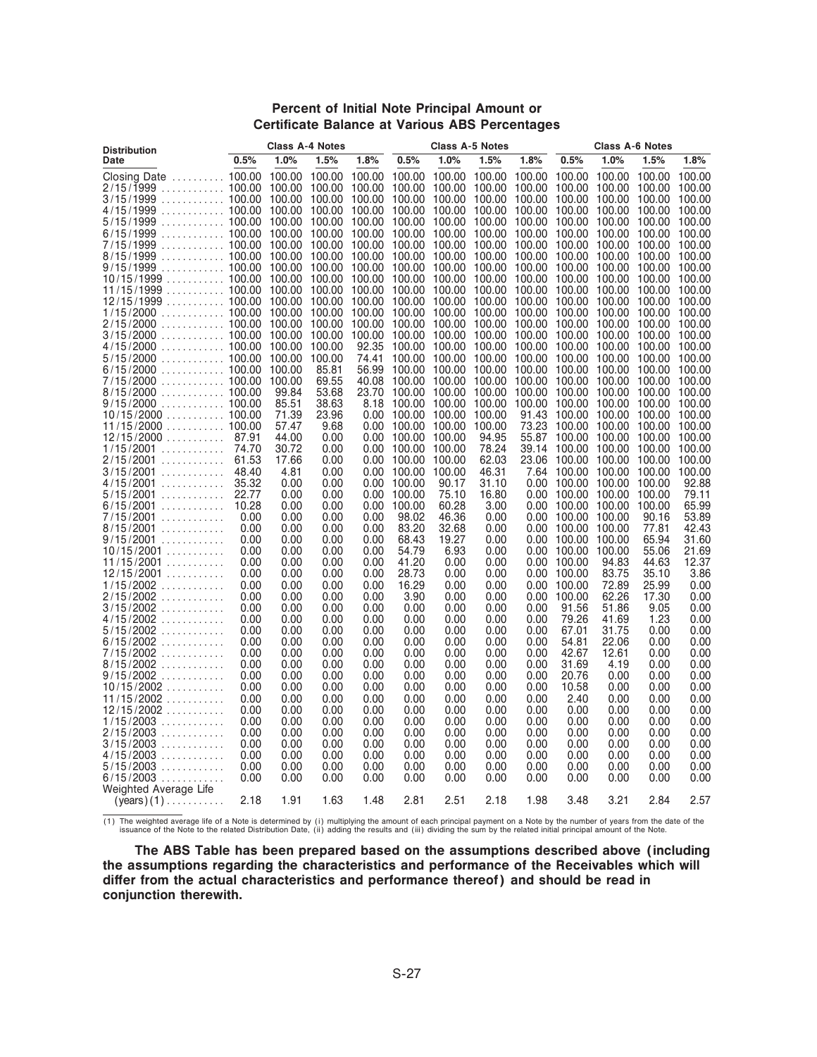**Percent of Initial Note Principal Amount or Certificate Balance at Various ABS Percentages**

| Distribution Date | Class A-4 Notes | | | | Class A-5 Notes | | | | Class A-6 Notes | | | |
|---|---|---|---|---|---|---|---|---|---|---|---|---|
| | 0.5% | 1.0% | 1.5% | 1.8% | 0.5% | 1.0% | 1.5% | 1.8% | 0.5% | 1.0% | 1.5% | 1.8% |
| Closing Date | 100.00 | 100.00 | 100.00 | 100.00 | 100.00 | 100.00 | 100.00 | 100.00 | 100.00 | 100.00 | 100.00 | 100.00 |
| 2/15/1999 | 100.00 | 100.00 | 100.00 | 100.00 | 100.00 | 100.00 | 100.00 | 100.00 | 100.00 | 100.00 | 100.00 | 100.00 |
| 3/15/1999 | 100.00 | 100.00 | 100.00 | 100.00 | 100.00 | 100.00 | 100.00 | 100.00 | 100.00 | 100.00 | 100.00 | 100.00 |
| 4/15/1999 | 100.00 | 100.00 | 100.00 | 100.00 | 100.00 | 100.00 | 100.00 | 100.00 | 100.00 | 100.00 | 100.00 | 100.00 |
| 5/15/1999 | 100.00 | 100.00 | 100.00 | 100.00 | 100.00 | 100.00 | 100.00 | 100.00 | 100.00 | 100.00 | 100.00 | 100.00 |
| 6/15/1999 | 100.00 | 100.00 | 100.00 | 100.00 | 100.00 | 100.00 | 100.00 | 100.00 | 100.00 | 100.00 | 100.00 | 100.00 |
| 7/15/1999 | 100.00 | 100.00 | 100.00 | 100.00 | 100.00 | 100.00 | 100.00 | 100.00 | 100.00 | 100.00 | 100.00 | 100.00 |
| 8/15/1999 | 100.00 | 100.00 | 100.00 | 100.00 | 100.00 | 100.00 | 100.00 | 100.00 | 100.00 | 100.00 | 100.00 | 100.00 |
| 9/15/1999 | 100.00 | 100.00 | 100.00 | 100.00 | 100.00 | 100.00 | 100.00 | 100.00 | 100.00 | 100.00 | 100.00 | 100.00 |
| 10/15/1999 | 100.00 | 100.00 | 100.00 | 100.00 | 100.00 | 100.00 | 100.00 | 100.00 | 100.00 | 100.00 | 100.00 | 100.00 |
| 11/15/1999 | 100.00 | 100.00 | 100.00 | 100.00 | 100.00 | 100.00 | 100.00 | 100.00 | 100.00 | 100.00 | 100.00 | 100.00 |
| 12/15/1999 | 100.00 | 100.00 | 100.00 | 100.00 | 100.00 | 100.00 | 100.00 | 100.00 | 100.00 | 100.00 | 100.00 | 100.00 |
| 1/15/2000 | 100.00 | 100.00 | 100.00 | 100.00 | 100.00 | 100.00 | 100.00 | 100.00 | 100.00 | 100.00 | 100.00 | 100.00 |
| 2/15/2000 | 100.00 | 100.00 | 100.00 | 100.00 | 100.00 | 100.00 | 100.00 | 100.00 | 100.00 | 100.00 | 100.00 | 100.00 |
| 3/15/2000 | 100.00 | 100.00 | 100.00 | 100.00 | 100.00 | 100.00 | 100.00 | 100.00 | 100.00 | 100.00 | 100.00 | 100.00 |
| 4/15/2000 | 100.00 | 100.00 | 100.00 | 92.35 | 100.00 | 100.00 | 100.00 | 100.00 | 100.00 | 100.00 | 100.00 | 100.00 |
| 5/15/2000 | 100.00 | 100.00 | 100.00 | 74.41 | 100.00 | 100.00 | 100.00 | 100.00 | 100.00 | 100.00 | 100.00 | 100.00 |
| 6/15/2000 | 100.00 | 100.00 | 85.81 | 56.99 | 100.00 | 100.00 | 100.00 | 100.00 | 100.00 | 100.00 | 100.00 | 100.00 |
| 7/15/2000 | 100.00 | 100.00 | 69.55 | 40.08 | 100.00 | 100.00 | 100.00 | 100.00 | 100.00 | 100.00 | 100.00 | 100.00 |
| 8/15/2000 | 100.00 | 99.84 | 53.68 | 23.70 | 100.00 | 100.00 | 100.00 | 100.00 | 100.00 | 100.00 | 100.00 | 100.00 |
| 9/15/2000 | 100.00 | 85.51 | 38.63 | 8.18 | 100.00 | 100.00 | 100.00 | 100.00 | 100.00 | 100.00 | 100.00 | 100.00 |
| 10/15/2000 | 100.00 | 71.39 | 23.96 | 0.00 | 100.00 | 100.00 | 100.00 | 91.43 | 100.00 | 100.00 | 100.00 | 100.00 |
| 11/15/2000 | 100.00 | 57.47 | 9.68 | 0.00 | 100.00 | 100.00 | 100.00 | 73.23 | 100.00 | 100.00 | 100.00 | 100.00 |
| 12/15/2000 | 87.91 | 44.00 | 0.00 | 0.00 | 100.00 | 100.00 | 94.95 | 55.87 | 100.00 | 100.00 | 100.00 | 100.00 |
| 1/15/2001 | 74.70 | 30.72 | 0.00 | 0.00 | 100.00 | 100.00 | 78.24 | 39.14 | 100.00 | 100.00 | 100.00 | 100.00 |
| 2/15/2001 | 61.53 | 17.66 | 0.00 | 0.00 | 100.00 | 100.00 | 62.03 | 23.06 | 100.00 | 100.00 | 100.00 | 100.00 |
| 3/15/2001 | 48.40 | 4.81 | 0.00 | 0.00 | 100.00 | 100.00 | 46.31 | 7.64 | 100.00 | 100.00 | 100.00 | 100.00 |
| 4/15/2001 | 35.32 | 0.00 | 0.00 | 0.00 | 100.00 | 90.17 | 31.10 | 0.00 | 100.00 | 100.00 | 100.00 | 92.88 |
| 5/15/2001 | 22.77 | 0.00 | 0.00 | 0.00 | 100.00 | 75.10 | 16.80 | 0.00 | 100.00 | 100.00 | 100.00 | 79.11 |
| 6/15/2001 | 10.28 | 0.00 | 0.00 | 0.00 | 100.00 | 60.28 | 3.00 | 0.00 | 100.00 | 100.00 | 100.00 | 65.99 |
| 7/15/2001 | 0.00 | 0.00 | 0.00 | 0.00 | 98.02 | 46.36 | 0.00 | 0.00 | 100.00 | 100.00 | 90.16 | 53.89 |
| 8/15/2001 | 0.00 | 0.00 | 0.00 | 0.00 | 83.20 | 32.68 | 0.00 | 0.00 | 100.00 | 100.00 | 77.81 | 42.43 |
| 9/15/2001 | 0.00 | 0.00 | 0.00 | 0.00 | 68.43 | 19.27 | 0.00 | 0.00 | 100.00 | 100.00 | 65.94 | 31.60 |
| 10/15/2001 | 0.00 | 0.00 | 0.00 | 0.00 | 54.79 | 6.93 | 0.00 | 0.00 | 100.00 | 100.00 | 55.06 | 21.69 |
| 11/15/2001 | 0.00 | 0.00 | 0.00 | 0.00 | 41.20 | 0.00 | 0.00 | 0.00 | 100.00 | 94.83 | 44.63 | 12.37 |
| 12/15/2001 | 0.00 | 0.00 | 0.00 | 0.00 | 28.73 | 0.00 | 0.00 | 0.00 | 100.00 | 83.75 | 35.10 | 3.86 |
| 1/15/2002 | 0.00 | 0.00 | 0.00 | 0.00 | 16.29 | 0.00 | 0.00 | 0.00 | 100.00 | 72.89 | 25.99 | 0.00 |
| 2/15/2002 | 0.00 | 0.00 | 0.00 | 0.00 | 3.90 | 0.00 | 0.00 | 0.00 | 100.00 | 62.26 | 17.30 | 0.00 |
| 3/15/2002 | 0.00 | 0.00 | 0.00 | 0.00 | 0.00 | 0.00 | 0.00 | 0.00 | 91.56 | 51.86 | 9.05 | 0.00 |
| 4/15/2002 | 0.00 | 0.00 | 0.00 | 0.00 | 0.00 | 0.00 | 0.00 | 0.00 | 79.26 | 41.69 | 1.23 | 0.00 |
| 5/15/2002 | 0.00 | 0.00 | 0.00 | 0.00 | 0.00 | 0.00 | 0.00 | 0.00 | 67.01 | 31.75 | 0.00 | 0.00 |
| 6/15/2002 | 0.00 | 0.00 | 0.00 | 0.00 | 0.00 | 0.00 | 0.00 | 0.00 | 54.81 | 22.06 | 0.00 | 0.00 |
| 7/15/2002 | 0.00 | 0.00 | 0.00 | 0.00 | 0.00 | 0.00 | 0.00 | 0.00 | 42.67 | 12.61 | 0.00 | 0.00 |
| 8/15/2002 | 0.00 | 0.00 | 0.00 | 0.00 | 0.00 | 0.00 | 0.00 | 0.00 | 31.69 | 4.19 | 0.00 | 0.00 |
| 9/15/2002 | 0.00 | 0.00 | 0.00 | 0.00 | 0.00 | 0.00 | 0.00 | 0.00 | 20.76 | 0.00 | 0.00 | 0.00 |
| 10/15/2002 | 0.00 | 0.00 | 0.00 | 0.00 | 0.00 | 0.00 | 0.00 | 0.00 | 10.58 | 0.00 | 0.00 | 0.00 |
| 11/15/2002 | 0.00 | 0.00 | 0.00 | 0.00 | 0.00 | 0.00 | 0.00 | 0.00 | 2.40 | 0.00 | 0.00 | 0.00 |
| 12/15/2002 | 0.00 | 0.00 | 0.00 | 0.00 | 0.00 | 0.00 | 0.00 | 0.00 | 0.00 | 0.00 | 0.00 | 0.00 |
| 1/15/2003 | 0.00 | 0.00 | 0.00 | 0.00 | 0.00 | 0.00 | 0.00 | 0.00 | 0.00 | 0.00 | 0.00 | 0.00 |
| 2/15/2003 | 0.00 | 0.00 | 0.00 | 0.00 | 0.00 | 0.00 | 0.00 | 0.00 | 0.00 | 0.00 | 0.00 | 0.00 |
| 3/15/2003 | 0.00 | 0.00 | 0.00 | 0.00 | 0.00 | 0.00 | 0.00 | 0.00 | 0.00 | 0.00 | 0.00 | 0.00 |
| 4/15/2003 | 0.00 | 0.00 | 0.00 | 0.00 | 0.00 | 0.00 | 0.00 | 0.00 | 0.00 | 0.00 | 0.00 | 0.00 |
| 5/15/2003 | 0.00 | 0.00 | 0.00 | 0.00 | 0.00 | 0.00 | 0.00 | 0.00 | 0.00 | 0.00 | 0.00 | 0.00 |
| 6/15/2003 | 0.00 | 0.00 | 0.00 | 0.00 | 0.00 | 0.00 | 0.00 | 0.00 | 0.00 | 0.00 | 0.00 | 0.00 |
| Weighted Average Life (years)(1) | 2.18 | 1.91 | 1.63 | 1.48 | 2.81 | 2.51 | 2.18 | 1.98 | 3.48 | 3.21 | 2.84 | 2.57 |

(1) The weighted average life of a Note is determined by (i) multiplying the amount of each principal payment on a Note by the number of years from the date of the issuance of the Note to the related Distribution Date, (ii) adding the results and (iii) dividing the sum by the related initial principal amount of the Note.

**The ABS Table has been prepared based on the assumptions described above (including the assumptions regarding the characteristics and performance of the Receivables which will differ from the actual characteristics and performance thereof) and should be read in conjunction therewith.**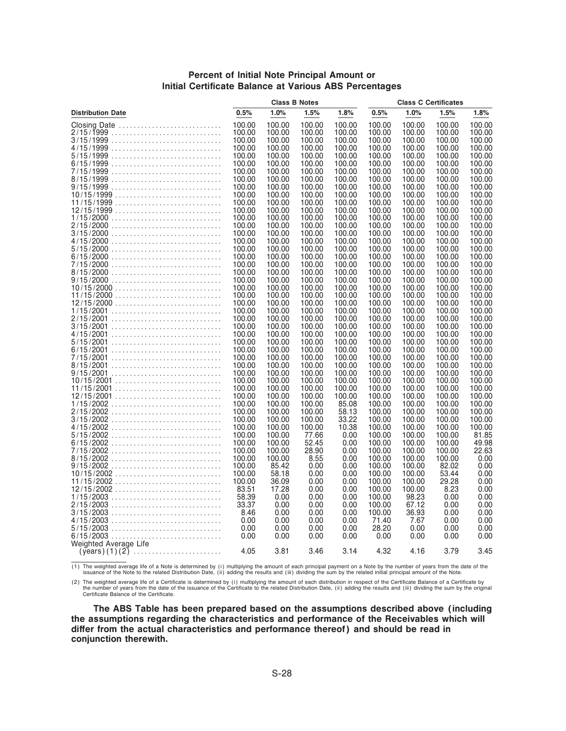## Percent of Initial Note Principal Amount or Initial Certificate Balance at Various ABS Percentages

| | Class B Notes | | | | Class C Certificates | | | |
|---|---|---|---|---|---|---|---|---|
| **Distribution Date** | **0.5%** | **1.0%** | **1.5%** | **1.8%** | **0.5%** | **1.0%** | **1.5%** | **1.8%** |
| Closing Date | 100.00 | 100.00 | 100.00 | 100.00 | 100.00 | 100.00 | 100.00 | 100.00 |
| 2/15/1999 | 100.00 | 100.00 | 100.00 | 100.00 | 100.00 | 100.00 | 100.00 | 100.00 |
| 3/15/1999 | 100.00 | 100.00 | 100.00 | 100.00 | 100.00 | 100.00 | 100.00 | 100.00 |
| 4/15/1999 | 100.00 | 100.00 | 100.00 | 100.00 | 100.00 | 100.00 | 100.00 | 100.00 |
| 5/15/1999 | 100.00 | 100.00 | 100.00 | 100.00 | 100.00 | 100.00 | 100.00 | 100.00 |
| 6/15/1999 | 100.00 | 100.00 | 100.00 | 100.00 | 100.00 | 100.00 | 100.00 | 100.00 |
| 7/15/1999 | 100.00 | 100.00 | 100.00 | 100.00 | 100.00 | 100.00 | 100.00 | 100.00 |
| 8/15/1999 | 100.00 | 100.00 | 100.00 | 100.00 | 100.00 | 100.00 | 100.00 | 100.00 |
| 9/15/1999 | 100.00 | 100.00 | 100.00 | 100.00 | 100.00 | 100.00 | 100.00 | 100.00 |
| 10/15/1999 | 100.00 | 100.00 | 100.00 | 100.00 | 100.00 | 100.00 | 100.00 | 100.00 |
| 11/15/1999 | 100.00 | 100.00 | 100.00 | 100.00 | 100.00 | 100.00 | 100.00 | 100.00 |
| 12/15/1999 | 100.00 | 100.00 | 100.00 | 100.00 | 100.00 | 100.00 | 100.00 | 100.00 |
| 1/15/2000 | 100.00 | 100.00 | 100.00 | 100.00 | 100.00 | 100.00 | 100.00 | 100.00 |
| 2/15/2000 | 100.00 | 100.00 | 100.00 | 100.00 | 100.00 | 100.00 | 100.00 | 100.00 |
| 3/15/2000 | 100.00 | 100.00 | 100.00 | 100.00 | 100.00 | 100.00 | 100.00 | 100.00 |
| 4/15/2000 | 100.00 | 100.00 | 100.00 | 100.00 | 100.00 | 100.00 | 100.00 | 100.00 |
| 5/15/2000 | 100.00 | 100.00 | 100.00 | 100.00 | 100.00 | 100.00 | 100.00 | 100.00 |
| 6/15/2000 | 100.00 | 100.00 | 100.00 | 100.00 | 100.00 | 100.00 | 100.00 | 100.00 |
| 7/15/2000 | 100.00 | 100.00 | 100.00 | 100.00 | 100.00 | 100.00 | 100.00 | 100.00 |
| 8/15/2000 | 100.00 | 100.00 | 100.00 | 100.00 | 100.00 | 100.00 | 100.00 | 100.00 |
| 9/15/2000 | 100.00 | 100.00 | 100.00 | 100.00 | 100.00 | 100.00 | 100.00 | 100.00 |
| 10/15/2000 | 100.00 | 100.00 | 100.00 | 100.00 | 100.00 | 100.00 | 100.00 | 100.00 |
| 11/15/2000 | 100.00 | 100.00 | 100.00 | 100.00 | 100.00 | 100.00 | 100.00 | 100.00 |
| 12/15/2000 | 100.00 | 100.00 | 100.00 | 100.00 | 100.00 | 100.00 | 100.00 | 100.00 |
| 1/15/2001 | 100.00 | 100.00 | 100.00 | 100.00 | 100.00 | 100.00 | 100.00 | 100.00 |
| 2/15/2001 | 100.00 | 100.00 | 100.00 | 100.00 | 100.00 | 100.00 | 100.00 | 100.00 |
| 3/15/2001 | 100.00 | 100.00 | 100.00 | 100.00 | 100.00 | 100.00 | 100.00 | 100.00 |
| 4/15/2001 | 100.00 | 100.00 | 100.00 | 100.00 | 100.00 | 100.00 | 100.00 | 100.00 |
| 5/15/2001 | 100.00 | 100.00 | 100.00 | 100.00 | 100.00 | 100.00 | 100.00 | 100.00 |
| 6/15/2001 | 100.00 | 100.00 | 100.00 | 100.00 | 100.00 | 100.00 | 100.00 | 100.00 |
| 7/15/2001 | 100.00 | 100.00 | 100.00 | 100.00 | 100.00 | 100.00 | 100.00 | 100.00 |
| 8/15/2001 | 100.00 | 100.00 | 100.00 | 100.00 | 100.00 | 100.00 | 100.00 | 100.00 |
| 9/15/2001 | 100.00 | 100.00 | 100.00 | 100.00 | 100.00 | 100.00 | 100.00 | 100.00 |
| 10/15/2001 | 100.00 | 100.00 | 100.00 | 100.00 | 100.00 | 100.00 | 100.00 | 100.00 |
| 11/15/2001 | 100.00 | 100.00 | 100.00 | 100.00 | 100.00 | 100.00 | 100.00 | 100.00 |
| 12/15/2001 | 100.00 | 100.00 | 100.00 | 100.00 | 100.00 | 100.00 | 100.00 | 100.00 |
| 1/15/2002 | 100.00 | 100.00 | 100.00 | 85.08 | 100.00 | 100.00 | 100.00 | 100.00 |
| 2/15/2002 | 100.00 | 100.00 | 100.00 | 58.13 | 100.00 | 100.00 | 100.00 | 100.00 |
| 3/15/2002 | 100.00 | 100.00 | 100.00 | 33.22 | 100.00 | 100.00 | 100.00 | 100.00 |
| 4/15/2002 | 100.00 | 100.00 | 100.00 | 10.38 | 100.00 | 100.00 | 100.00 | 100.00 |
| 5/15/2002 | 100.00 | 100.00 | 77.66 | 0.00 | 100.00 | 100.00 | 100.00 | 81.85 |
| 6/15/2002 | 100.00 | 100.00 | 52.45 | 0.00 | 100.00 | 100.00 | 100.00 | 49.98 |
| 7/15/2002 | 100.00 | 100.00 | 28.90 | 0.00 | 100.00 | 100.00 | 100.00 | 22.63 |
| 8/15/2002 | 100.00 | 100.00 | 8.55 | 0.00 | 100.00 | 100.00 | 100.00 | 0.00 |
| 9/15/2002 | 100.00 | 85.42 | 0.00 | 0.00 | 100.00 | 100.00 | 82.02 | 0.00 |
| 10/15/2002 | 100.00 | 58.18 | 0.00 | 0.00 | 100.00 | 100.00 | 53.44 | 0.00 |
| 11/15/2002 | 100.00 | 36.09 | 0.00 | 0.00 | 100.00 | 100.00 | 29.28 | 0.00 |
| 12/15/2002 | 83.51 | 17.28 | 0.00 | 0.00 | 100.00 | 100.00 | 8.23 | 0.00 |
| 1/15/2003 | 58.39 | 0.00 | 0.00 | 0.00 | 100.00 | 98.23 | 0.00 | 0.00 |
| 2/15/2003 | 33.37 | 0.00 | 0.00 | 0.00 | 100.00 | 67.12 | 0.00 | 0.00 |
| 3/15/2003 | 8.46 | 0.00 | 0.00 | 0.00 | 100.00 | 36.93 | 0.00 | 0.00 |
| 4/15/2003 | 0.00 | 0.00 | 0.00 | 0.00 | 71.40 | 7.67 | 0.00 | 0.00 |
| 5/15/2003 | 0.00 | 0.00 | 0.00 | 0.00 | 28.20 | 0.00 | 0.00 | 0.00 |
| 6/15/2003 | 0.00 | 0.00 | 0.00 | 0.00 | 0.00 | 0.00 | 0.00 | 0.00 |
| Weighted Average Life (years)(1)(2) | 4.05 | 3.81 | 3.46 | 3.14 | 4.32 | 4.16 | 3.79 | 3.45 |

(1) The weighted average life of a Note is determined by (i) multiplying the amount of each principal payment on a Note by the number of years from the date of the issuance of the Note to the related Distribution Date, (ii) adding the results and (iii) dividing the sum by the related initial principal amount of the Note.

(2) The weighted average life of a Certificate is determined by (i) multiplying the amount of each distribution in respect of the Certificate Balance of a Certificate by the number of years from the date of the issuance of the Certificate to the related Distribution Date, (ii) adding the results and (iii) dividing the sum by the original Certificate Balance of the Certificate.

**The ABS Table has been prepared based on the assumptions described above (including the assumptions regarding the characteristics and performance of the Receivables which will differ from the actual characteristics and performance thereof) and should be read in conjunction therewith.**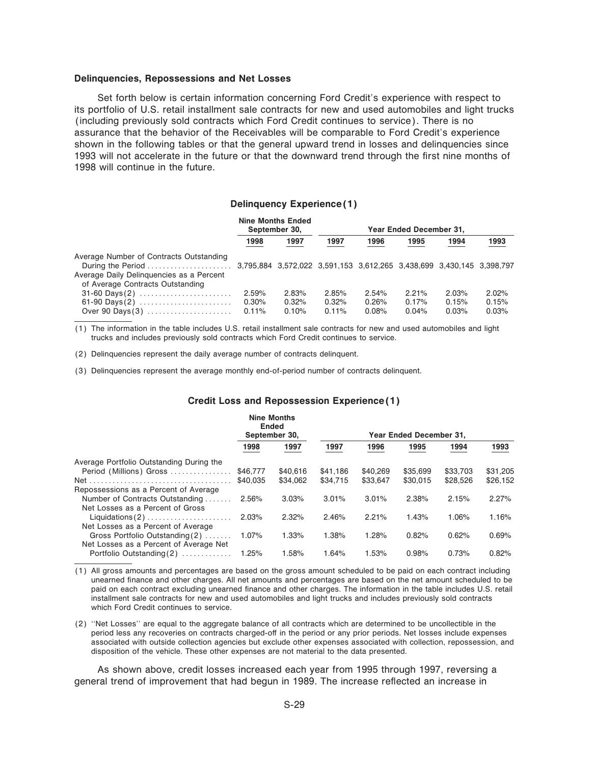### Delinquencies, Repossessions and Net Losses

Set forth below is certain information concerning Ford Credit's experience with respect to its portfolio of U.S. retail installment sale contracts for new and used automobiles and light trucks (including previously sold contracts which Ford Credit continues to service). There is no assurance that the behavior of the Receivables will be comparable to Ford Credit's experience shown in the following tables or that the general upward trend in losses and delinquencies since 1993 will not accelerate in the future or that the downward trend through the first nine months of 1998 will continue in the future.

#### Delinquency Experience(1)

| | Nine Months Ended September 30, | | Year Ended December 31, | | | | |
|---|---|---|---|---|---|---|---|
| | 1998 | 1997 | 1997 | 1996 | 1995 | 1994 | 1993 |
| Average Number of Contracts Outstanding During the Period | 3,795,884 | 3,572,022 | 3,591,153 | 3,612,265 | 3,438,699 | 3,430,145 | 3,398,797 |
| Average Daily Delinquencies as a Percent of Average Contracts Outstanding | | | | | | | |
| 31-60 Days(2) | 2.59% | 2.83% | 2.85% | 2.54% | 2.21% | 2.03% | 2.02% |
| 61-90 Days(2) | 0.30% | 0.32% | 0.32% | 0.26% | 0.17% | 0.15% | 0.15% |
| Over 90 Days(3) | 0.11% | 0.10% | 0.11% | 0.08% | 0.04% | 0.03% | 0.03% |

(1) The information in the table includes U.S. retail installment sale contracts for new and used automobiles and light trucks and includes previously sold contracts which Ford Credit continues to service.

(2) Delinquencies represent the daily average number of contracts delinquent.

(3) Delinquencies represent the average monthly end-of-period number of contracts delinquent.

#### Credit Loss and Repossession Experience(1)

| | Nine Months Ended September 30, | | Year Ended December 31, | | | | |
|---|---|---|---|---|---|---|---|
| | 1998 | 1997 | 1997 | 1996 | 1995 | 1994 | 1993 |
| Average Portfolio Outstanding During the Period (Millions) Gross | $46,777 | $40,616 | $41,186 | $40,269 | $35,699 | $33,703 | $31,205 |
| Net | $40,035 | $34,062 | $34,715 | $33,647 | $30,015 | $28,526 | $26,152 |
| Repossessions as a Percent of Average Number of Contracts Outstanding | 2.56% | 3.03% | 3.01% | 3.01% | 2.38% | 2.15% | 2.27% |
| Net Losses as a Percent of Gross Liquidations(2) | 2.03% | 2.32% | 2.46% | 2.21% | 1.43% | 1.06% | 1.16% |
| Net Losses as a Percent of Average Gross Portfolio Outstanding(2) | 1.07% | 1.33% | 1.38% | 1.28% | 0.82% | 0.62% | 0.69% |
| Net Losses as a Percent of Average Net Portfolio Outstanding(2) | 1.25% | 1.58% | 1.64% | 1.53% | 0.98% | 0.73% | 0.82% |

(1) All gross amounts and percentages are based on the gross amount scheduled to be paid on each contract including unearned finance and other charges. All net amounts and percentages are based on the net amount scheduled to be paid on each contract excluding unearned finance and other charges. The information in the table includes U.S. retail installment sale contracts for new and used automobiles and light trucks and includes previously sold contracts which Ford Credit continues to service.

(2) ''Net Losses'' are equal to the aggregate balance of all contracts which are determined to be uncollectible in the period less any recoveries on contracts charged-off in the period or any prior periods. Net losses include expenses associated with outside collection agencies but exclude other expenses associated with collection, repossession, and disposition of the vehicle. These other expenses are not material to the data presented.

As shown above, credit losses increased each year from 1995 through 1997, reversing a general trend of improvement that had begun in 1989. The increase reflected an increase in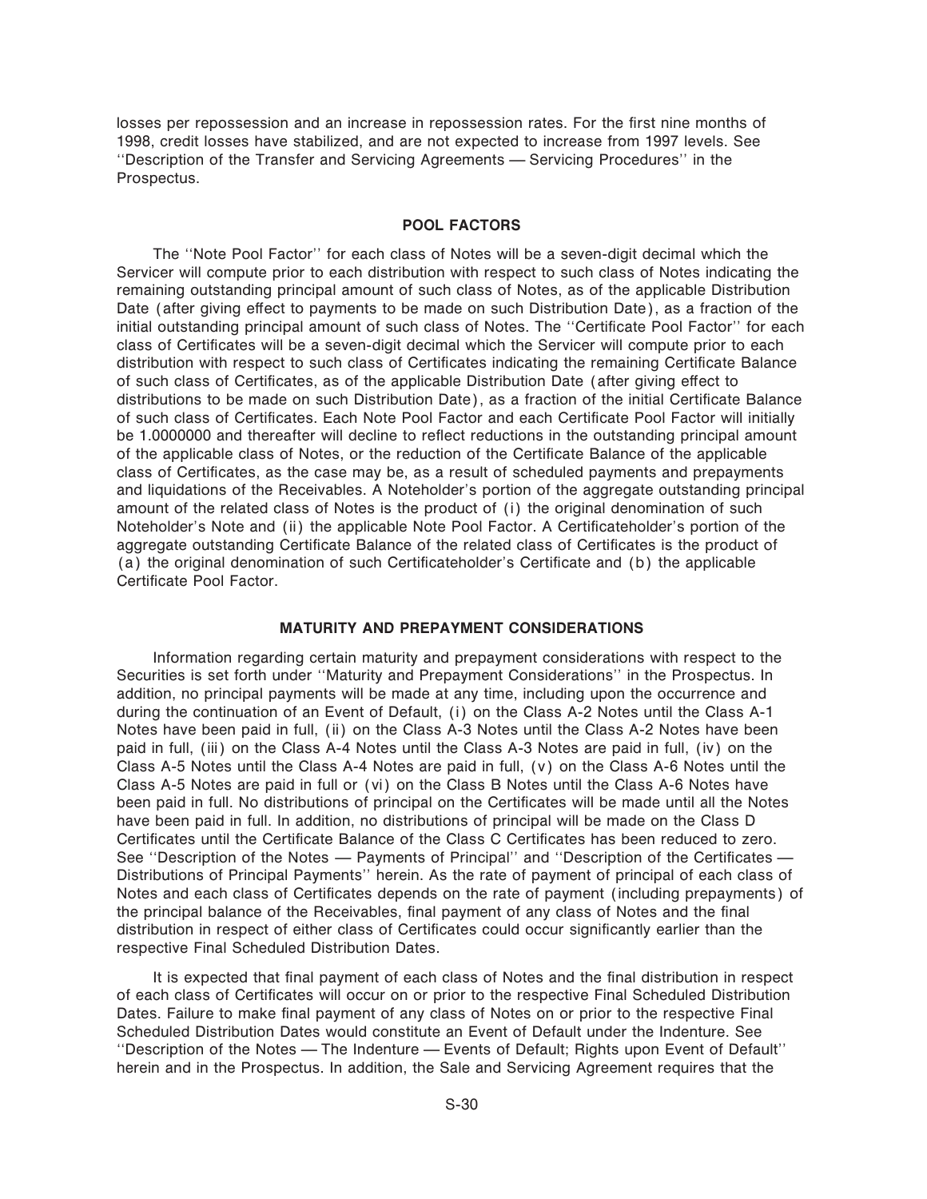losses per repossession and an increase in repossession rates. For the first nine months of 1998, credit losses have stabilized, and are not expected to increase from 1997 levels. See ''Description of the Transfer and Servicing Agreements — Servicing Procedures'' in the Prospectus.

## POOL FACTORS

The ''Note Pool Factor'' for each class of Notes will be a seven-digit decimal which the Servicer will compute prior to each distribution with respect to such class of Notes indicating the remaining outstanding principal amount of such class of Notes, as of the applicable Distribution Date (after giving effect to payments to be made on such Distribution Date), as a fraction of the initial outstanding principal amount of such class of Notes. The ''Certificate Pool Factor'' for each class of Certificates will be a seven-digit decimal which the Servicer will compute prior to each distribution with respect to such class of Certificates indicating the remaining Certificate Balance of such class of Certificates, as of the applicable Distribution Date (after giving effect to distributions to be made on such Distribution Date), as a fraction of the initial Certificate Balance of such class of Certificates. Each Note Pool Factor and each Certificate Pool Factor will initially be 1.0000000 and thereafter will decline to reflect reductions in the outstanding principal amount of the applicable class of Notes, or the reduction of the Certificate Balance of the applicable class of Certificates, as the case may be, as a result of scheduled payments and prepayments and liquidations of the Receivables. A Noteholder's portion of the aggregate outstanding principal amount of the related class of Notes is the product of (i) the original denomination of such Noteholder's Note and (ii) the applicable Note Pool Factor. A Certificateholder's portion of the aggregate outstanding Certificate Balance of the related class of Certificates is the product of (a) the original denomination of such Certificateholder's Certificate and (b) the applicable Certificate Pool Factor.

## MATURITY AND PREPAYMENT CONSIDERATIONS

Information regarding certain maturity and prepayment considerations with respect to the Securities is set forth under ''Maturity and Prepayment Considerations'' in the Prospectus. In addition, no principal payments will be made at any time, including upon the occurrence and during the continuation of an Event of Default, (i) on the Class A-2 Notes until the Class A-1 Notes have been paid in full, (ii) on the Class A-3 Notes until the Class A-2 Notes have been paid in full, (iii) on the Class A-4 Notes until the Class A-3 Notes are paid in full, (iv) on the Class A-5 Notes until the Class A-4 Notes are paid in full, (v) on the Class A-6 Notes until the Class A-5 Notes are paid in full or (vi) on the Class B Notes until the Class A-6 Notes have been paid in full. No distributions of principal on the Certificates will be made until all the Notes have been paid in full. In addition, no distributions of principal will be made on the Class D Certificates until the Certificate Balance of the Class C Certificates has been reduced to zero. See ''Description of the Notes — Payments of Principal'' and ''Description of the Certificates — Distributions of Principal Payments'' herein. As the rate of payment of principal of each class of Notes and each class of Certificates depends on the rate of payment (including prepayments) of the principal balance of the Receivables, final payment of any class of Notes and the final distribution in respect of either class of Certificates could occur significantly earlier than the respective Final Scheduled Distribution Dates.

It is expected that final payment of each class of Notes and the final distribution in respect of each class of Certificates will occur on or prior to the respective Final Scheduled Distribution Dates. Failure to make final payment of any class of Notes on or prior to the respective Final Scheduled Distribution Dates would constitute an Event of Default under the Indenture. See ''Description of the Notes — The Indenture — Events of Default; Rights upon Event of Default'' herein and in the Prospectus. In addition, the Sale and Servicing Agreement requires that the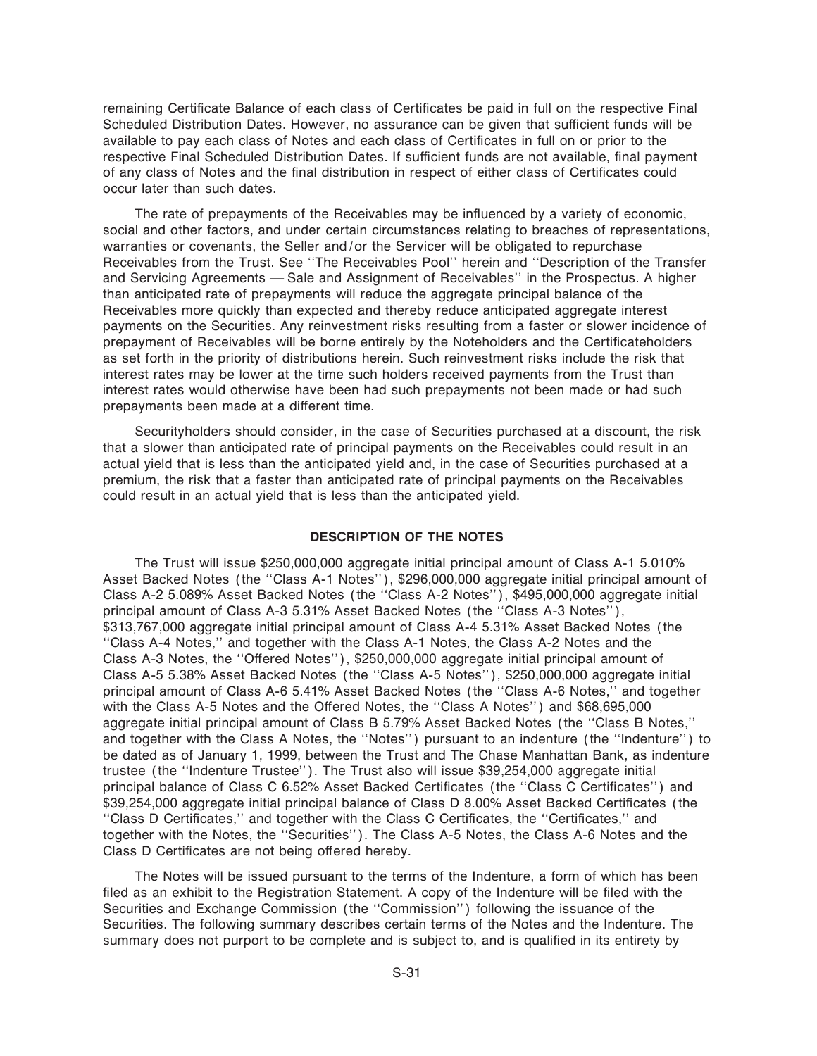remaining Certificate Balance of each class of Certificates be paid in full on the respective Final Scheduled Distribution Dates. However, no assurance can be given that sufficient funds will be available to pay each class of Notes and each class of Certificates in full on or prior to the respective Final Scheduled Distribution Dates. If sufficient funds are not available, final payment of any class of Notes and the final distribution in respect of either class of Certificates could occur later than such dates.

The rate of prepayments of the Receivables may be influenced by a variety of economic, social and other factors, and under certain circumstances relating to breaches of representations, warranties or covenants, the Seller and/or the Servicer will be obligated to repurchase Receivables from the Trust. See ''The Receivables Pool'' herein and ''Description of the Transfer and Servicing Agreements — Sale and Assignment of Receivables'' in the Prospectus. A higher than anticipated rate of prepayments will reduce the aggregate principal balance of the Receivables more quickly than expected and thereby reduce anticipated aggregate interest payments on the Securities. Any reinvestment risks resulting from a faster or slower incidence of prepayment of Receivables will be borne entirely by the Noteholders and the Certificateholders as set forth in the priority of distributions herein. Such reinvestment risks include the risk that interest rates may be lower at the time such holders received payments from the Trust than interest rates would otherwise have been had such prepayments not been made or had such prepayments been made at a different time.

Securityholders should consider, in the case of Securities purchased at a discount, the risk that a slower than anticipated rate of principal payments on the Receivables could result in an actual yield that is less than the anticipated yield and, in the case of Securities purchased at a premium, the risk that a faster than anticipated rate of principal payments on the Receivables could result in an actual yield that is less than the anticipated yield.

## DESCRIPTION OF THE NOTES

The Trust will issue $250,000,000 aggregate initial principal amount of Class A-1 5.010% Asset Backed Notes (the ''Class A-1 Notes''), $296,000,000 aggregate initial principal amount of Class A-2 5.089% Asset Backed Notes (the ''Class A-2 Notes''), $495,000,000 aggregate initial principal amount of Class A-3 5.31% Asset Backed Notes (the ''Class A-3 Notes''), $313,767,000 aggregate initial principal amount of Class A-4 5.31% Asset Backed Notes (the ''Class A-4 Notes,'' and together with the Class A-1 Notes, the Class A-2 Notes and the Class A-3 Notes, the ''Offered Notes''), $250,000,000 aggregate initial principal amount of Class A-5 5.38% Asset Backed Notes (the ''Class A-5 Notes''), $250,000,000 aggregate initial principal amount of Class A-6 5.41% Asset Backed Notes (the ''Class A-6 Notes,'' and together with the Class A-5 Notes and the Offered Notes, the ''Class A Notes'') and $68,695,000 aggregate initial principal amount of Class B 5.79% Asset Backed Notes (the ''Class B Notes,'' and together with the Class A Notes, the ''Notes'') pursuant to an indenture (the ''Indenture'') to be dated as of January 1, 1999, between the Trust and The Chase Manhattan Bank, as indenture trustee (the ''Indenture Trustee''). The Trust also will issue $39,254,000 aggregate initial principal balance of Class C 6.52% Asset Backed Certificates (the ''Class C Certificates'') and $39,254,000 aggregate initial principal balance of Class D 8.00% Asset Backed Certificates (the ''Class D Certificates,'' and together with the Class C Certificates, the ''Certificates,'' and together with the Notes, the ''Securities''). The Class A-5 Notes, the Class A-6 Notes and the Class D Certificates are not being offered hereby.

The Notes will be issued pursuant to the terms of the Indenture, a form of which has been filed as an exhibit to the Registration Statement. A copy of the Indenture will be filed with the Securities and Exchange Commission (the ''Commission'') following the issuance of the Securities. The following summary describes certain terms of the Notes and the Indenture. The summary does not purport to be complete and is subject to, and is qualified in its entirety by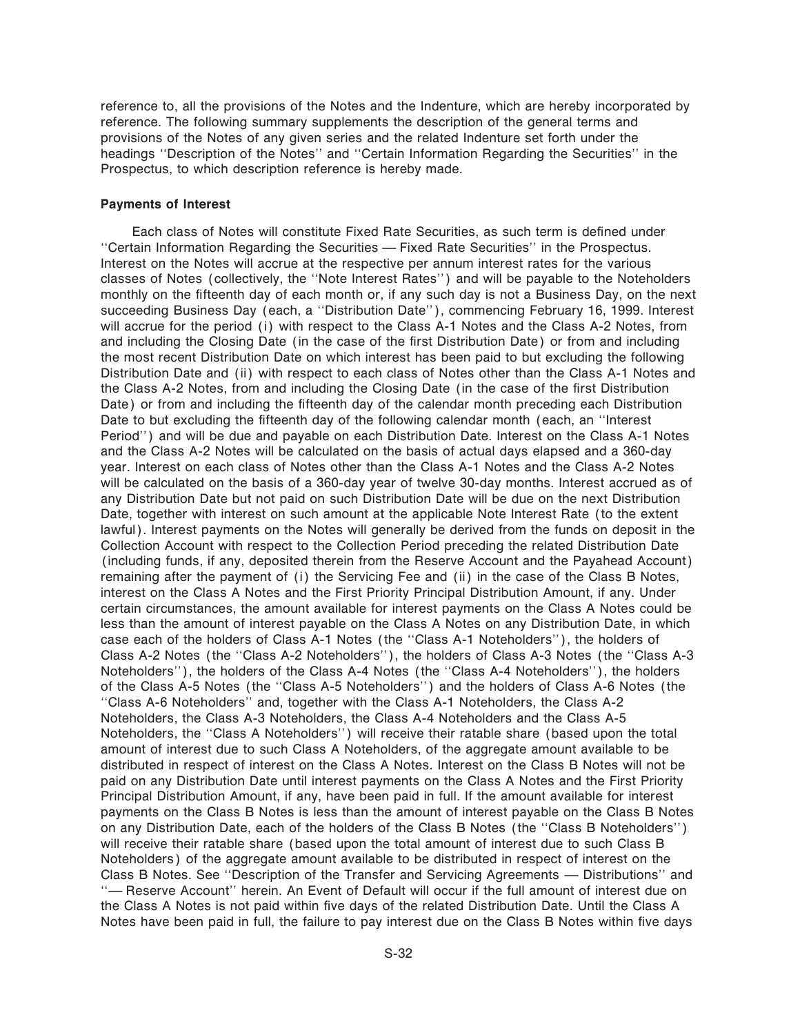reference to, all the provisions of the Notes and the Indenture, which are hereby incorporated by reference. The following summary supplements the description of the general terms and provisions of the Notes of any given series and the related Indenture set forth under the headings ''Description of the Notes'' and ''Certain Information Regarding the Securities'' in the Prospectus, to which description reference is hereby made.

**Payments of Interest**

Each class of Notes will constitute Fixed Rate Securities, as such term is defined under ''Certain Information Regarding the Securities — Fixed Rate Securities'' in the Prospectus. Interest on the Notes will accrue at the respective per annum interest rates for the various classes of Notes (collectively, the ''Note Interest Rates'') and will be payable to the Noteholders monthly on the fifteenth day of each month or, if any such day is not a Business Day, on the next succeeding Business Day (each, a ''Distribution Date''), commencing February 16, 1999. Interest will accrue for the period (i) with respect to the Class A-1 Notes and the Class A-2 Notes, from and including the Closing Date (in the case of the first Distribution Date) or from and including the most recent Distribution Date on which interest has been paid to but excluding the following Distribution Date and (ii) with respect to each class of Notes other than the Class A-1 Notes and the Class A-2 Notes, from and including the Closing Date (in the case of the first Distribution Date) or from and including the fifteenth day of the calendar month preceding each Distribution Date to but excluding the fifteenth day of the following calendar month (each, an ''Interest Period'') and will be due and payable on each Distribution Date. Interest on the Class A-1 Notes and the Class A-2 Notes will be calculated on the basis of actual days elapsed and a 360-day year. Interest on each class of Notes other than the Class A-1 Notes and the Class A-2 Notes will be calculated on the basis of a 360-day year of twelve 30-day months. Interest accrued as of any Distribution Date but not paid on such Distribution Date will be due on the next Distribution Date, together with interest on such amount at the applicable Note Interest Rate (to the extent lawful). Interest payments on the Notes will generally be derived from the funds on deposit in the Collection Account with respect to the Collection Period preceding the related Distribution Date (including funds, if any, deposited therein from the Reserve Account and the Payahead Account) remaining after the payment of (i) the Servicing Fee and (ii) in the case of the Class B Notes, interest on the Class A Notes and the First Priority Principal Distribution Amount, if any. Under certain circumstances, the amount available for interest payments on the Class A Notes could be less than the amount of interest payable on the Class A Notes on any Distribution Date, in which case each of the holders of Class A-1 Notes (the ''Class A-1 Noteholders''), the holders of Class A-2 Notes (the ''Class A-2 Noteholders''), the holders of Class A-3 Notes (the ''Class A-3 Noteholders''), the holders of the Class A-4 Notes (the ''Class A-4 Noteholders''), the holders of the Class A-5 Notes (the ''Class A-5 Noteholders'') and the holders of Class A-6 Notes (the ''Class A-6 Noteholders'' and, together with the Class A-1 Noteholders, the Class A-2 Noteholders, the Class A-3 Noteholders, the Class A-4 Noteholders and the Class A-5 Noteholders, the ''Class A Noteholders'') will receive their ratable share (based upon the total amount of interest due to such Class A Noteholders, of the aggregate amount available to be distributed in respect of interest on the Class A Notes. Interest on the Class B Notes will not be paid on any Distribution Date until interest payments on the Class A Notes and the First Priority Principal Distribution Amount, if any, have been paid in full. If the amount available for interest payments on the Class B Notes is less than the amount of interest payable on the Class B Notes on any Distribution Date, each of the holders of the Class B Notes (the ''Class B Noteholders'') will receive their ratable share (based upon the total amount of interest due to such Class B Noteholders) of the aggregate amount available to be distributed in respect of interest on the Class B Notes. See ''Description of the Transfer and Servicing Agreements — Distributions'' and ''— Reserve Account'' herein. An Event of Default will occur if the full amount of interest due on the Class A Notes is not paid within five days of the related Distribution Date. Until the Class A Notes have been paid in full, the failure to pay interest due on the Class B Notes within five days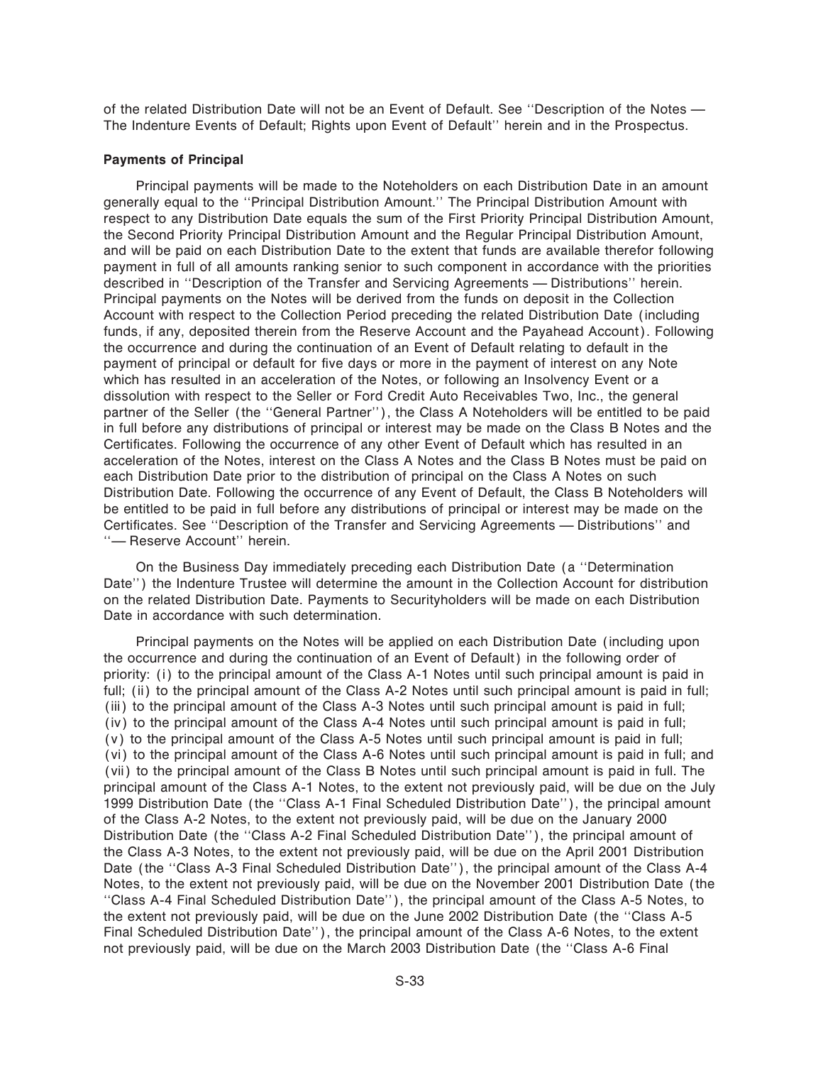of the related Distribution Date will not be an Event of Default. See ''Description of the Notes — The Indenture Events of Default; Rights upon Event of Default'' herein and in the Prospectus.

**Payments of Principal**

Principal payments will be made to the Noteholders on each Distribution Date in an amount generally equal to the ''Principal Distribution Amount.'' The Principal Distribution Amount with respect to any Distribution Date equals the sum of the First Priority Principal Distribution Amount, the Second Priority Principal Distribution Amount and the Regular Principal Distribution Amount, and will be paid on each Distribution Date to the extent that funds are available therefor following payment in full of all amounts ranking senior to such component in accordance with the priorities described in ''Description of the Transfer and Servicing Agreements — Distributions'' herein. Principal payments on the Notes will be derived from the funds on deposit in the Collection Account with respect to the Collection Period preceding the related Distribution Date (including funds, if any, deposited therein from the Reserve Account and the Payahead Account). Following the occurrence and during the continuation of an Event of Default relating to default in the payment of principal or default for five days or more in the payment of interest on any Note which has resulted in an acceleration of the Notes, or following an Insolvency Event or a dissolution with respect to the Seller or Ford Credit Auto Receivables Two, Inc., the general partner of the Seller (the ''General Partner''), the Class A Noteholders will be entitled to be paid in full before any distributions of principal or interest may be made on the Class B Notes and the Certificates. Following the occurrence of any other Event of Default which has resulted in an acceleration of the Notes, interest on the Class A Notes and the Class B Notes must be paid on each Distribution Date prior to the distribution of principal on the Class A Notes on such Distribution Date. Following the occurrence of any Event of Default, the Class B Noteholders will be entitled to be paid in full before any distributions of principal or interest may be made on the Certificates. See ''Description of the Transfer and Servicing Agreements — Distributions'' and ''— Reserve Account'' herein.

On the Business Day immediately preceding each Distribution Date (a ''Determination Date'') the Indenture Trustee will determine the amount in the Collection Account for distribution on the related Distribution Date. Payments to Securityholders will be made on each Distribution Date in accordance with such determination.

Principal payments on the Notes will be applied on each Distribution Date (including upon the occurrence and during the continuation of an Event of Default) in the following order of priority: (i) to the principal amount of the Class A-1 Notes until such principal amount is paid in full; (ii) to the principal amount of the Class A-2 Notes until such principal amount is paid in full; (iii) to the principal amount of the Class A-3 Notes until such principal amount is paid in full; (iv) to the principal amount of the Class A-4 Notes until such principal amount is paid in full; (v) to the principal amount of the Class A-5 Notes until such principal amount is paid in full; (vi) to the principal amount of the Class A-6 Notes until such principal amount is paid in full; and (vii) to the principal amount of the Class B Notes until such principal amount is paid in full. The principal amount of the Class A-1 Notes, to the extent not previously paid, will be due on the July 1999 Distribution Date (the ''Class A-1 Final Scheduled Distribution Date''), the principal amount of the Class A-2 Notes, to the extent not previously paid, will be due on the January 2000 Distribution Date (the ''Class A-2 Final Scheduled Distribution Date''), the principal amount of the Class A-3 Notes, to the extent not previously paid, will be due on the April 2001 Distribution Date (the ''Class A-3 Final Scheduled Distribution Date''), the principal amount of the Class A-4 Notes, to the extent not previously paid, will be due on the November 2001 Distribution Date (the ''Class A-4 Final Scheduled Distribution Date''), the principal amount of the Class A-5 Notes, to the extent not previously paid, will be due on the June 2002 Distribution Date (the ''Class A-5 Final Scheduled Distribution Date''), the principal amount of the Class A-6 Notes, to the extent not previously paid, will be due on the March 2003 Distribution Date (the ''Class A-6 Final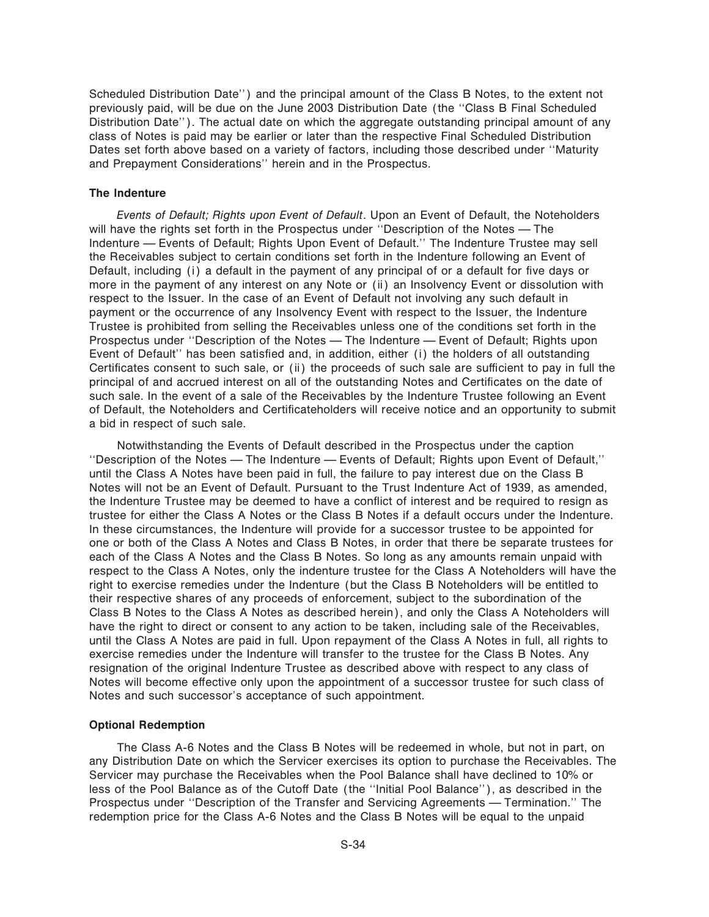Scheduled Distribution Date'') and the principal amount of the Class B Notes, to the extent not previously paid, will be due on the June 2003 Distribution Date (the ''Class B Final Scheduled Distribution Date''). The actual date on which the aggregate outstanding principal amount of any class of Notes is paid may be earlier or later than the respective Final Scheduled Distribution Dates set forth above based on a variety of factors, including those described under ''Maturity and Prepayment Considerations'' herein and in the Prospectus.

### The Indenture

*Events of Default; Rights upon Event of Default*. Upon an Event of Default, the Noteholders will have the rights set forth in the Prospectus under ''Description of the Notes — The Indenture — Events of Default; Rights Upon Event of Default.'' The Indenture Trustee may sell the Receivables subject to certain conditions set forth in the Indenture following an Event of Default, including (i) a default in the payment of any principal of or a default for five days or more in the payment of any interest on any Note or (ii) an Insolvency Event or dissolution with respect to the Issuer. In the case of an Event of Default not involving any such default in payment or the occurrence of any Insolvency Event with respect to the Issuer, the Indenture Trustee is prohibited from selling the Receivables unless one of the conditions set forth in the Prospectus under ''Description of the Notes — The Indenture — Event of Default; Rights upon Event of Default'' has been satisfied and, in addition, either (i) the holders of all outstanding Certificates consent to such sale, or (ii) the proceeds of such sale are sufficient to pay in full the principal of and accrued interest on all of the outstanding Notes and Certificates on the date of such sale. In the event of a sale of the Receivables by the Indenture Trustee following an Event of Default, the Noteholders and Certificateholders will receive notice and an opportunity to submit a bid in respect of such sale.

Notwithstanding the Events of Default described in the Prospectus under the caption ''Description of the Notes — The Indenture — Events of Default; Rights upon Event of Default,'' until the Class A Notes have been paid in full, the failure to pay interest due on the Class B Notes will not be an Event of Default. Pursuant to the Trust Indenture Act of 1939, as amended, the Indenture Trustee may be deemed to have a conflict of interest and be required to resign as trustee for either the Class A Notes or the Class B Notes if a default occurs under the Indenture. In these circumstances, the Indenture will provide for a successor trustee to be appointed for one or both of the Class A Notes and Class B Notes, in order that there be separate trustees for each of the Class A Notes and the Class B Notes. So long as any amounts remain unpaid with respect to the Class A Notes, only the indenture trustee for the Class A Noteholders will have the right to exercise remedies under the Indenture (but the Class B Noteholders will be entitled to their respective shares of any proceeds of enforcement, subject to the subordination of the Class B Notes to the Class A Notes as described herein), and only the Class A Noteholders will have the right to direct or consent to any action to be taken, including sale of the Receivables, until the Class A Notes are paid in full. Upon repayment of the Class A Notes in full, all rights to exercise remedies under the Indenture will transfer to the trustee for the Class B Notes. Any resignation of the original Indenture Trustee as described above with respect to any class of Notes will become effective only upon the appointment of a successor trustee for such class of Notes and such successor's acceptance of such appointment.

### Optional Redemption

The Class A-6 Notes and the Class B Notes will be redeemed in whole, but not in part, on any Distribution Date on which the Servicer exercises its option to purchase the Receivables. The Servicer may purchase the Receivables when the Pool Balance shall have declined to 10% or less of the Pool Balance as of the Cutoff Date (the ''Initial Pool Balance''), as described in the Prospectus under ''Description of the Transfer and Servicing Agreements — Termination.'' The redemption price for the Class A-6 Notes and the Class B Notes will be equal to the unpaid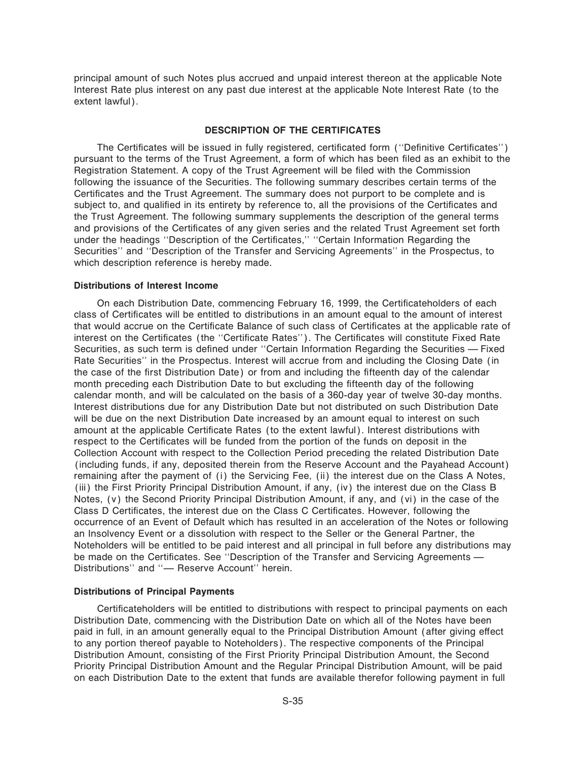principal amount of such Notes plus accrued and unpaid interest thereon at the applicable Note Interest Rate plus interest on any past due interest at the applicable Note Interest Rate (to the extent lawful).

## DESCRIPTION OF THE CERTIFICATES

The Certificates will be issued in fully registered, certificated form (''Definitive Certificates'') pursuant to the terms of the Trust Agreement, a form of which has been filed as an exhibit to the Registration Statement. A copy of the Trust Agreement will be filed with the Commission following the issuance of the Securities. The following summary describes certain terms of the Certificates and the Trust Agreement. The summary does not purport to be complete and is subject to, and qualified in its entirety by reference to, all the provisions of the Certificates and the Trust Agreement. The following summary supplements the description of the general terms and provisions of the Certificates of any given series and the related Trust Agreement set forth under the headings ''Description of the Certificates,'' ''Certain Information Regarding the Securities'' and ''Description of the Transfer and Servicing Agreements'' in the Prospectus, to which description reference is hereby made.

### Distributions of Interest Income

On each Distribution Date, commencing February 16, 1999, the Certificateholders of each class of Certificates will be entitled to distributions in an amount equal to the amount of interest that would accrue on the Certificate Balance of such class of Certificates at the applicable rate of interest on the Certificates (the ''Certificate Rates''). The Certificates will constitute Fixed Rate Securities, as such term is defined under ''Certain Information Regarding the Securities — Fixed Rate Securities'' in the Prospectus. Interest will accrue from and including the Closing Date (in the case of the first Distribution Date) or from and including the fifteenth day of the calendar month preceding each Distribution Date to but excluding the fifteenth day of the following calendar month, and will be calculated on the basis of a 360-day year of twelve 30-day months. Interest distributions due for any Distribution Date but not distributed on such Distribution Date will be due on the next Distribution Date increased by an amount equal to interest on such amount at the applicable Certificate Rates (to the extent lawful). Interest distributions with respect to the Certificates will be funded from the portion of the funds on deposit in the Collection Account with respect to the Collection Period preceding the related Distribution Date (including funds, if any, deposited therein from the Reserve Account and the Payahead Account) remaining after the payment of (i) the Servicing Fee, (ii) the interest due on the Class A Notes, (iii) the First Priority Principal Distribution Amount, if any, (iv) the interest due on the Class B Notes, (v) the Second Priority Principal Distribution Amount, if any, and (vi) in the case of the Class D Certificates, the interest due on the Class C Certificates. However, following the occurrence of an Event of Default which has resulted in an acceleration of the Notes or following an Insolvency Event or a dissolution with respect to the Seller or the General Partner, the Noteholders will be entitled to be paid interest and all principal in full before any distributions may be made on the Certificates. See ''Description of the Transfer and Servicing Agreements — Distributions'' and ''— Reserve Account'' herein.

### Distributions of Principal Payments

Certificateholders will be entitled to distributions with respect to principal payments on each Distribution Date, commencing with the Distribution Date on which all of the Notes have been paid in full, in an amount generally equal to the Principal Distribution Amount (after giving effect to any portion thereof payable to Noteholders). The respective components of the Principal Distribution Amount, consisting of the First Priority Principal Distribution Amount, the Second Priority Principal Distribution Amount and the Regular Principal Distribution Amount, will be paid on each Distribution Date to the extent that funds are available therefor following payment in full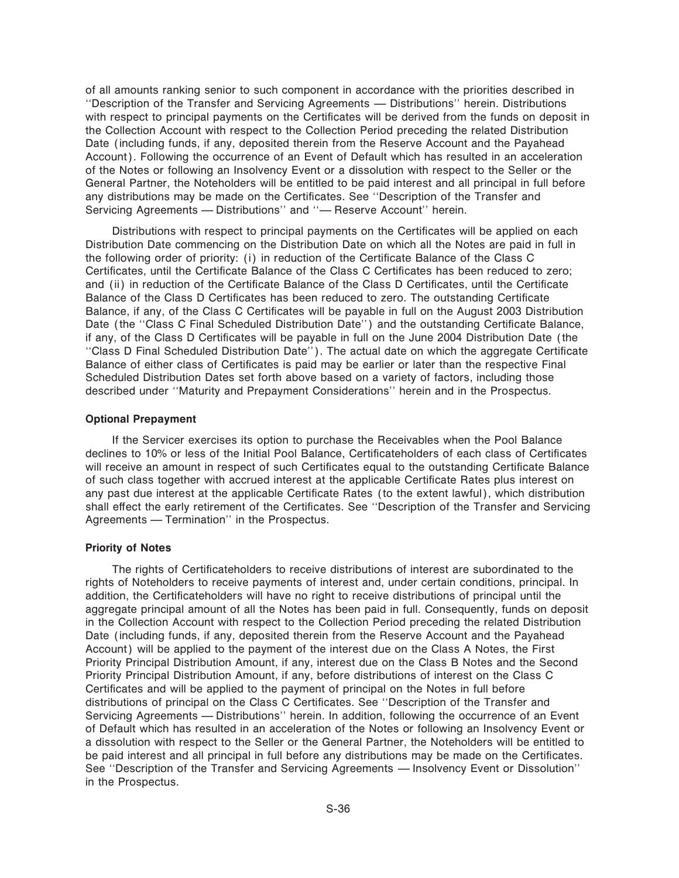of all amounts ranking senior to such component in accordance with the priorities described in ''Description of the Transfer and Servicing Agreements — Distributions'' herein. Distributions with respect to principal payments on the Certificates will be derived from the funds on deposit in the Collection Account with respect to the Collection Period preceding the related Distribution Date (including funds, if any, deposited therein from the Reserve Account and the Payahead Account). Following the occurrence of an Event of Default which has resulted in an acceleration of the Notes or following an Insolvency Event or a dissolution with respect to the Seller or the General Partner, the Noteholders will be entitled to be paid interest and all principal in full before any distributions may be made on the Certificates. See ''Description of the Transfer and Servicing Agreements — Distributions'' and ''— Reserve Account'' herein.

Distributions with respect to principal payments on the Certificates will be applied on each Distribution Date commencing on the Distribution Date on which all the Notes are paid in full in the following order of priority: (i) in reduction of the Certificate Balance of the Class C Certificates, until the Certificate Balance of the Class C Certificates has been reduced to zero; and (ii) in reduction of the Certificate Balance of the Class D Certificates, until the Certificate Balance of the Class D Certificates has been reduced to zero. The outstanding Certificate Balance, if any, of the Class C Certificates will be payable in full on the August 2003 Distribution Date (the ''Class C Final Scheduled Distribution Date'') and the outstanding Certificate Balance, if any, of the Class D Certificates will be payable in full on the June 2004 Distribution Date (the ''Class D Final Scheduled Distribution Date''). The actual date on which the aggregate Certificate Balance of either class of Certificates is paid may be earlier or later than the respective Final Scheduled Distribution Dates set forth above based on a variety of factors, including those described under ''Maturity and Prepayment Considerations'' herein and in the Prospectus.

**Optional Prepayment**

If the Servicer exercises its option to purchase the Receivables when the Pool Balance declines to 10% or less of the Initial Pool Balance, Certificateholders of each class of Certificates will receive an amount in respect of such Certificates equal to the outstanding Certificate Balance of such class together with accrued interest at the applicable Certificate Rates plus interest on any past due interest at the applicable Certificate Rates (to the extent lawful), which distribution shall effect the early retirement of the Certificates. See ''Description of the Transfer and Servicing Agreements — Termination'' in the Prospectus.

**Priority of Notes**

The rights of Certificateholders to receive distributions of interest are subordinated to the rights of Noteholders to receive payments of interest and, under certain conditions, principal. In addition, the Certificateholders will have no right to receive distributions of principal until the aggregate principal amount of all the Notes has been paid in full. Consequently, funds on deposit in the Collection Account with respect to the Collection Period preceding the related Distribution Date (including funds, if any, deposited therein from the Reserve Account and the Payahead Account) will be applied to the payment of the interest due on the Class A Notes, the First Priority Principal Distribution Amount, if any, interest due on the Class B Notes and the Second Priority Principal Distribution Amount, if any, before distributions of interest on the Class C Certificates and will be applied to the payment of principal on the Notes in full before distributions of principal on the Class C Certificates. See ''Description of the Transfer and Servicing Agreements — Distributions'' herein. In addition, following the occurrence of an Event of Default which has resulted in an acceleration of the Notes or following an Insolvency Event or a dissolution with respect to the Seller or the General Partner, the Noteholders will be entitled to be paid interest and all principal in full before any distributions may be made on the Certificates. See ''Description of the Transfer and Servicing Agreements — Insolvency Event or Dissolution'' in the Prospectus.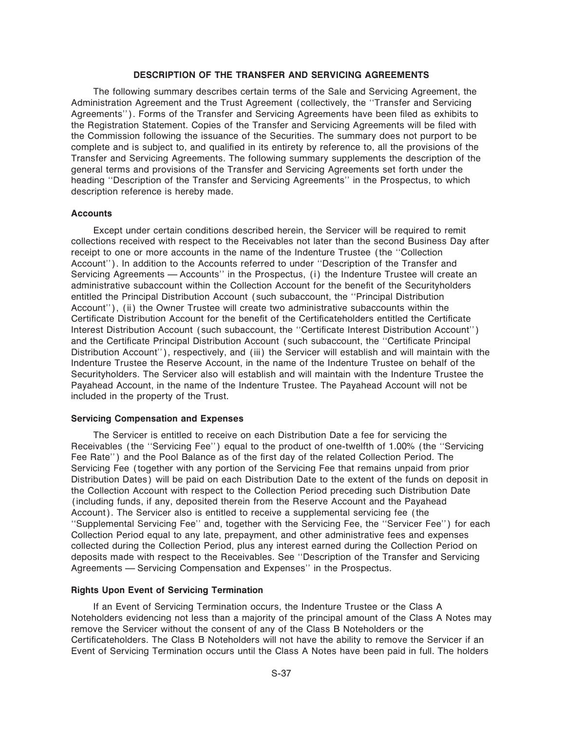## DESCRIPTION OF THE TRANSFER AND SERVICING AGREEMENTS

The following summary describes certain terms of the Sale and Servicing Agreement, the Administration Agreement and the Trust Agreement (collectively, the ''Transfer and Servicing Agreements''). Forms of the Transfer and Servicing Agreements have been filed as exhibits to the Registration Statement. Copies of the Transfer and Servicing Agreements will be filed with the Commission following the issuance of the Securities. The summary does not purport to be complete and is subject to, and qualified in its entirety by reference to, all the provisions of the Transfer and Servicing Agreements. The following summary supplements the description of the general terms and provisions of the Transfer and Servicing Agreements set forth under the heading ''Description of the Transfer and Servicing Agreements'' in the Prospectus, to which description reference is hereby made.

### Accounts

Except under certain conditions described herein, the Servicer will be required to remit collections received with respect to the Receivables not later than the second Business Day after receipt to one or more accounts in the name of the Indenture Trustee (the ''Collection Account''). In addition to the Accounts referred to under ''Description of the Transfer and Servicing Agreements — Accounts'' in the Prospectus, (i) the Indenture Trustee will create an administrative subaccount within the Collection Account for the benefit of the Securityholders entitled the Principal Distribution Account (such subaccount, the ''Principal Distribution Account''), (ii) the Owner Trustee will create two administrative subaccounts within the Certificate Distribution Account for the benefit of the Certificateholders entitled the Certificate Interest Distribution Account (such subaccount, the ''Certificate Interest Distribution Account'') and the Certificate Principal Distribution Account (such subaccount, the ''Certificate Principal Distribution Account''), respectively, and (iii) the Servicer will establish and will maintain with the Indenture Trustee the Reserve Account, in the name of the Indenture Trustee on behalf of the Securityholders. The Servicer also will establish and will maintain with the Indenture Trustee the Payahead Account, in the name of the Indenture Trustee. The Payahead Account will not be included in the property of the Trust.

### Servicing Compensation and Expenses

The Servicer is entitled to receive on each Distribution Date a fee for servicing the Receivables (the ''Servicing Fee'') equal to the product of one-twelfth of 1.00% (the ''Servicing Fee Rate'') and the Pool Balance as of the first day of the related Collection Period. The Servicing Fee (together with any portion of the Servicing Fee that remains unpaid from prior Distribution Dates) will be paid on each Distribution Date to the extent of the funds on deposit in the Collection Account with respect to the Collection Period preceding such Distribution Date (including funds, if any, deposited therein from the Reserve Account and the Payahead Account). The Servicer also is entitled to receive a supplemental servicing fee (the ''Supplemental Servicing Fee'' and, together with the Servicing Fee, the ''Servicer Fee'') for each Collection Period equal to any late, prepayment, and other administrative fees and expenses collected during the Collection Period, plus any interest earned during the Collection Period on deposits made with respect to the Receivables. See ''Description of the Transfer and Servicing Agreements — Servicing Compensation and Expenses'' in the Prospectus.

### Rights Upon Event of Servicing Termination

If an Event of Servicing Termination occurs, the Indenture Trustee or the Class A Noteholders evidencing not less than a majority of the principal amount of the Class A Notes may remove the Servicer without the consent of any of the Class B Noteholders or the Certificateholders. The Class B Noteholders will not have the ability to remove the Servicer if an Event of Servicing Termination occurs until the Class A Notes have been paid in full. The holders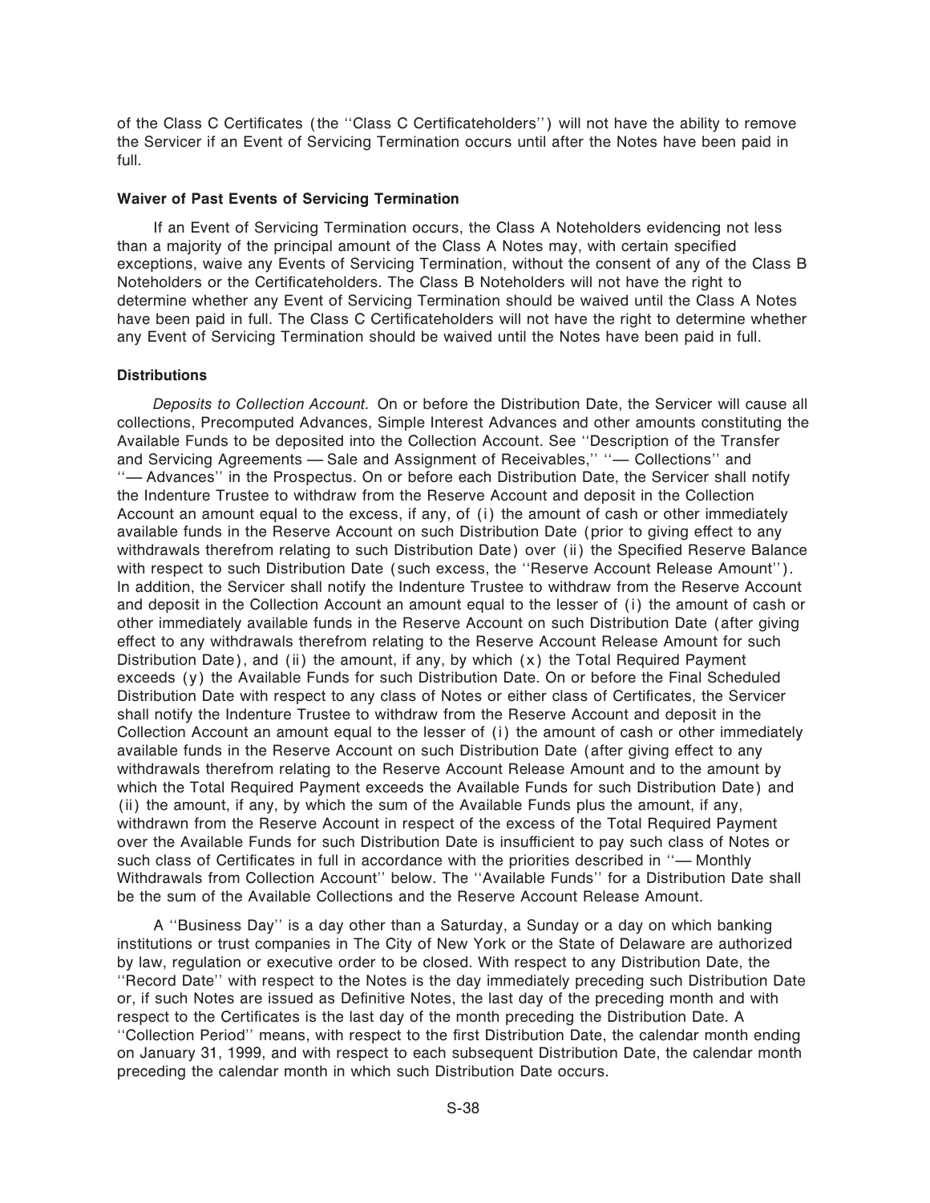of the Class C Certificates (the ''Class C Certificateholders'') will not have the ability to remove the Servicer if an Event of Servicing Termination occurs until after the Notes have been paid in full.

### Waiver of Past Events of Servicing Termination

If an Event of Servicing Termination occurs, the Class A Noteholders evidencing not less than a majority of the principal amount of the Class A Notes may, with certain specified exceptions, waive any Events of Servicing Termination, without the consent of any of the Class B Noteholders or the Certificateholders. The Class B Noteholders will not have the right to determine whether any Event of Servicing Termination should be waived until the Class A Notes have been paid in full. The Class C Certificateholders will not have the right to determine whether any Event of Servicing Termination should be waived until the Notes have been paid in full.

### Distributions

*Deposits to Collection Account.* On or before the Distribution Date, the Servicer will cause all collections, Precomputed Advances, Simple Interest Advances and other amounts constituting the Available Funds to be deposited into the Collection Account. See ''Description of the Transfer and Servicing Agreements — Sale and Assignment of Receivables,'' ''— Collections'' and ''— Advances'' in the Prospectus. On or before each Distribution Date, the Servicer shall notify the Indenture Trustee to withdraw from the Reserve Account and deposit in the Collection Account an amount equal to the excess, if any, of (i) the amount of cash or other immediately available funds in the Reserve Account on such Distribution Date (prior to giving effect to any withdrawals therefrom relating to such Distribution Date) over (ii) the Specified Reserve Balance with respect to such Distribution Date (such excess, the ''Reserve Account Release Amount''). In addition, the Servicer shall notify the Indenture Trustee to withdraw from the Reserve Account and deposit in the Collection Account an amount equal to the lesser of (i) the amount of cash or other immediately available funds in the Reserve Account on such Distribution Date (after giving effect to any withdrawals therefrom relating to the Reserve Account Release Amount for such Distribution Date), and (ii) the amount, if any, by which (x) the Total Required Payment exceeds (y) the Available Funds for such Distribution Date. On or before the Final Scheduled Distribution Date with respect to any class of Notes or either class of Certificates, the Servicer shall notify the Indenture Trustee to withdraw from the Reserve Account and deposit in the Collection Account an amount equal to the lesser of (i) the amount of cash or other immediately available funds in the Reserve Account on such Distribution Date (after giving effect to any withdrawals therefrom relating to the Reserve Account Release Amount and to the amount by which the Total Required Payment exceeds the Available Funds for such Distribution Date) and (ii) the amount, if any, by which the sum of the Available Funds plus the amount, if any, withdrawn from the Reserve Account in respect of the excess of the Total Required Payment over the Available Funds for such Distribution Date is insufficient to pay such class of Notes or such class of Certificates in full in accordance with the priorities described in ''— Monthly Withdrawals from Collection Account'' below. The ''Available Funds'' for a Distribution Date shall be the sum of the Available Collections and the Reserve Account Release Amount.

A ''Business Day'' is a day other than a Saturday, a Sunday or a day on which banking institutions or trust companies in The City of New York or the State of Delaware are authorized by law, regulation or executive order to be closed. With respect to any Distribution Date, the ''Record Date'' with respect to the Notes is the day immediately preceding such Distribution Date or, if such Notes are issued as Definitive Notes, the last day of the preceding month and with respect to the Certificates is the last day of the month preceding the Distribution Date. A ''Collection Period'' means, with respect to the first Distribution Date, the calendar month ending on January 31, 1999, and with respect to each subsequent Distribution Date, the calendar month preceding the calendar month in which such Distribution Date occurs.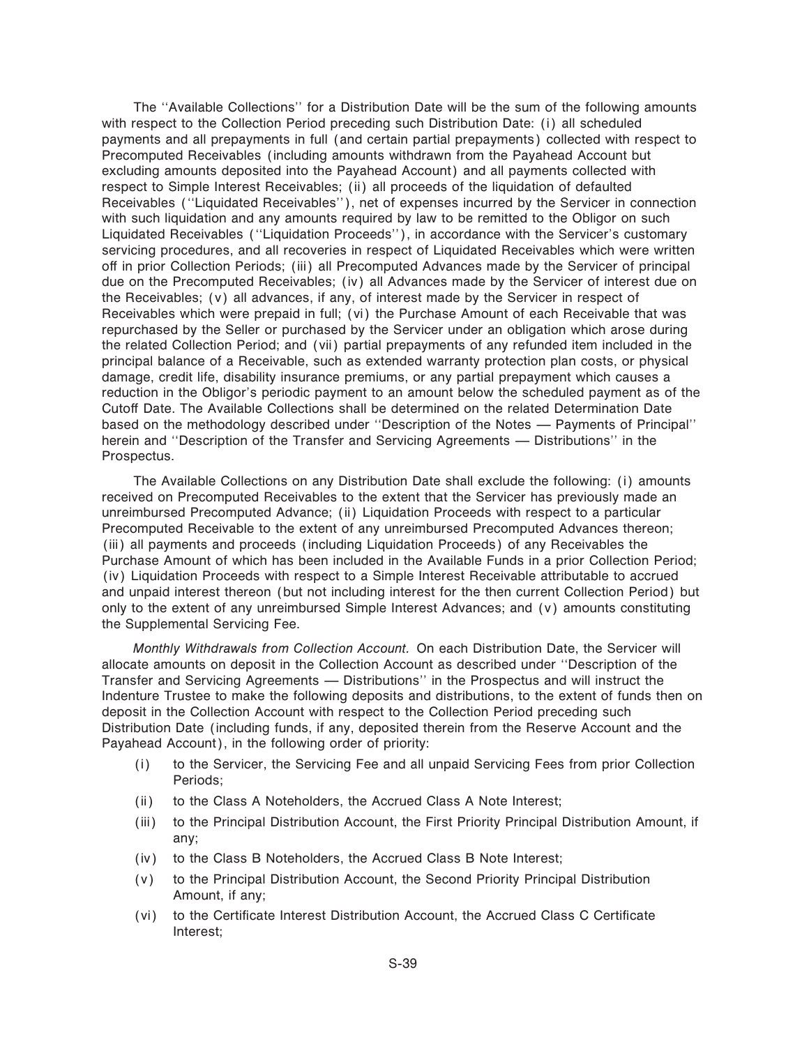The ''Available Collections'' for a Distribution Date will be the sum of the following amounts with respect to the Collection Period preceding such Distribution Date: (i) all scheduled payments and all prepayments in full (and certain partial prepayments) collected with respect to Precomputed Receivables (including amounts withdrawn from the Payahead Account but excluding amounts deposited into the Payahead Account) and all payments collected with respect to Simple Interest Receivables; (ii) all proceeds of the liquidation of defaulted Receivables (''Liquidated Receivables''), net of expenses incurred by the Servicer in connection with such liquidation and any amounts required by law to be remitted to the Obligor on such Liquidated Receivables (''Liquidation Proceeds''), in accordance with the Servicer's customary servicing procedures, and all recoveries in respect of Liquidated Receivables which were written off in prior Collection Periods; (iii) all Precomputed Advances made by the Servicer of principal due on the Precomputed Receivables; (iv) all Advances made by the Servicer of interest due on the Receivables; (v) all advances, if any, of interest made by the Servicer in respect of Receivables which were prepaid in full; (vi) the Purchase Amount of each Receivable that was repurchased by the Seller or purchased by the Servicer under an obligation which arose during the related Collection Period; and (vii) partial prepayments of any refunded item included in the principal balance of a Receivable, such as extended warranty protection plan costs, or physical damage, credit life, disability insurance premiums, or any partial prepayment which causes a reduction in the Obligor's periodic payment to an amount below the scheduled payment as of the Cutoff Date. The Available Collections shall be determined on the related Determination Date based on the methodology described under ''Description of the Notes — Payments of Principal'' herein and ''Description of the Transfer and Servicing Agreements — Distributions'' in the Prospectus.

The Available Collections on any Distribution Date shall exclude the following: (i) amounts received on Precomputed Receivables to the extent that the Servicer has previously made an unreimbursed Precomputed Advance; (ii) Liquidation Proceeds with respect to a particular Precomputed Receivable to the extent of any unreimbursed Precomputed Advances thereon; (iii) all payments and proceeds (including Liquidation Proceeds) of any Receivables the Purchase Amount of which has been included in the Available Funds in a prior Collection Period; (iv) Liquidation Proceeds with respect to a Simple Interest Receivable attributable to accrued and unpaid interest thereon (but not including interest for the then current Collection Period) but only to the extent of any unreimbursed Simple Interest Advances; and (v) amounts constituting the Supplemental Servicing Fee.

*Monthly Withdrawals from Collection Account.* On each Distribution Date, the Servicer will allocate amounts on deposit in the Collection Account as described under ''Description of the Transfer and Servicing Agreements — Distributions'' in the Prospectus and will instruct the Indenture Trustee to make the following deposits and distributions, to the extent of funds then on deposit in the Collection Account with respect to the Collection Period preceding such Distribution Date (including funds, if any, deposited therein from the Reserve Account and the Payahead Account), in the following order of priority:

(i) to the Servicer, the Servicing Fee and all unpaid Servicing Fees from prior Collection Periods;

(ii) to the Class A Noteholders, the Accrued Class A Note Interest;

(iii) to the Principal Distribution Account, the First Priority Principal Distribution Amount, if any;

(iv) to the Class B Noteholders, the Accrued Class B Note Interest;

(v) to the Principal Distribution Account, the Second Priority Principal Distribution Amount, if any;

(vi) to the Certificate Interest Distribution Account, the Accrued Class C Certificate Interest;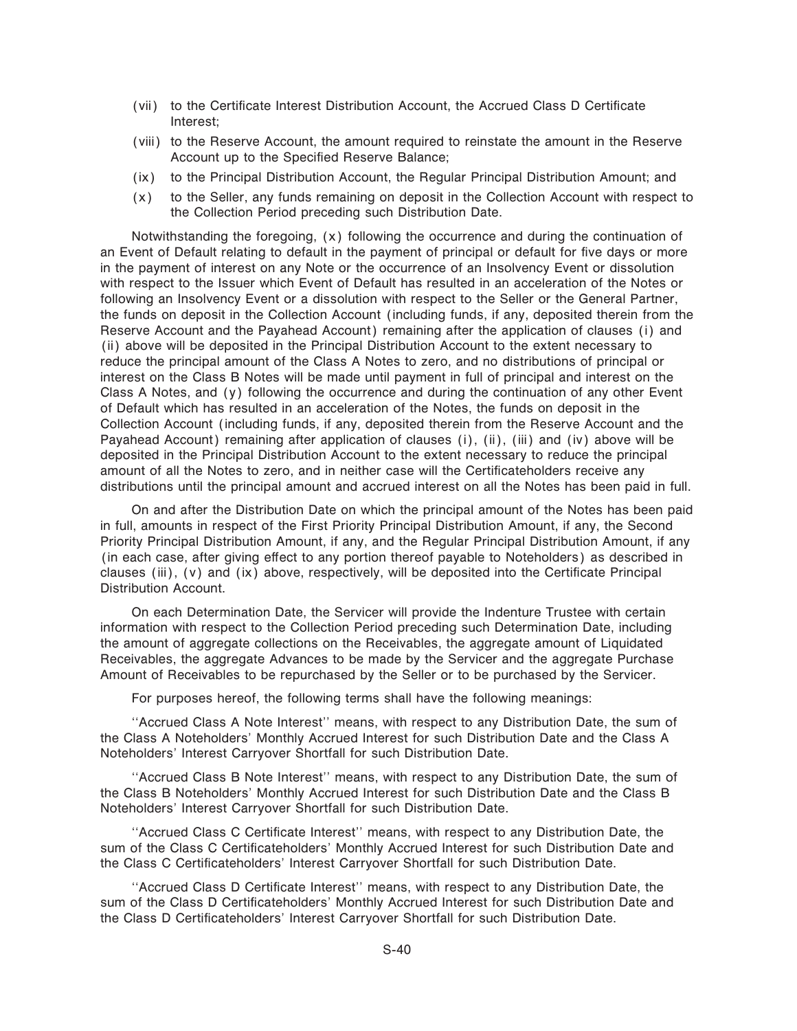- (vii) to the Certificate Interest Distribution Account, the Accrued Class D Certificate Interest;
- (viii) to the Reserve Account, the amount required to reinstate the amount in the Reserve Account up to the Specified Reserve Balance;
- (ix) to the Principal Distribution Account, the Regular Principal Distribution Amount; and
- (x) to the Seller, any funds remaining on deposit in the Collection Account with respect to the Collection Period preceding such Distribution Date.

Notwithstanding the foregoing, (x) following the occurrence and during the continuation of an Event of Default relating to default in the payment of principal or default for five days or more in the payment of interest on any Note or the occurrence of an Insolvency Event or dissolution with respect to the Issuer which Event of Default has resulted in an acceleration of the Notes or following an Insolvency Event or a dissolution with respect to the Seller or the General Partner, the funds on deposit in the Collection Account (including funds, if any, deposited therein from the Reserve Account and the Payahead Account) remaining after the application of clauses (i) and (ii) above will be deposited in the Principal Distribution Account to the extent necessary to reduce the principal amount of the Class A Notes to zero, and no distributions of principal or interest on the Class B Notes will be made until payment in full of principal and interest on the Class A Notes, and (y) following the occurrence and during the continuation of any other Event of Default which has resulted in an acceleration of the Notes, the funds on deposit in the Collection Account (including funds, if any, deposited therein from the Reserve Account and the Payahead Account) remaining after application of clauses (i), (ii), (iii) and (iv) above will be deposited in the Principal Distribution Account to the extent necessary to reduce the principal amount of all the Notes to zero, and in neither case will the Certificateholders receive any distributions until the principal amount and accrued interest on all the Notes has been paid in full.

On and after the Distribution Date on which the principal amount of the Notes has been paid in full, amounts in respect of the First Priority Principal Distribution Amount, if any, the Second Priority Principal Distribution Amount, if any, and the Regular Principal Distribution Amount, if any (in each case, after giving effect to any portion thereof payable to Noteholders) as described in clauses (iii), (v) and (ix) above, respectively, will be deposited into the Certificate Principal Distribution Account.

On each Determination Date, the Servicer will provide the Indenture Trustee with certain information with respect to the Collection Period preceding such Determination Date, including the amount of aggregate collections on the Receivables, the aggregate amount of Liquidated Receivables, the aggregate Advances to be made by the Servicer and the aggregate Purchase Amount of Receivables to be repurchased by the Seller or to be purchased by the Servicer.

For purposes hereof, the following terms shall have the following meanings:

''Accrued Class A Note Interest'' means, with respect to any Distribution Date, the sum of the Class A Noteholders' Monthly Accrued Interest for such Distribution Date and the Class A Noteholders' Interest Carryover Shortfall for such Distribution Date.

''Accrued Class B Note Interest'' means, with respect to any Distribution Date, the sum of the Class B Noteholders' Monthly Accrued Interest for such Distribution Date and the Class B Noteholders' Interest Carryover Shortfall for such Distribution Date.

''Accrued Class C Certificate Interest'' means, with respect to any Distribution Date, the sum of the Class C Certificateholders' Monthly Accrued Interest for such Distribution Date and the Class C Certificateholders' Interest Carryover Shortfall for such Distribution Date.

''Accrued Class D Certificate Interest'' means, with respect to any Distribution Date, the sum of the Class D Certificateholders' Monthly Accrued Interest for such Distribution Date and the Class D Certificateholders' Interest Carryover Shortfall for such Distribution Date.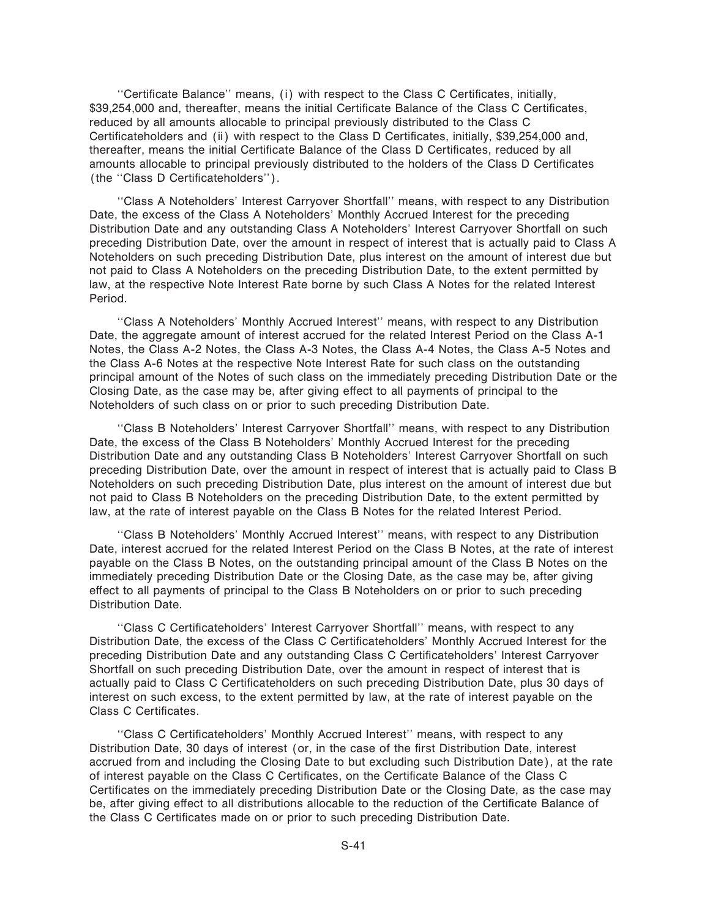''Certificate Balance'' means, (i) with respect to the Class C Certificates, initially, $39,254,000 and, thereafter, means the initial Certificate Balance of the Class C Certificates, reduced by all amounts allocable to principal previously distributed to the Class C Certificateholders and (ii) with respect to the Class D Certificates, initially, $39,254,000 and, thereafter, means the initial Certificate Balance of the Class D Certificates, reduced by all amounts allocable to principal previously distributed to the holders of the Class D Certificates (the ''Class D Certificateholders'').

''Class A Noteholders' Interest Carryover Shortfall'' means, with respect to any Distribution Date, the excess of the Class A Noteholders' Monthly Accrued Interest for the preceding Distribution Date and any outstanding Class A Noteholders' Interest Carryover Shortfall on such preceding Distribution Date, over the amount in respect of interest that is actually paid to Class A Noteholders on such preceding Distribution Date, plus interest on the amount of interest due but not paid to Class A Noteholders on the preceding Distribution Date, to the extent permitted by law, at the respective Note Interest Rate borne by such Class A Notes for the related Interest Period.

''Class A Noteholders' Monthly Accrued Interest'' means, with respect to any Distribution Date, the aggregate amount of interest accrued for the related Interest Period on the Class A-1 Notes, the Class A-2 Notes, the Class A-3 Notes, the Class A-4 Notes, the Class A-5 Notes and the Class A-6 Notes at the respective Note Interest Rate for such class on the outstanding principal amount of the Notes of such class on the immediately preceding Distribution Date or the Closing Date, as the case may be, after giving effect to all payments of principal to the Noteholders of such class on or prior to such preceding Distribution Date.

''Class B Noteholders' Interest Carryover Shortfall'' means, with respect to any Distribution Date, the excess of the Class B Noteholders' Monthly Accrued Interest for the preceding Distribution Date and any outstanding Class B Noteholders' Interest Carryover Shortfall on such preceding Distribution Date, over the amount in respect of interest that is actually paid to Class B Noteholders on such preceding Distribution Date, plus interest on the amount of interest due but not paid to Class B Noteholders on the preceding Distribution Date, to the extent permitted by law, at the rate of interest payable on the Class B Notes for the related Interest Period.

''Class B Noteholders' Monthly Accrued Interest'' means, with respect to any Distribution Date, interest accrued for the related Interest Period on the Class B Notes, at the rate of interest payable on the Class B Notes, on the outstanding principal amount of the Class B Notes on the immediately preceding Distribution Date or the Closing Date, as the case may be, after giving effect to all payments of principal to the Class B Noteholders on or prior to such preceding Distribution Date.

''Class C Certificateholders' Interest Carryover Shortfall'' means, with respect to any Distribution Date, the excess of the Class C Certificateholders' Monthly Accrued Interest for the preceding Distribution Date and any outstanding Class C Certificateholders' Interest Carryover Shortfall on such preceding Distribution Date, over the amount in respect of interest that is actually paid to Class C Certificateholders on such preceding Distribution Date, plus 30 days of interest on such excess, to the extent permitted by law, at the rate of interest payable on the Class C Certificates.

''Class C Certificateholders' Monthly Accrued Interest'' means, with respect to any Distribution Date, 30 days of interest (or, in the case of the first Distribution Date, interest accrued from and including the Closing Date to but excluding such Distribution Date), at the rate of interest payable on the Class C Certificates, on the Certificate Balance of the Class C Certificates on the immediately preceding Distribution Date or the Closing Date, as the case may be, after giving effect to all distributions allocable to the reduction of the Certificate Balance of the Class C Certificates made on or prior to such preceding Distribution Date.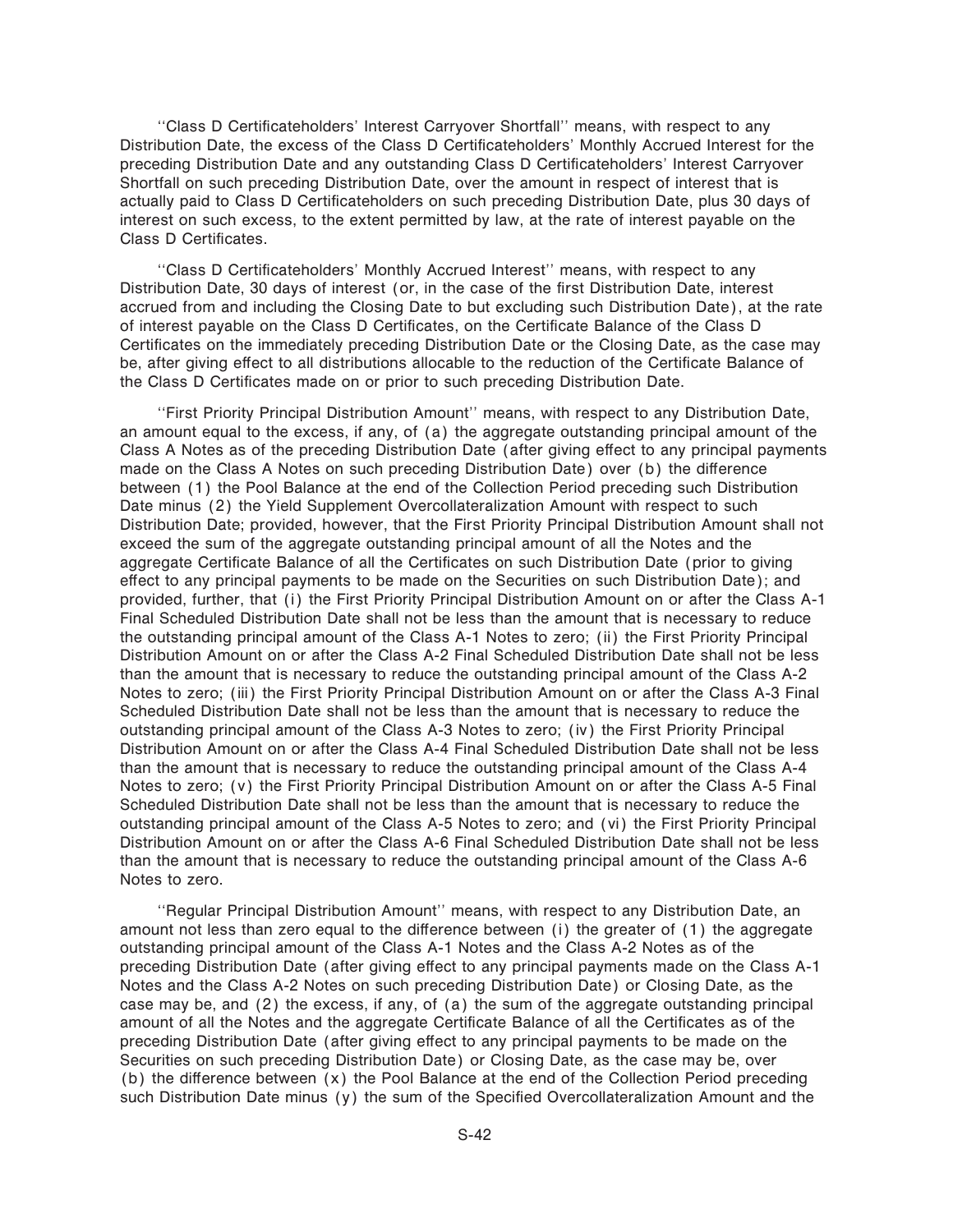''Class D Certificateholders' Interest Carryover Shortfall'' means, with respect to any Distribution Date, the excess of the Class D Certificateholders' Monthly Accrued Interest for the preceding Distribution Date and any outstanding Class D Certificateholders' Interest Carryover Shortfall on such preceding Distribution Date, over the amount in respect of interest that is actually paid to Class D Certificateholders on such preceding Distribution Date, plus 30 days of interest on such excess, to the extent permitted by law, at the rate of interest payable on the Class D Certificates.

''Class D Certificateholders' Monthly Accrued Interest'' means, with respect to any Distribution Date, 30 days of interest (or, in the case of the first Distribution Date, interest accrued from and including the Closing Date to but excluding such Distribution Date), at the rate of interest payable on the Class D Certificates, on the Certificate Balance of the Class D Certificates on the immediately preceding Distribution Date or the Closing Date, as the case may be, after giving effect to all distributions allocable to the reduction of the Certificate Balance of the Class D Certificates made on or prior to such preceding Distribution Date.

''First Priority Principal Distribution Amount'' means, with respect to any Distribution Date, an amount equal to the excess, if any, of (a) the aggregate outstanding principal amount of the Class A Notes as of the preceding Distribution Date (after giving effect to any principal payments made on the Class A Notes on such preceding Distribution Date) over (b) the difference between (1) the Pool Balance at the end of the Collection Period preceding such Distribution Date minus (2) the Yield Supplement Overcollateralization Amount with respect to such Distribution Date; provided, however, that the First Priority Principal Distribution Amount shall not exceed the sum of the aggregate outstanding principal amount of all the Notes and the aggregate Certificate Balance of all the Certificates on such Distribution Date (prior to giving effect to any principal payments to be made on the Securities on such Distribution Date); and provided, further, that (i) the First Priority Principal Distribution Amount on or after the Class A-1 Final Scheduled Distribution Date shall not be less than the amount that is necessary to reduce the outstanding principal amount of the Class A-1 Notes to zero; (ii) the First Priority Principal Distribution Amount on or after the Class A-2 Final Scheduled Distribution Date shall not be less than the amount that is necessary to reduce the outstanding principal amount of the Class A-2 Notes to zero; (iii) the First Priority Principal Distribution Amount on or after the Class A-3 Final Scheduled Distribution Date shall not be less than the amount that is necessary to reduce the outstanding principal amount of the Class A-3 Notes to zero; (iv) the First Priority Principal Distribution Amount on or after the Class A-4 Final Scheduled Distribution Date shall not be less than the amount that is necessary to reduce the outstanding principal amount of the Class A-4 Notes to zero; (v) the First Priority Principal Distribution Amount on or after the Class A-5 Final Scheduled Distribution Date shall not be less than the amount that is necessary to reduce the outstanding principal amount of the Class A-5 Notes to zero; and (vi) the First Priority Principal Distribution Amount on or after the Class A-6 Final Scheduled Distribution Date shall not be less than the amount that is necessary to reduce the outstanding principal amount of the Class A-6 Notes to zero.

''Regular Principal Distribution Amount'' means, with respect to any Distribution Date, an amount not less than zero equal to the difference between (i) the greater of (1) the aggregate outstanding principal amount of the Class A-1 Notes and the Class A-2 Notes as of the preceding Distribution Date (after giving effect to any principal payments made on the Class A-1 Notes and the Class A-2 Notes on such preceding Distribution Date) or Closing Date, as the case may be, and (2) the excess, if any, of (a) the sum of the aggregate outstanding principal amount of all the Notes and the aggregate Certificate Balance of all the Certificates as of the preceding Distribution Date (after giving effect to any principal payments to be made on the Securities on such preceding Distribution Date) or Closing Date, as the case may be, over (b) the difference between (x) the Pool Balance at the end of the Collection Period preceding such Distribution Date minus (y) the sum of the Specified Overcollateralization Amount and the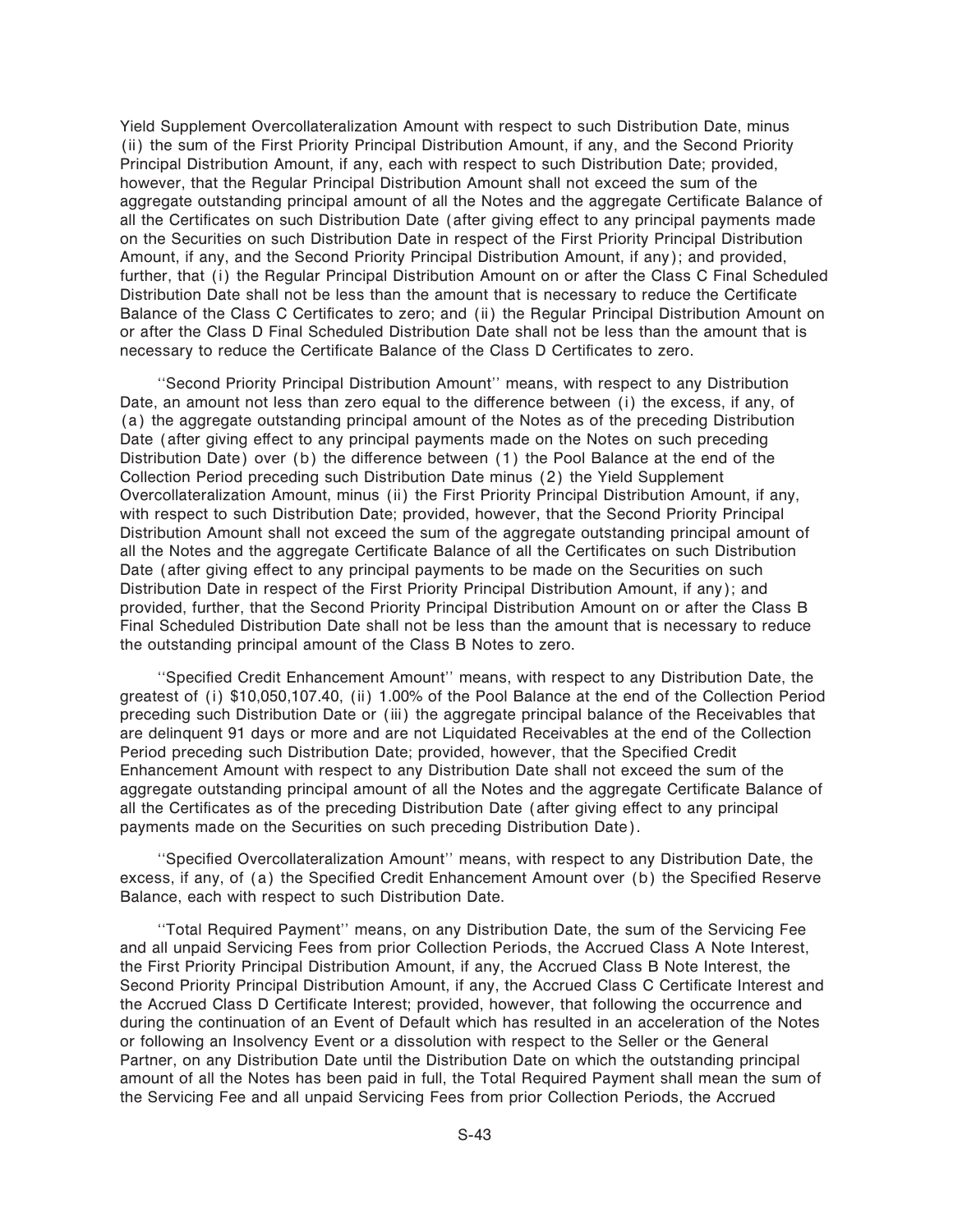Yield Supplement Overcollateralization Amount with respect to such Distribution Date, minus (ii) the sum of the First Priority Principal Distribution Amount, if any, and the Second Priority Principal Distribution Amount, if any, each with respect to such Distribution Date; provided, however, that the Regular Principal Distribution Amount shall not exceed the sum of the aggregate outstanding principal amount of all the Notes and the aggregate Certificate Balance of all the Certificates on such Distribution Date (after giving effect to any principal payments made on the Securities on such Distribution Date in respect of the First Priority Principal Distribution Amount, if any, and the Second Priority Principal Distribution Amount, if any); and provided, further, that (i) the Regular Principal Distribution Amount on or after the Class C Final Scheduled Distribution Date shall not be less than the amount that is necessary to reduce the Certificate Balance of the Class C Certificates to zero; and (ii) the Regular Principal Distribution Amount on or after the Class D Final Scheduled Distribution Date shall not be less than the amount that is necessary to reduce the Certificate Balance of the Class D Certificates to zero.

''Second Priority Principal Distribution Amount'' means, with respect to any Distribution Date, an amount not less than zero equal to the difference between (i) the excess, if any, of (a) the aggregate outstanding principal amount of the Notes as of the preceding Distribution Date (after giving effect to any principal payments made on the Notes on such preceding Distribution Date) over (b) the difference between (1) the Pool Balance at the end of the Collection Period preceding such Distribution Date minus (2) the Yield Supplement Overcollateralization Amount, minus (ii) the First Priority Principal Distribution Amount, if any, with respect to such Distribution Date; provided, however, that the Second Priority Principal Distribution Amount shall not exceed the sum of the aggregate outstanding principal amount of all the Notes and the aggregate Certificate Balance of all the Certificates on such Distribution Date (after giving effect to any principal payments to be made on the Securities on such Distribution Date in respect of the First Priority Principal Distribution Amount, if any); and provided, further, that the Second Priority Principal Distribution Amount on or after the Class B Final Scheduled Distribution Date shall not be less than the amount that is necessary to reduce the outstanding principal amount of the Class B Notes to zero.

''Specified Credit Enhancement Amount'' means, with respect to any Distribution Date, the greatest of (i) $10,050,107.40, (ii) 1.00% of the Pool Balance at the end of the Collection Period preceding such Distribution Date or (iii) the aggregate principal balance of the Receivables that are delinquent 91 days or more and are not Liquidated Receivables at the end of the Collection Period preceding such Distribution Date; provided, however, that the Specified Credit Enhancement Amount with respect to any Distribution Date shall not exceed the sum of the aggregate outstanding principal amount of all the Notes and the aggregate Certificate Balance of all the Certificates as of the preceding Distribution Date (after giving effect to any principal payments made on the Securities on such preceding Distribution Date).

''Specified Overcollateralization Amount'' means, with respect to any Distribution Date, the excess, if any, of (a) the Specified Credit Enhancement Amount over (b) the Specified Reserve Balance, each with respect to such Distribution Date.

''Total Required Payment'' means, on any Distribution Date, the sum of the Servicing Fee and all unpaid Servicing Fees from prior Collection Periods, the Accrued Class A Note Interest, the First Priority Principal Distribution Amount, if any, the Accrued Class B Note Interest, the Second Priority Principal Distribution Amount, if any, the Accrued Class C Certificate Interest and the Accrued Class D Certificate Interest; provided, however, that following the occurrence and during the continuation of an Event of Default which has resulted in an acceleration of the Notes or following an Insolvency Event or a dissolution with respect to the Seller or the General Partner, on any Distribution Date until the Distribution Date on which the outstanding principal amount of all the Notes has been paid in full, the Total Required Payment shall mean the sum of the Servicing Fee and all unpaid Servicing Fees from prior Collection Periods, the Accrued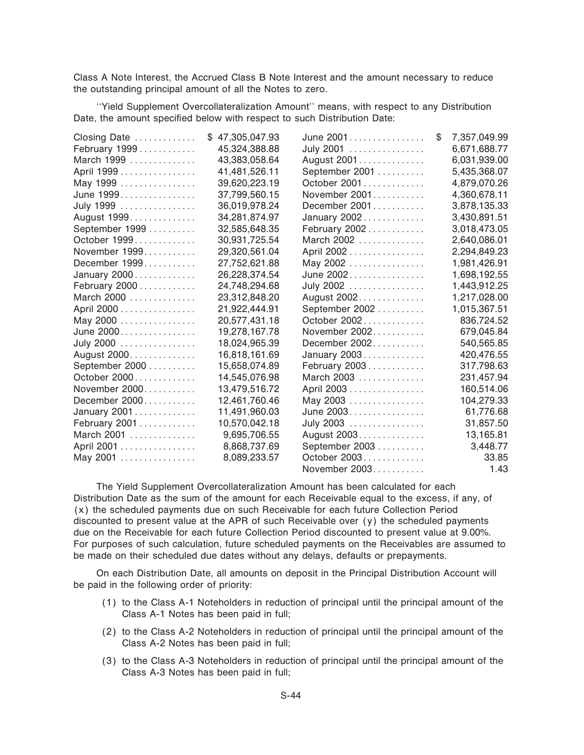Class A Note Interest, the Accrued Class B Note Interest and the amount necessary to reduce the outstanding principal amount of all the Notes to zero.

''Yield Supplement Overcollateralization Amount'' means, with respect to any Distribution Date, the amount specified below with respect to such Distribution Date:

| Distribution Date | Amount | Distribution Date | Amount |
|---|---|---|---|
| Closing Date | $ 47,305,047.93 | June 2001 | $ 7,357,049.99 |
| February 1999 | 45,324,388.88 | July 2001 | 6,671,688.77 |
| March 1999 | 43,383,058.64 | August 2001 | 6,031,939.00 |
| April 1999 | 41,481,526.11 | September 2001 | 5,435,368.07 |
| May 1999 | 39,620,223.19 | October 2001 | 4,879,070.26 |
| June 1999 | 37,799,560.15 | November 2001 | 4,360,678.11 |
| July 1999 | 36,019,978.24 | December 2001 | 3,878,135.33 |
| August 1999 | 34,281,874.97 | January 2002 | 3,430,891.51 |
| September 1999 | 32,585,648.35 | February 2002 | 3,018,473.05 |
| October 1999 | 30,931,725.54 | March 2002 | 2,640,086.01 |
| November 1999 | 29,320,561.04 | April 2002 | 2,294,849.23 |
| December 1999 | 27,752,621.88 | May 2002 | 1,981,426.91 |
| January 2000 | 26,228,374.54 | June 2002 | 1,698,192.55 |
| February 2000 | 24,748,294.68 | July 2002 | 1,443,912.25 |
| March 2000 | 23,312,848.20 | August 2002 | 1,217,028.00 |
| April 2000 | 21,922,444.91 | September 2002 | 1,015,367.51 |
| May 2000 | 20,577,431.18 | October 2002 | 836,724.52 |
| June 2000 | 19,278,167.78 | November 2002 | 679,045.84 |
| July 2000 | 18,024,965.39 | December 2002 | 540,565.85 |
| August 2000 | 16,818,161.69 | January 2003 | 420,476.55 |
| September 2000 | 15,658,074.89 | February 2003 | 317,798.63 |
| October 2000 | 14,545,076.98 | March 2003 | 231,457.94 |
| November 2000 | 13,479,516.72 | April 2003 | 160,514.06 |
| December 2000 | 12,461,760.46 | May 2003 | 104,279.33 |
| January 2001 | 11,491,960.03 | June 2003 | 61,776.68 |
| February 2001 | 10,570,042.18 | July 2003 | 31,857.50 |
| March 2001 | 9,695,706.55 | August 2003 | 13,165.81 |
| April 2001 | 8,868,737.69 | September 2003 | 3,448.77 |
| May 2001 | 8,089,233.57 | October 2003 | 33.85 |
| | | November 2003 | 1.43 |

The Yield Supplement Overcollateralization Amount has been calculated for each Distribution Date as the sum of the amount for each Receivable equal to the excess, if any, of (x) the scheduled payments due on such Receivable for each future Collection Period discounted to present value at the APR of such Receivable over (y) the scheduled payments due on the Receivable for each future Collection Period discounted to present value at 9.00%. For purposes of such calculation, future scheduled payments on the Receivables are assumed to be made on their scheduled due dates without any delays, defaults or prepayments.

On each Distribution Date, all amounts on deposit in the Principal Distribution Account will be paid in the following order of priority:

(1) to the Class A-1 Noteholders in reduction of principal until the principal amount of the Class A-1 Notes has been paid in full;

(2) to the Class A-2 Noteholders in reduction of principal until the principal amount of the Class A-2 Notes has been paid in full;

(3) to the Class A-3 Noteholders in reduction of principal until the principal amount of the Class A-3 Notes has been paid in full;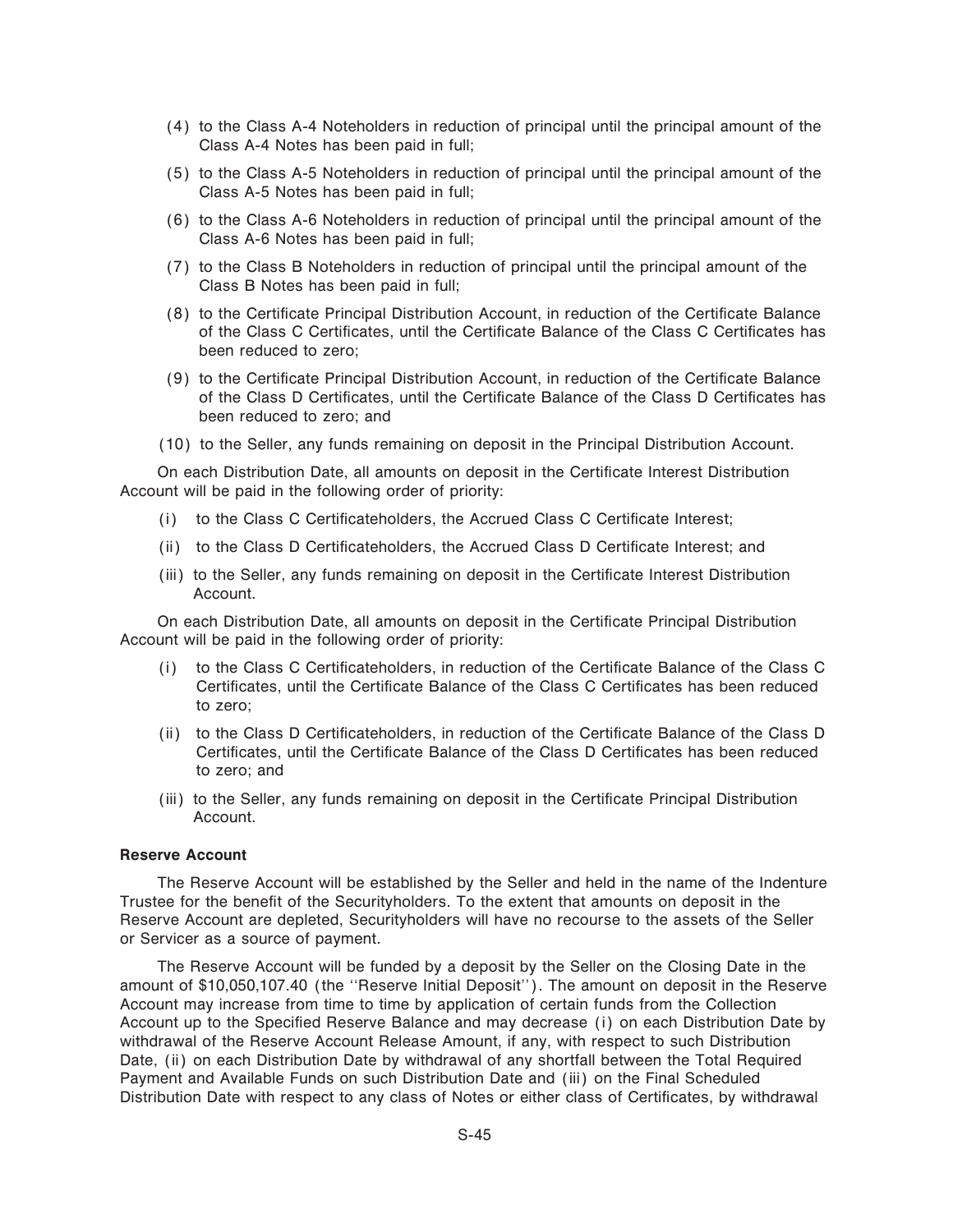(4) to the Class A-4 Noteholders in reduction of principal until the principal amount of the Class A-4 Notes has been paid in full;

(5) to the Class A-5 Noteholders in reduction of principal until the principal amount of the Class A-5 Notes has been paid in full;

(6) to the Class A-6 Noteholders in reduction of principal until the principal amount of the Class A-6 Notes has been paid in full;

(7) to the Class B Noteholders in reduction of principal until the principal amount of the Class B Notes has been paid in full;

(8) to the Certificate Principal Distribution Account, in reduction of the Certificate Balance of the Class C Certificates, until the Certificate Balance of the Class C Certificates has been reduced to zero;

(9) to the Certificate Principal Distribution Account, in reduction of the Certificate Balance of the Class D Certificates, until the Certificate Balance of the Class D Certificates has been reduced to zero; and

(10) to the Seller, any funds remaining on deposit in the Principal Distribution Account.

On each Distribution Date, all amounts on deposit in the Certificate Interest Distribution Account will be paid in the following order of priority:

(i) to the Class C Certificateholders, the Accrued Class C Certificate Interest;

(ii) to the Class D Certificateholders, the Accrued Class D Certificate Interest; and

(iii) to the Seller, any funds remaining on deposit in the Certificate Interest Distribution Account.

On each Distribution Date, all amounts on deposit in the Certificate Principal Distribution Account will be paid in the following order of priority:

(i) to the Class C Certificateholders, in reduction of the Certificate Balance of the Class C Certificates, until the Certificate Balance of the Class C Certificates has been reduced to zero;

(ii) to the Class D Certificateholders, in reduction of the Certificate Balance of the Class D Certificates, until the Certificate Balance of the Class D Certificates has been reduced to zero; and

(iii) to the Seller, any funds remaining on deposit in the Certificate Principal Distribution Account.

**Reserve Account**

The Reserve Account will be established by the Seller and held in the name of the Indenture Trustee for the benefit of the Securityholders. To the extent that amounts on deposit in the Reserve Account are depleted, Securityholders will have no recourse to the assets of the Seller or Servicer as a source of payment.

The Reserve Account will be funded by a deposit by the Seller on the Closing Date in the amount of $10,050,107.40 (the ''Reserve Initial Deposit''). The amount on deposit in the Reserve Account may increase from time to time by application of certain funds from the Collection Account up to the Specified Reserve Balance and may decrease (i) on each Distribution Date by withdrawal of the Reserve Account Release Amount, if any, with respect to such Distribution Date, (ii) on each Distribution Date by withdrawal of any shortfall between the Total Required Payment and Available Funds on such Distribution Date and (iii) on the Final Scheduled Distribution Date with respect to any class of Notes or either class of Certificates, by withdrawal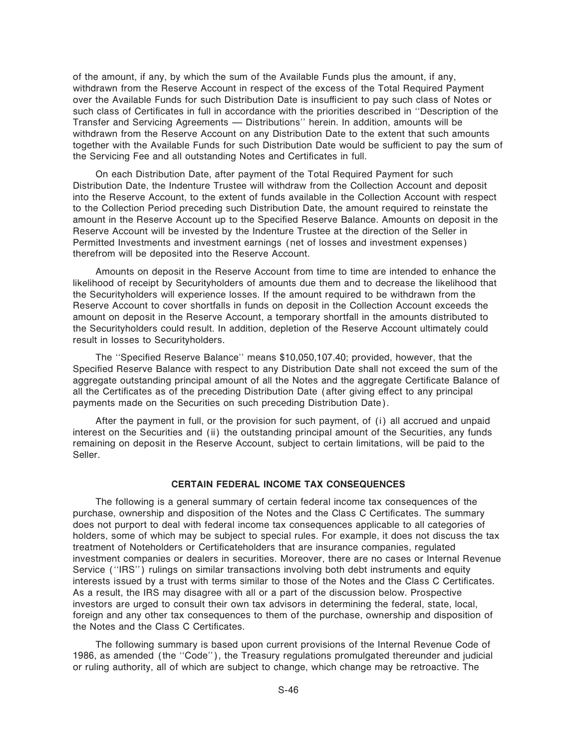of the amount, if any, by which the sum of the Available Funds plus the amount, if any, withdrawn from the Reserve Account in respect of the excess of the Total Required Payment over the Available Funds for such Distribution Date is insufficient to pay such class of Notes or such class of Certificates in full in accordance with the priorities described in ''Description of the Transfer and Servicing Agreements — Distributions'' herein. In addition, amounts will be withdrawn from the Reserve Account on any Distribution Date to the extent that such amounts together with the Available Funds for such Distribution Date would be sufficient to pay the sum of the Servicing Fee and all outstanding Notes and Certificates in full.

On each Distribution Date, after payment of the Total Required Payment for such Distribution Date, the Indenture Trustee will withdraw from the Collection Account and deposit into the Reserve Account, to the extent of funds available in the Collection Account with respect to the Collection Period preceding such Distribution Date, the amount required to reinstate the amount in the Reserve Account up to the Specified Reserve Balance. Amounts on deposit in the Reserve Account will be invested by the Indenture Trustee at the direction of the Seller in Permitted Investments and investment earnings (net of losses and investment expenses) therefrom will be deposited into the Reserve Account.

Amounts on deposit in the Reserve Account from time to time are intended to enhance the likelihood of receipt by Securityholders of amounts due them and to decrease the likelihood that the Securityholders will experience losses. If the amount required to be withdrawn from the Reserve Account to cover shortfalls in funds on deposit in the Collection Account exceeds the amount on deposit in the Reserve Account, a temporary shortfall in the amounts distributed to the Securityholders could result. In addition, depletion of the Reserve Account ultimately could result in losses to Securityholders.

The ''Specified Reserve Balance'' means $10,050,107.40; provided, however, that the Specified Reserve Balance with respect to any Distribution Date shall not exceed the sum of the aggregate outstanding principal amount of all the Notes and the aggregate Certificate Balance of all the Certificates as of the preceding Distribution Date (after giving effect to any principal payments made on the Securities on such preceding Distribution Date).

After the payment in full, or the provision for such payment, of (i) all accrued and unpaid interest on the Securities and (ii) the outstanding principal amount of the Securities, any funds remaining on deposit in the Reserve Account, subject to certain limitations, will be paid to the Seller.

## CERTAIN FEDERAL INCOME TAX CONSEQUENCES

The following is a general summary of certain federal income tax consequences of the purchase, ownership and disposition of the Notes and the Class C Certificates. The summary does not purport to deal with federal income tax consequences applicable to all categories of holders, some of which may be subject to special rules. For example, it does not discuss the tax treatment of Noteholders or Certificateholders that are insurance companies, regulated investment companies or dealers in securities. Moreover, there are no cases or Internal Revenue Service (''IRS'') rulings on similar transactions involving both debt instruments and equity interests issued by a trust with terms similar to those of the Notes and the Class C Certificates. As a result, the IRS may disagree with all or a part of the discussion below. Prospective investors are urged to consult their own tax advisors in determining the federal, state, local, foreign and any other tax consequences to them of the purchase, ownership and disposition of the Notes and the Class C Certificates.

The following summary is based upon current provisions of the Internal Revenue Code of 1986, as amended (the ''Code''), the Treasury regulations promulgated thereunder and judicial or ruling authority, all of which are subject to change, which change may be retroactive. The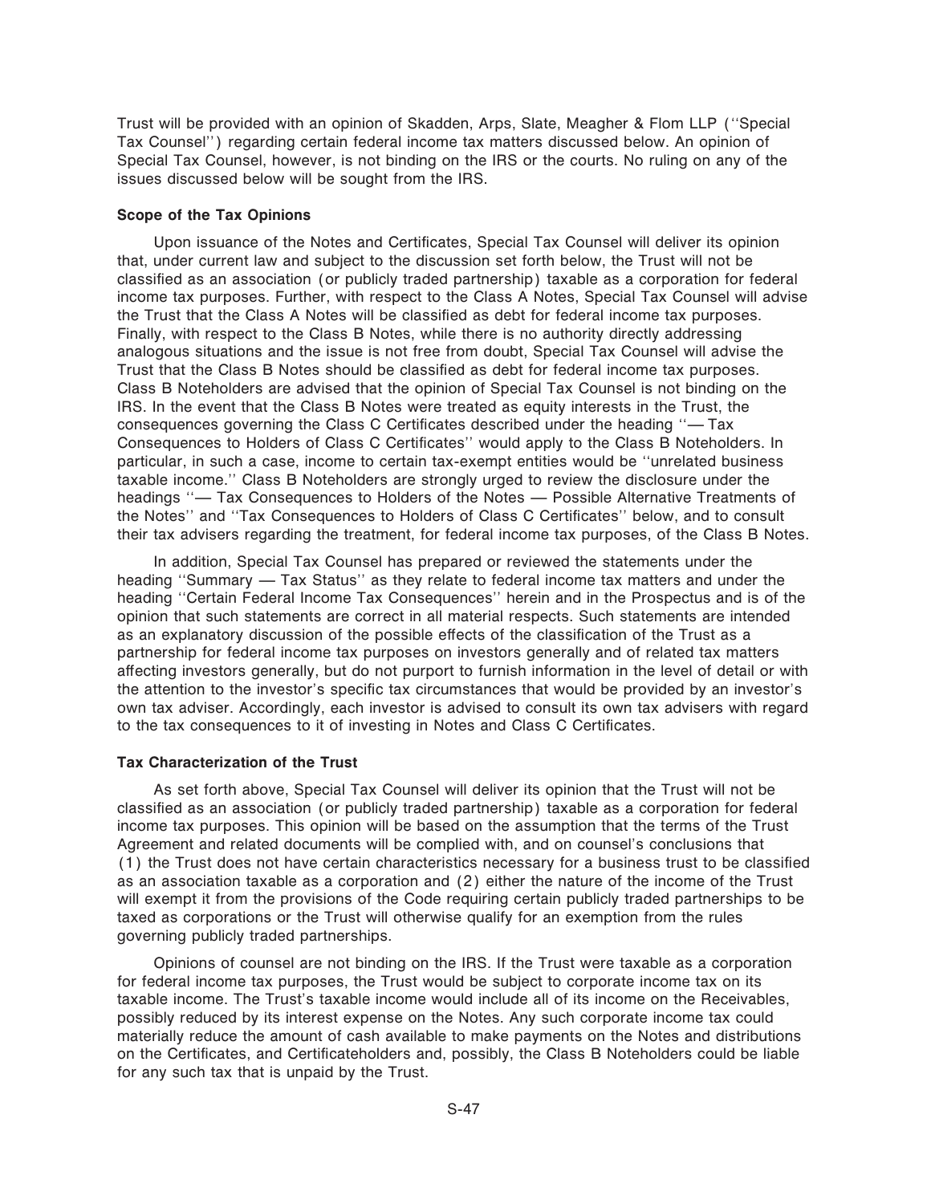Trust will be provided with an opinion of Skadden, Arps, Slate, Meagher & Flom LLP (''Special Tax Counsel'') regarding certain federal income tax matters discussed below. An opinion of Special Tax Counsel, however, is not binding on the IRS or the courts. No ruling on any of the issues discussed below will be sought from the IRS.

**Scope of the Tax Opinions**

Upon issuance of the Notes and Certificates, Special Tax Counsel will deliver its opinion that, under current law and subject to the discussion set forth below, the Trust will not be classified as an association (or publicly traded partnership) taxable as a corporation for federal income tax purposes. Further, with respect to the Class A Notes, Special Tax Counsel will advise the Trust that the Class A Notes will be classified as debt for federal income tax purposes. Finally, with respect to the Class B Notes, while there is no authority directly addressing analogous situations and the issue is not free from doubt, Special Tax Counsel will advise the Trust that the Class B Notes should be classified as debt for federal income tax purposes. Class B Noteholders are advised that the opinion of Special Tax Counsel is not binding on the IRS. In the event that the Class B Notes were treated as equity interests in the Trust, the consequences governing the Class C Certificates described under the heading ''— Tax Consequences to Holders of Class C Certificates'' would apply to the Class B Noteholders. In particular, in such a case, income to certain tax-exempt entities would be ''unrelated business taxable income.'' Class B Noteholders are strongly urged to review the disclosure under the headings ''— Tax Consequences to Holders of the Notes — Possible Alternative Treatments of the Notes'' and ''Tax Consequences to Holders of Class C Certificates'' below, and to consult their tax advisers regarding the treatment, for federal income tax purposes, of the Class B Notes.

In addition, Special Tax Counsel has prepared or reviewed the statements under the heading ''Summary — Tax Status'' as they relate to federal income tax matters and under the heading ''Certain Federal Income Tax Consequences'' herein and in the Prospectus and is of the opinion that such statements are correct in all material respects. Such statements are intended as an explanatory discussion of the possible effects of the classification of the Trust as a partnership for federal income tax purposes on investors generally and of related tax matters affecting investors generally, but do not purport to furnish information in the level of detail or with the attention to the investor's specific tax circumstances that would be provided by an investor's own tax adviser. Accordingly, each investor is advised to consult its own tax advisers with regard to the tax consequences to it of investing in Notes and Class C Certificates.

**Tax Characterization of the Trust**

As set forth above, Special Tax Counsel will deliver its opinion that the Trust will not be classified as an association (or publicly traded partnership) taxable as a corporation for federal income tax purposes. This opinion will be based on the assumption that the terms of the Trust Agreement and related documents will be complied with, and on counsel's conclusions that (1) the Trust does not have certain characteristics necessary for a business trust to be classified as an association taxable as a corporation and (2) either the nature of the income of the Trust will exempt it from the provisions of the Code requiring certain publicly traded partnerships to be taxed as corporations or the Trust will otherwise qualify for an exemption from the rules governing publicly traded partnerships.

Opinions of counsel are not binding on the IRS. If the Trust were taxable as a corporation for federal income tax purposes, the Trust would be subject to corporate income tax on its taxable income. The Trust's taxable income would include all of its income on the Receivables, possibly reduced by its interest expense on the Notes. Any such corporate income tax could materially reduce the amount of cash available to make payments on the Notes and distributions on the Certificates, and Certificateholders and, possibly, the Class B Noteholders could be liable for any such tax that is unpaid by the Trust.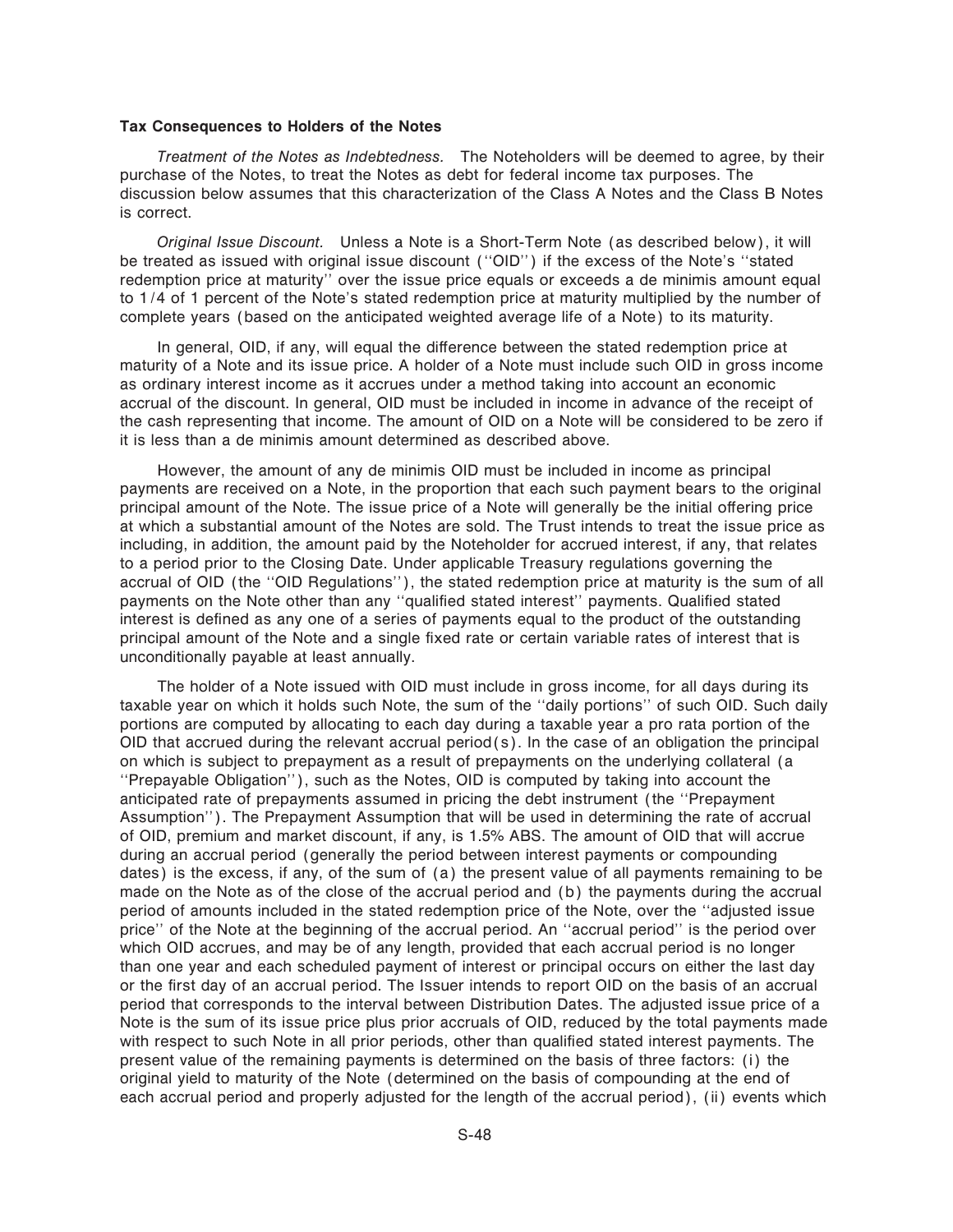**Tax Consequences to Holders of the Notes**

*Treatment of the Notes as Indebtedness.* The Noteholders will be deemed to agree, by their purchase of the Notes, to treat the Notes as debt for federal income tax purposes. The discussion below assumes that this characterization of the Class A Notes and the Class B Notes is correct.

*Original Issue Discount.* Unless a Note is a Short-Term Note (as described below), it will be treated as issued with original issue discount (''OID'') if the excess of the Note's ''stated redemption price at maturity'' over the issue price equals or exceeds a de minimis amount equal to 1/4 of 1 percent of the Note's stated redemption price at maturity multiplied by the number of complete years (based on the anticipated weighted average life of a Note) to its maturity.

In general, OID, if any, will equal the difference between the stated redemption price at maturity of a Note and its issue price. A holder of a Note must include such OID in gross income as ordinary interest income as it accrues under a method taking into account an economic accrual of the discount. In general, OID must be included in income in advance of the receipt of the cash representing that income. The amount of OID on a Note will be considered to be zero if it is less than a de minimis amount determined as described above.

However, the amount of any de minimis OID must be included in income as principal payments are received on a Note, in the proportion that each such payment bears to the original principal amount of the Note. The issue price of a Note will generally be the initial offering price at which a substantial amount of the Notes are sold. The Trust intends to treat the issue price as including, in addition, the amount paid by the Noteholder for accrued interest, if any, that relates to a period prior to the Closing Date. Under applicable Treasury regulations governing the accrual of OID (the ''OID Regulations''), the stated redemption price at maturity is the sum of all payments on the Note other than any ''qualified stated interest'' payments. Qualified stated interest is defined as any one of a series of payments equal to the product of the outstanding principal amount of the Note and a single fixed rate or certain variable rates of interest that is unconditionally payable at least annually.

The holder of a Note issued with OID must include in gross income, for all days during its taxable year on which it holds such Note, the sum of the ''daily portions'' of such OID. Such daily portions are computed by allocating to each day during a taxable year a pro rata portion of the OID that accrued during the relevant accrual period(s). In the case of an obligation the principal on which is subject to prepayment as a result of prepayments on the underlying collateral (a ''Prepayable Obligation''), such as the Notes, OID is computed by taking into account the anticipated rate of prepayments assumed in pricing the debt instrument (the ''Prepayment Assumption''). The Prepayment Assumption that will be used in determining the rate of accrual of OID, premium and market discount, if any, is 1.5% ABS. The amount of OID that will accrue during an accrual period (generally the period between interest payments or compounding dates) is the excess, if any, of the sum of (a) the present value of all payments remaining to be made on the Note as of the close of the accrual period and (b) the payments during the accrual period of amounts included in the stated redemption price of the Note, over the ''adjusted issue price'' of the Note at the beginning of the accrual period. An ''accrual period'' is the period over which OID accrues, and may be of any length, provided that each accrual period is no longer than one year and each scheduled payment of interest or principal occurs on either the last day or the first day of an accrual period. The Issuer intends to report OID on the basis of an accrual period that corresponds to the interval between Distribution Dates. The adjusted issue price of a Note is the sum of its issue price plus prior accruals of OID, reduced by the total payments made with respect to such Note in all prior periods, other than qualified stated interest payments. The present value of the remaining payments is determined on the basis of three factors: (i) the original yield to maturity of the Note (determined on the basis of compounding at the end of each accrual period and properly adjusted for the length of the accrual period), (ii) events which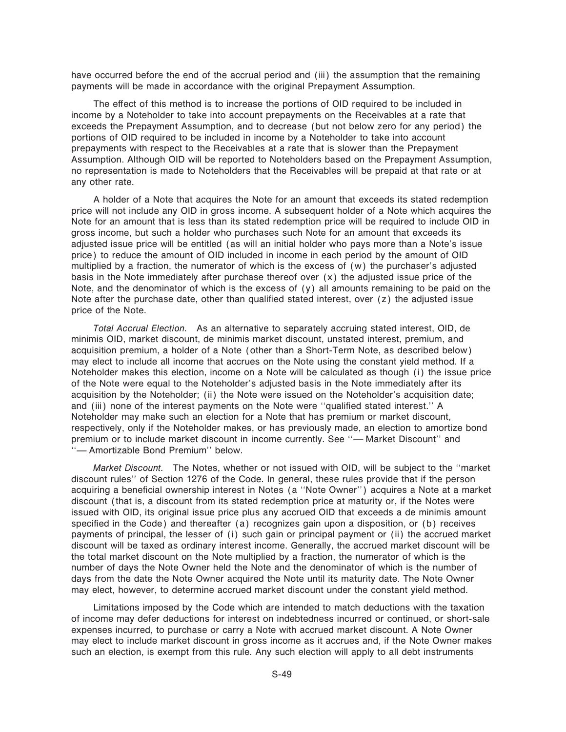have occurred before the end of the accrual period and (iii) the assumption that the remaining payments will be made in accordance with the original Prepayment Assumption.

The effect of this method is to increase the portions of OID required to be included in income by a Noteholder to take into account prepayments on the Receivables at a rate that exceeds the Prepayment Assumption, and to decrease (but not below zero for any period) the portions of OID required to be included in income by a Noteholder to take into account prepayments with respect to the Receivables at a rate that is slower than the Prepayment Assumption. Although OID will be reported to Noteholders based on the Prepayment Assumption, no representation is made to Noteholders that the Receivables will be prepaid at that rate or at any other rate.

A holder of a Note that acquires the Note for an amount that exceeds its stated redemption price will not include any OID in gross income. A subsequent holder of a Note which acquires the Note for an amount that is less than its stated redemption price will be required to include OID in gross income, but such a holder who purchases such Note for an amount that exceeds its adjusted issue price will be entitled (as will an initial holder who pays more than a Note's issue price) to reduce the amount of OID included in income in each period by the amount of OID multiplied by a fraction, the numerator of which is the excess of (w) the purchaser's adjusted basis in the Note immediately after purchase thereof over (x) the adjusted issue price of the Note, and the denominator of which is the excess of (y) all amounts remaining to be paid on the Note after the purchase date, other than qualified stated interest, over (z) the adjusted issue price of the Note.

*Total Accrual Election.* As an alternative to separately accruing stated interest, OID, de minimis OID, market discount, de minimis market discount, unstated interest, premium, and acquisition premium, a holder of a Note (other than a Short-Term Note, as described below) may elect to include all income that accrues on the Note using the constant yield method. If a Noteholder makes this election, income on a Note will be calculated as though (i) the issue price of the Note were equal to the Noteholder's adjusted basis in the Note immediately after its acquisition by the Noteholder; (ii) the Note were issued on the Noteholder's acquisition date; and (iii) none of the interest payments on the Note were ''qualified stated interest.'' A Noteholder may make such an election for a Note that has premium or market discount, respectively, only if the Noteholder makes, or has previously made, an election to amortize bond premium or to include market discount in income currently. See ''— Market Discount'' and ''— Amortizable Bond Premium'' below.

*Market Discount.* The Notes, whether or not issued with OID, will be subject to the ''market discount rules'' of Section 1276 of the Code. In general, these rules provide that if the person acquiring a beneficial ownership interest in Notes (a ''Note Owner'') acquires a Note at a market discount (that is, a discount from its stated redemption price at maturity or, if the Notes were issued with OID, its original issue price plus any accrued OID that exceeds a de minimis amount specified in the Code) and thereafter (a) recognizes gain upon a disposition, or (b) receives payments of principal, the lesser of (i) such gain or principal payment or (ii) the accrued market discount will be taxed as ordinary interest income. Generally, the accrued market discount will be the total market discount on the Note multiplied by a fraction, the numerator of which is the number of days the Note Owner held the Note and the denominator of which is the number of days from the date the Note Owner acquired the Note until its maturity date. The Note Owner may elect, however, to determine accrued market discount under the constant yield method.

Limitations imposed by the Code which are intended to match deductions with the taxation of income may defer deductions for interest on indebtedness incurred or continued, or short-sale expenses incurred, to purchase or carry a Note with accrued market discount. A Note Owner may elect to include market discount in gross income as it accrues and, if the Note Owner makes such an election, is exempt from this rule. Any such election will apply to all debt instruments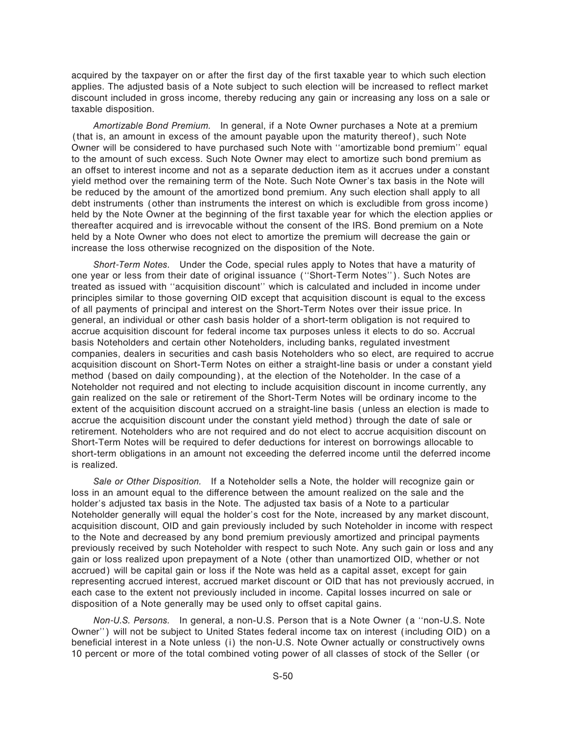acquired by the taxpayer on or after the first day of the first taxable year to which such election applies. The adjusted basis of a Note subject to such election will be increased to reflect market discount included in gross income, thereby reducing any gain or increasing any loss on a sale or taxable disposition.

*Amortizable Bond Premium.* In general, if a Note Owner purchases a Note at a premium (that is, an amount in excess of the amount payable upon the maturity thereof), such Note Owner will be considered to have purchased such Note with ''amortizable bond premium'' equal to the amount of such excess. Such Note Owner may elect to amortize such bond premium as an offset to interest income and not as a separate deduction item as it accrues under a constant yield method over the remaining term of the Note. Such Note Owner's tax basis in the Note will be reduced by the amount of the amortized bond premium. Any such election shall apply to all debt instruments (other than instruments the interest on which is excludible from gross income) held by the Note Owner at the beginning of the first taxable year for which the election applies or thereafter acquired and is irrevocable without the consent of the IRS. Bond premium on a Note held by a Note Owner who does not elect to amortize the premium will decrease the gain or increase the loss otherwise recognized on the disposition of the Note.

*Short-Term Notes.* Under the Code, special rules apply to Notes that have a maturity of one year or less from their date of original issuance (''Short-Term Notes''). Such Notes are treated as issued with ''acquisition discount'' which is calculated and included in income under principles similar to those governing OID except that acquisition discount is equal to the excess of all payments of principal and interest on the Short-Term Notes over their issue price. In general, an individual or other cash basis holder of a short-term obligation is not required to accrue acquisition discount for federal income tax purposes unless it elects to do so. Accrual basis Noteholders and certain other Noteholders, including banks, regulated investment companies, dealers in securities and cash basis Noteholders who so elect, are required to accrue acquisition discount on Short-Term Notes on either a straight-line basis or under a constant yield method (based on daily compounding), at the election of the Noteholder. In the case of a Noteholder not required and not electing to include acquisition discount in income currently, any gain realized on the sale or retirement of the Short-Term Notes will be ordinary income to the extent of the acquisition discount accrued on a straight-line basis (unless an election is made to accrue the acquisition discount under the constant yield method) through the date of sale or retirement. Noteholders who are not required and do not elect to accrue acquisition discount on Short-Term Notes will be required to defer deductions for interest on borrowings allocable to short-term obligations in an amount not exceeding the deferred income until the deferred income is realized.

*Sale or Other Disposition.* If a Noteholder sells a Note, the holder will recognize gain or loss in an amount equal to the difference between the amount realized on the sale and the holder's adjusted tax basis in the Note. The adjusted tax basis of a Note to a particular Noteholder generally will equal the holder's cost for the Note, increased by any market discount, acquisition discount, OID and gain previously included by such Noteholder in income with respect to the Note and decreased by any bond premium previously amortized and principal payments previously received by such Noteholder with respect to such Note. Any such gain or loss and any gain or loss realized upon prepayment of a Note (other than unamortized OID, whether or not accrued) will be capital gain or loss if the Note was held as a capital asset, except for gain representing accrued interest, accrued market discount or OID that has not previously accrued, in each case to the extent not previously included in income. Capital losses incurred on sale or disposition of a Note generally may be used only to offset capital gains.

*Non-U.S. Persons.* In general, a non-U.S. Person that is a Note Owner (a ''non-U.S. Note Owner'') will not be subject to United States federal income tax on interest (including OID) on a beneficial interest in a Note unless (i) the non-U.S. Note Owner actually or constructively owns 10 percent or more of the total combined voting power of all classes of stock of the Seller (or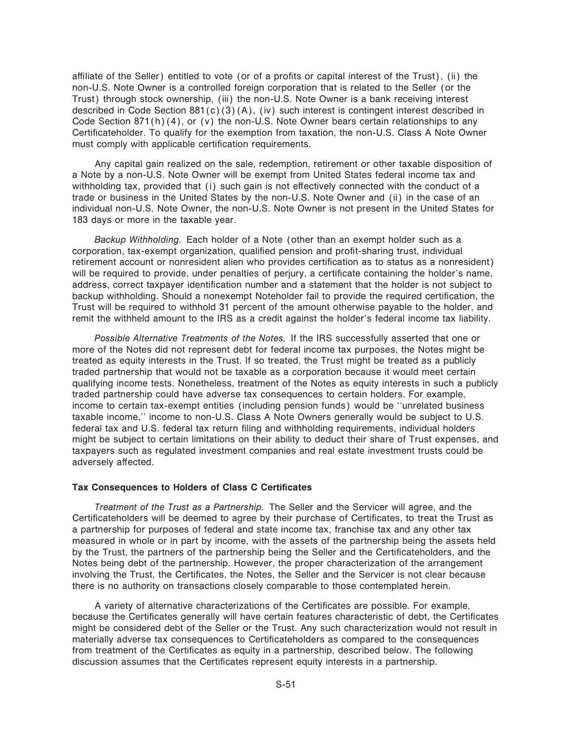affiliate of the Seller) entitled to vote (or of a profits or capital interest of the Trust), (ii) the non-U.S. Note Owner is a controlled foreign corporation that is related to the Seller (or the Trust) through stock ownership, (iii) the non-U.S. Note Owner is a bank receiving interest described in Code Section 881(c)(3)(A), (iv) such interest is contingent interest described in Code Section 871(h)(4), or (v) the non-U.S. Note Owner bears certain relationships to any Certificateholder. To qualify for the exemption from taxation, the non-U.S. Class A Note Owner must comply with applicable certification requirements.

Any capital gain realized on the sale, redemption, retirement or other taxable disposition of a Note by a non-U.S. Note Owner will be exempt from United States federal income tax and withholding tax, provided that (i) such gain is not effectively connected with the conduct of a trade or business in the United States by the non-U.S. Note Owner and (ii) in the case of an individual non-U.S. Note Owner, the non-U.S. Note Owner is not present in the United States for 183 days or more in the taxable year.

*Backup Withholding.* Each holder of a Note (other than an exempt holder such as a corporation, tax-exempt organization, qualified pension and profit-sharing trust, individual retirement account or nonresident alien who provides certification as to status as a nonresident) will be required to provide, under penalties of perjury, a certificate containing the holder's name, address, correct taxpayer identification number and a statement that the holder is not subject to backup withholding. Should a nonexempt Noteholder fail to provide the required certification, the Trust will be required to withhold 31 percent of the amount otherwise payable to the holder, and remit the withheld amount to the IRS as a credit against the holder's federal income tax liability.

*Possible Alternative Treatments of the Notes.* If the IRS successfully asserted that one or more of the Notes did not represent debt for federal income tax purposes, the Notes might be treated as equity interests in the Trust. If so treated, the Trust might be treated as a publicly traded partnership that would not be taxable as a corporation because it would meet certain qualifying income tests. Nonetheless, treatment of the Notes as equity interests in such a publicly traded partnership could have adverse tax consequences to certain holders. For example, income to certain tax-exempt entities (including pension funds) would be ''unrelated business taxable income,'' income to non-U.S. Class A Note Owners generally would be subject to U.S. federal tax and U.S. federal tax return filing and withholding requirements, individual holders might be subject to certain limitations on their ability to deduct their share of Trust expenses, and taxpayers such as regulated investment companies and real estate investment trusts could be adversely affected.

**Tax Consequences to Holders of Class C Certificates**

*Treatment of the Trust as a Partnership.* The Seller and the Servicer will agree, and the Certificateholders will be deemed to agree by their purchase of Certificates, to treat the Trust as a partnership for purposes of federal and state income tax, franchise tax and any other tax measured in whole or in part by income, with the assets of the partnership being the assets held by the Trust, the partners of the partnership being the Seller and the Certificateholders, and the Notes being debt of the partnership. However, the proper characterization of the arrangement involving the Trust, the Certificates, the Notes, the Seller and the Servicer is not clear because there is no authority on transactions closely comparable to those contemplated herein.

A variety of alternative characterizations of the Certificates are possible. For example, because the Certificates generally will have certain features characteristic of debt, the Certificates might be considered debt of the Seller or the Trust. Any such characterization would not result in materially adverse tax consequences to Certificateholders as compared to the consequences from treatment of the Certificates as equity in a partnership, described below. The following discussion assumes that the Certificates represent equity interests in a partnership.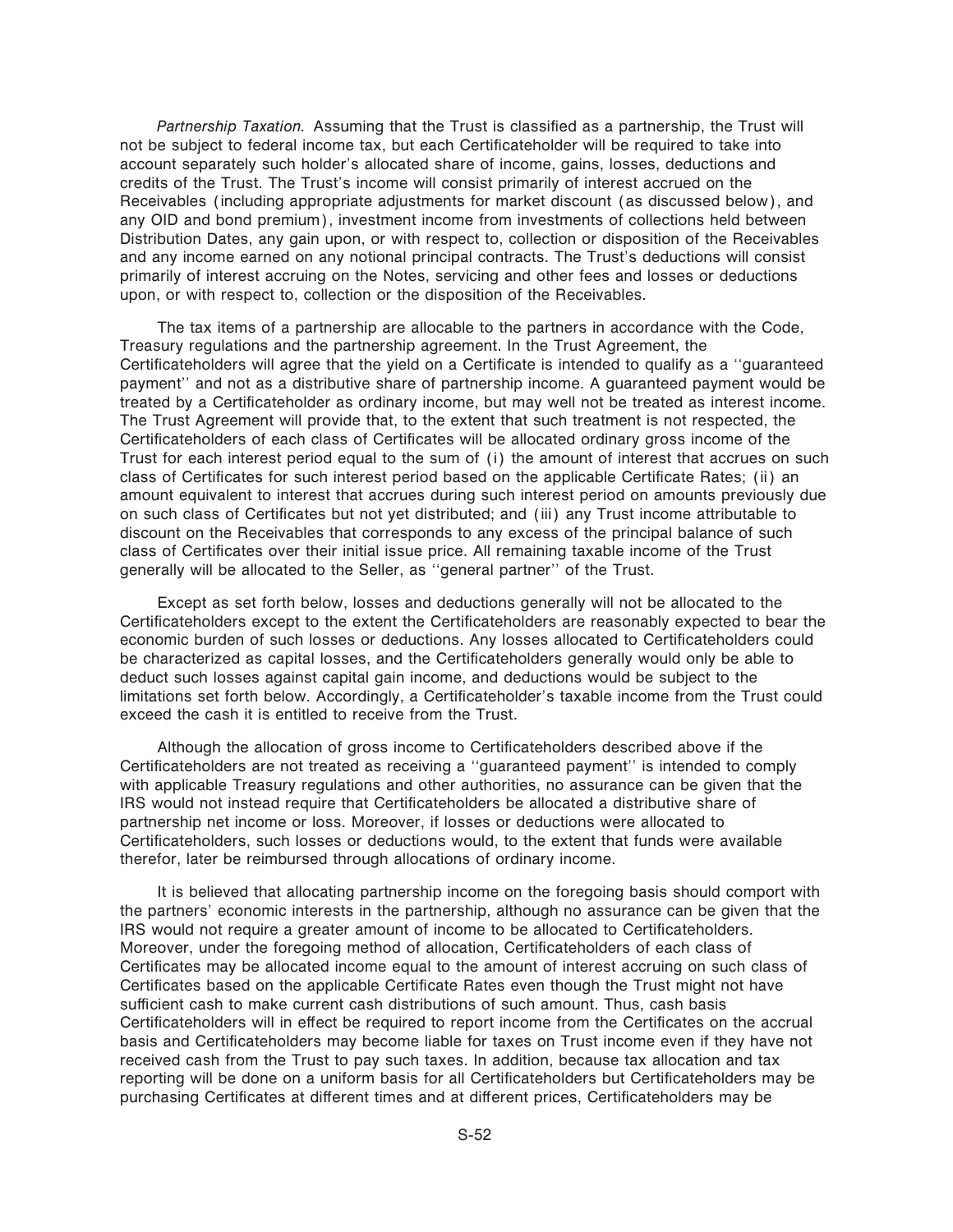*Partnership Taxation.* Assuming that the Trust is classified as a partnership, the Trust will not be subject to federal income tax, but each Certificateholder will be required to take into account separately such holder's allocated share of income, gains, losses, deductions and credits of the Trust. The Trust's income will consist primarily of interest accrued on the Receivables (including appropriate adjustments for market discount (as discussed below), and any OID and bond premium), investment income from investments of collections held between Distribution Dates, any gain upon, or with respect to, collection or disposition of the Receivables and any income earned on any notional principal contracts. The Trust's deductions will consist primarily of interest accruing on the Notes, servicing and other fees and losses or deductions upon, or with respect to, collection or the disposition of the Receivables.

The tax items of a partnership are allocable to the partners in accordance with the Code, Treasury regulations and the partnership agreement. In the Trust Agreement, the Certificateholders will agree that the yield on a Certificate is intended to qualify as a ''guaranteed payment'' and not as a distributive share of partnership income. A guaranteed payment would be treated by a Certificateholder as ordinary income, but may well not be treated as interest income. The Trust Agreement will provide that, to the extent that such treatment is not respected, the Certificateholders of each class of Certificates will be allocated ordinary gross income of the Trust for each interest period equal to the sum of (i) the amount of interest that accrues on such class of Certificates for such interest period based on the applicable Certificate Rates; (ii) an amount equivalent to interest that accrues during such interest period on amounts previously due on such class of Certificates but not yet distributed; and (iii) any Trust income attributable to discount on the Receivables that corresponds to any excess of the principal balance of such class of Certificates over their initial issue price. All remaining taxable income of the Trust generally will be allocated to the Seller, as ''general partner'' of the Trust.

Except as set forth below, losses and deductions generally will not be allocated to the Certificateholders except to the extent the Certificateholders are reasonably expected to bear the economic burden of such losses or deductions. Any losses allocated to Certificateholders could be characterized as capital losses, and the Certificateholders generally would only be able to deduct such losses against capital gain income, and deductions would be subject to the limitations set forth below. Accordingly, a Certificateholder's taxable income from the Trust could exceed the cash it is entitled to receive from the Trust.

Although the allocation of gross income to Certificateholders described above if the Certificateholders are not treated as receiving a ''guaranteed payment'' is intended to comply with applicable Treasury regulations and other authorities, no assurance can be given that the IRS would not instead require that Certificateholders be allocated a distributive share of partnership net income or loss. Moreover, if losses or deductions were allocated to Certificateholders, such losses or deductions would, to the extent that funds were available therefor, later be reimbursed through allocations of ordinary income.

It is believed that allocating partnership income on the foregoing basis should comport with the partners' economic interests in the partnership, although no assurance can be given that the IRS would not require a greater amount of income to be allocated to Certificateholders. Moreover, under the foregoing method of allocation, Certificateholders of each class of Certificates may be allocated income equal to the amount of interest accruing on such class of Certificates based on the applicable Certificate Rates even though the Trust might not have sufficient cash to make current cash distributions of such amount. Thus, cash basis Certificateholders will in effect be required to report income from the Certificates on the accrual basis and Certificateholders may become liable for taxes on Trust income even if they have not received cash from the Trust to pay such taxes. In addition, because tax allocation and tax reporting will be done on a uniform basis for all Certificateholders but Certificateholders may be purchasing Certificates at different times and at different prices, Certificateholders may be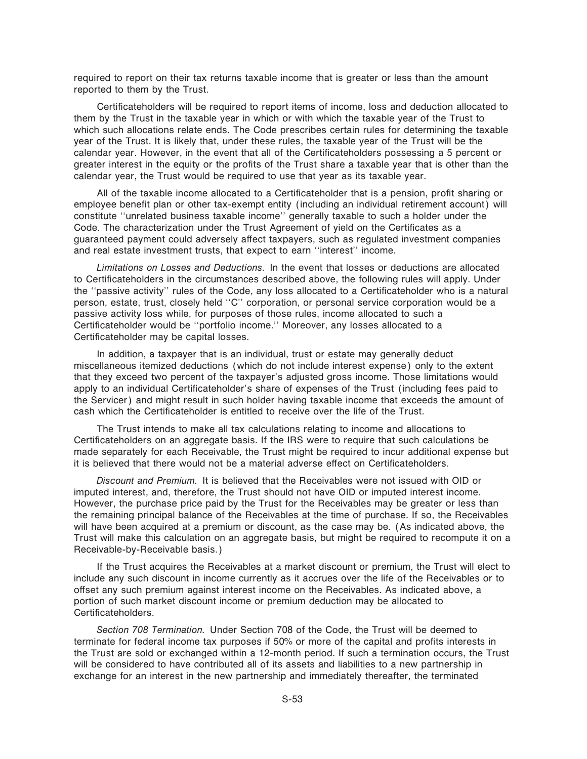required to report on their tax returns taxable income that is greater or less than the amount reported to them by the Trust.

Certificateholders will be required to report items of income, loss and deduction allocated to them by the Trust in the taxable year in which or with which the taxable year of the Trust to which such allocations relate ends. The Code prescribes certain rules for determining the taxable year of the Trust. It is likely that, under these rules, the taxable year of the Trust will be the calendar year. However, in the event that all of the Certificateholders possessing a 5 percent or greater interest in the equity or the profits of the Trust share a taxable year that is other than the calendar year, the Trust would be required to use that year as its taxable year.

All of the taxable income allocated to a Certificateholder that is a pension, profit sharing or employee benefit plan or other tax-exempt entity (including an individual retirement account) will constitute ''unrelated business taxable income'' generally taxable to such a holder under the Code. The characterization under the Trust Agreement of yield on the Certificates as a guaranteed payment could adversely affect taxpayers, such as regulated investment companies and real estate investment trusts, that expect to earn ''interest'' income.

*Limitations on Losses and Deductions.* In the event that losses or deductions are allocated to Certificateholders in the circumstances described above, the following rules will apply. Under the ''passive activity'' rules of the Code, any loss allocated to a Certificateholder who is a natural person, estate, trust, closely held ''C'' corporation, or personal service corporation would be a passive activity loss while, for purposes of those rules, income allocated to such a Certificateholder would be ''portfolio income.'' Moreover, any losses allocated to a Certificateholder may be capital losses.

In addition, a taxpayer that is an individual, trust or estate may generally deduct miscellaneous itemized deductions (which do not include interest expense) only to the extent that they exceed two percent of the taxpayer's adjusted gross income. Those limitations would apply to an individual Certificateholder's share of expenses of the Trust (including fees paid to the Servicer) and might result in such holder having taxable income that exceeds the amount of cash which the Certificateholder is entitled to receive over the life of the Trust.

The Trust intends to make all tax calculations relating to income and allocations to Certificateholders on an aggregate basis. If the IRS were to require that such calculations be made separately for each Receivable, the Trust might be required to incur additional expense but it is believed that there would not be a material adverse effect on Certificateholders.

*Discount and Premium.* It is believed that the Receivables were not issued with OID or imputed interest, and, therefore, the Trust should not have OID or imputed interest income. However, the purchase price paid by the Trust for the Receivables may be greater or less than the remaining principal balance of the Receivables at the time of purchase. If so, the Receivables will have been acquired at a premium or discount, as the case may be. (As indicated above, the Trust will make this calculation on an aggregate basis, but might be required to recompute it on a Receivable-by-Receivable basis.)

If the Trust acquires the Receivables at a market discount or premium, the Trust will elect to include any such discount in income currently as it accrues over the life of the Receivables or to offset any such premium against interest income on the Receivables. As indicated above, a portion of such market discount income or premium deduction may be allocated to Certificateholders.

*Section 708 Termination.* Under Section 708 of the Code, the Trust will be deemed to terminate for federal income tax purposes if 50% or more of the capital and profits interests in the Trust are sold or exchanged within a 12-month period. If such a termination occurs, the Trust will be considered to have contributed all of its assets and liabilities to a new partnership in exchange for an interest in the new partnership and immediately thereafter, the terminated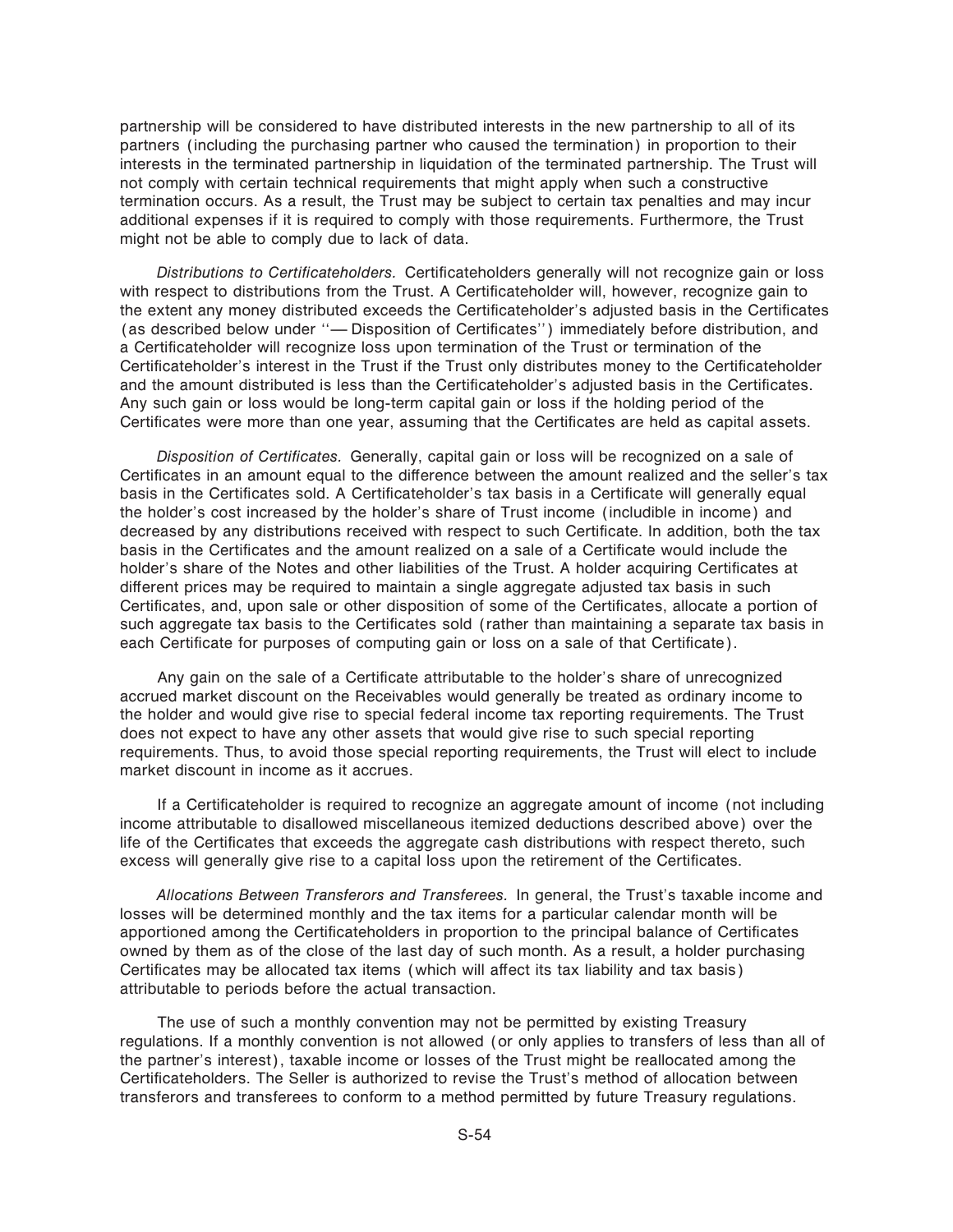partnership will be considered to have distributed interests in the new partnership to all of its partners (including the purchasing partner who caused the termination) in proportion to their interests in the terminated partnership in liquidation of the terminated partnership. The Trust will not comply with certain technical requirements that might apply when such a constructive termination occurs. As a result, the Trust may be subject to certain tax penalties and may incur additional expenses if it is required to comply with those requirements. Furthermore, the Trust might not be able to comply due to lack of data.

*Distributions to Certificateholders.* Certificateholders generally will not recognize gain or loss with respect to distributions from the Trust. A Certificateholder will, however, recognize gain to the extent any money distributed exceeds the Certificateholder's adjusted basis in the Certificates (as described below under ''— Disposition of Certificates'') immediately before distribution, and a Certificateholder will recognize loss upon termination of the Trust or termination of the Certificateholder's interest in the Trust if the Trust only distributes money to the Certificateholder and the amount distributed is less than the Certificateholder's adjusted basis in the Certificates. Any such gain or loss would be long-term capital gain or loss if the holding period of the Certificates were more than one year, assuming that the Certificates are held as capital assets.

*Disposition of Certificates.* Generally, capital gain or loss will be recognized on a sale of Certificates in an amount equal to the difference between the amount realized and the seller's tax basis in the Certificates sold. A Certificateholder's tax basis in a Certificate will generally equal the holder's cost increased by the holder's share of Trust income (includible in income) and decreased by any distributions received with respect to such Certificate. In addition, both the tax basis in the Certificates and the amount realized on a sale of a Certificate would include the holder's share of the Notes and other liabilities of the Trust. A holder acquiring Certificates at different prices may be required to maintain a single aggregate adjusted tax basis in such Certificates, and, upon sale or other disposition of some of the Certificates, allocate a portion of such aggregate tax basis to the Certificates sold (rather than maintaining a separate tax basis in each Certificate for purposes of computing gain or loss on a sale of that Certificate).

Any gain on the sale of a Certificate attributable to the holder's share of unrecognized accrued market discount on the Receivables would generally be treated as ordinary income to the holder and would give rise to special federal income tax reporting requirements. The Trust does not expect to have any other assets that would give rise to such special reporting requirements. Thus, to avoid those special reporting requirements, the Trust will elect to include market discount in income as it accrues.

If a Certificateholder is required to recognize an aggregate amount of income (not including income attributable to disallowed miscellaneous itemized deductions described above) over the life of the Certificates that exceeds the aggregate cash distributions with respect thereto, such excess will generally give rise to a capital loss upon the retirement of the Certificates.

*Allocations Between Transferors and Transferees.* In general, the Trust's taxable income and losses will be determined monthly and the tax items for a particular calendar month will be apportioned among the Certificateholders in proportion to the principal balance of Certificates owned by them as of the close of the last day of such month. As a result, a holder purchasing Certificates may be allocated tax items (which will affect its tax liability and tax basis) attributable to periods before the actual transaction.

The use of such a monthly convention may not be permitted by existing Treasury regulations. If a monthly convention is not allowed (or only applies to transfers of less than all of the partner's interest), taxable income or losses of the Trust might be reallocated among the Certificateholders. The Seller is authorized to revise the Trust's method of allocation between transferors and transferees to conform to a method permitted by future Treasury regulations.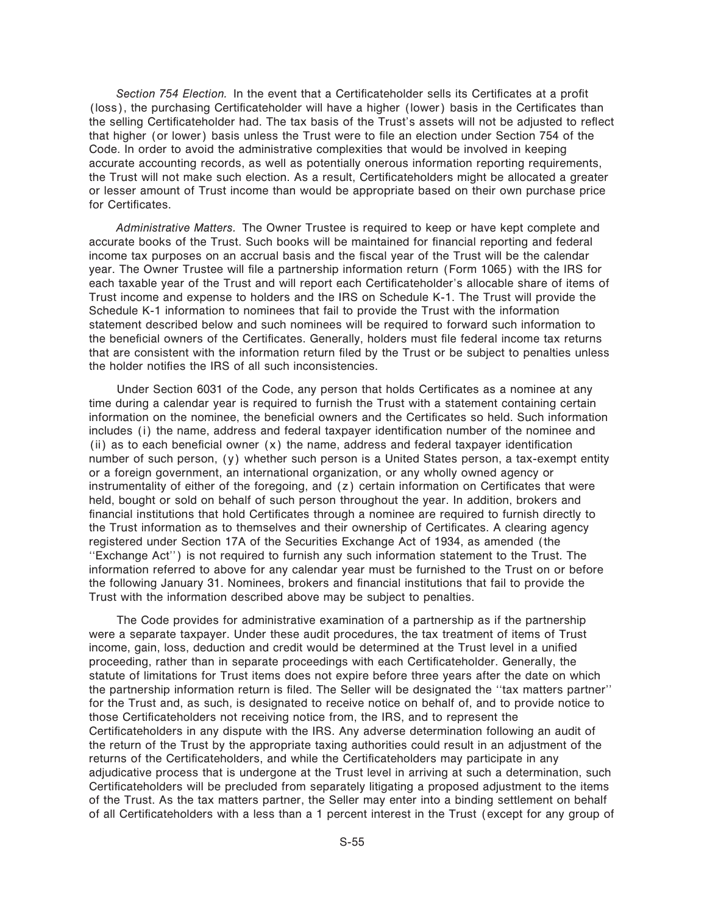*Section 754 Election.* In the event that a Certificateholder sells its Certificates at a profit (loss), the purchasing Certificateholder will have a higher (lower) basis in the Certificates than the selling Certificateholder had. The tax basis of the Trust's assets will not be adjusted to reflect that higher (or lower) basis unless the Trust were to file an election under Section 754 of the Code. In order to avoid the administrative complexities that would be involved in keeping accurate accounting records, as well as potentially onerous information reporting requirements, the Trust will not make such election. As a result, Certificateholders might be allocated a greater or lesser amount of Trust income than would be appropriate based on their own purchase price for Certificates.

*Administrative Matters.* The Owner Trustee is required to keep or have kept complete and accurate books of the Trust. Such books will be maintained for financial reporting and federal income tax purposes on an accrual basis and the fiscal year of the Trust will be the calendar year. The Owner Trustee will file a partnership information return (Form 1065) with the IRS for each taxable year of the Trust and will report each Certificateholder's allocable share of items of Trust income and expense to holders and the IRS on Schedule K-1. The Trust will provide the Schedule K-1 information to nominees that fail to provide the Trust with the information statement described below and such nominees will be required to forward such information to the beneficial owners of the Certificates. Generally, holders must file federal income tax returns that are consistent with the information return filed by the Trust or be subject to penalties unless the holder notifies the IRS of all such inconsistencies.

Under Section 6031 of the Code, any person that holds Certificates as a nominee at any time during a calendar year is required to furnish the Trust with a statement containing certain information on the nominee, the beneficial owners and the Certificates so held. Such information includes (i) the name, address and federal taxpayer identification number of the nominee and (ii) as to each beneficial owner (x) the name, address and federal taxpayer identification number of such person, (y) whether such person is a United States person, a tax-exempt entity or a foreign government, an international organization, or any wholly owned agency or instrumentality of either of the foregoing, and (z) certain information on Certificates that were held, bought or sold on behalf of such person throughout the year. In addition, brokers and financial institutions that hold Certificates through a nominee are required to furnish directly to the Trust information as to themselves and their ownership of Certificates. A clearing agency registered under Section 17A of the Securities Exchange Act of 1934, as amended (the ''Exchange Act'') is not required to furnish any such information statement to the Trust. The information referred to above for any calendar year must be furnished to the Trust on or before the following January 31. Nominees, brokers and financial institutions that fail to provide the Trust with the information described above may be subject to penalties.

The Code provides for administrative examination of a partnership as if the partnership were a separate taxpayer. Under these audit procedures, the tax treatment of items of Trust income, gain, loss, deduction and credit would be determined at the Trust level in a unified proceeding, rather than in separate proceedings with each Certificateholder. Generally, the statute of limitations for Trust items does not expire before three years after the date on which the partnership information return is filed. The Seller will be designated the ''tax matters partner'' for the Trust and, as such, is designated to receive notice on behalf of, and to provide notice to those Certificateholders not receiving notice from, the IRS, and to represent the Certificateholders in any dispute with the IRS. Any adverse determination following an audit of the return of the Trust by the appropriate taxing authorities could result in an adjustment of the returns of the Certificateholders, and while the Certificateholders may participate in any adjudicative process that is undergone at the Trust level in arriving at such a determination, such Certificateholders will be precluded from separately litigating a proposed adjustment to the items of the Trust. As the tax matters partner, the Seller may enter into a binding settlement on behalf of all Certificateholders with a less than a 1 percent interest in the Trust (except for any group of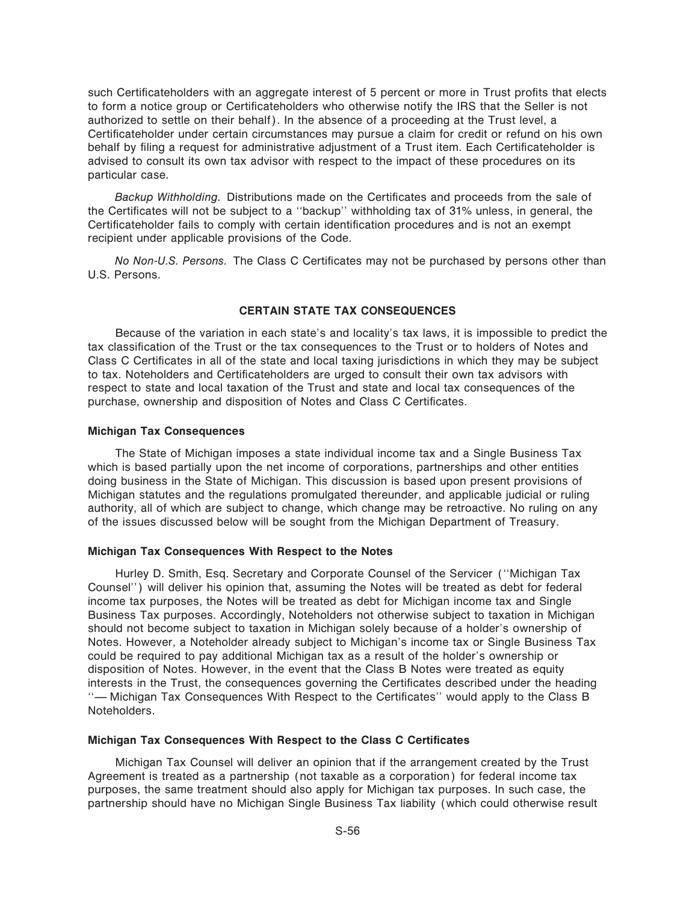such Certificateholders with an aggregate interest of 5 percent or more in Trust profits that elects to form a notice group or Certificateholders who otherwise notify the IRS that the Seller is not authorized to settle on their behalf). In the absence of a proceeding at the Trust level, a Certificateholder under certain circumstances may pursue a claim for credit or refund on his own behalf by filing a request for administrative adjustment of a Trust item. Each Certificateholder is advised to consult its own tax advisor with respect to the impact of these procedures on its particular case.

*Backup Withholding.* Distributions made on the Certificates and proceeds from the sale of the Certificates will not be subject to a ''backup'' withholding tax of 31% unless, in general, the Certificateholder fails to comply with certain identification procedures and is not an exempt recipient under applicable provisions of the Code.

*No Non-U.S. Persons.* The Class C Certificates may not be purchased by persons other than U.S. Persons.

## CERTAIN STATE TAX CONSEQUENCES

Because of the variation in each state's and locality's tax laws, it is impossible to predict the tax classification of the Trust or the tax consequences to the Trust or to holders of Notes and Class C Certificates in all of the state and local taxing jurisdictions in which they may be subject to tax. Noteholders and Certificateholders are urged to consult their own tax advisors with respect to state and local taxation of the Trust and state and local tax consequences of the purchase, ownership and disposition of Notes and Class C Certificates.

### Michigan Tax Consequences

The State of Michigan imposes a state individual income tax and a Single Business Tax which is based partially upon the net income of corporations, partnerships and other entities doing business in the State of Michigan. This discussion is based upon present provisions of Michigan statutes and the regulations promulgated thereunder, and applicable judicial or ruling authority, all of which are subject to change, which change may be retroactive. No ruling on any of the issues discussed below will be sought from the Michigan Department of Treasury.

### Michigan Tax Consequences With Respect to the Notes

Hurley D. Smith, Esq. Secretary and Corporate Counsel of the Servicer (''Michigan Tax Counsel'') will deliver his opinion that, assuming the Notes will be treated as debt for federal income tax purposes, the Notes will be treated as debt for Michigan income tax and Single Business Tax purposes. Accordingly, Noteholders not otherwise subject to taxation in Michigan should not become subject to taxation in Michigan solely because of a holder's ownership of Notes. However, a Noteholder already subject to Michigan's income tax or Single Business Tax could be required to pay additional Michigan tax as a result of the holder's ownership or disposition of Notes. However, in the event that the Class B Notes were treated as equity interests in the Trust, the consequences governing the Certificates described under the heading ''— Michigan Tax Consequences With Respect to the Certificates'' would apply to the Class B Noteholders.

### Michigan Tax Consequences With Respect to the Class C Certificates

Michigan Tax Counsel will deliver an opinion that if the arrangement created by the Trust Agreement is treated as a partnership (not taxable as a corporation) for federal income tax purposes, the same treatment should also apply for Michigan tax purposes. In such case, the partnership should have no Michigan Single Business Tax liability (which could otherwise result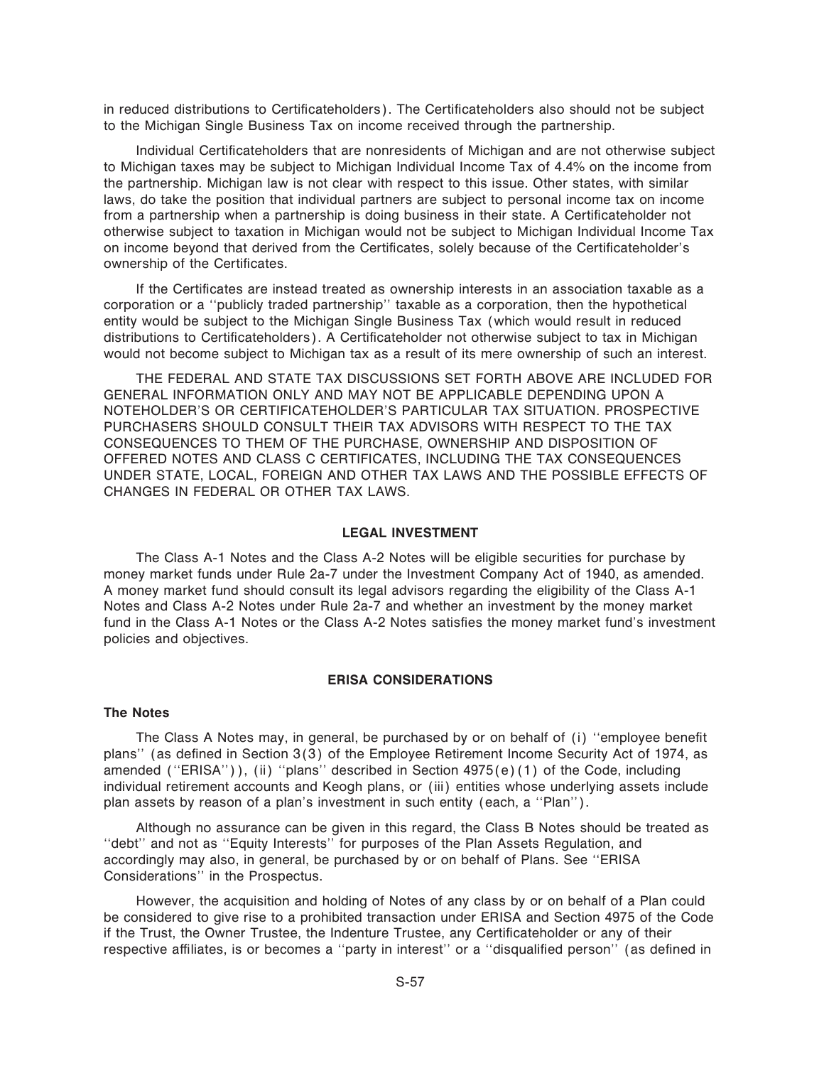in reduced distributions to Certificateholders). The Certificateholders also should not be subject to the Michigan Single Business Tax on income received through the partnership.

Individual Certificateholders that are nonresidents of Michigan and are not otherwise subject to Michigan taxes may be subject to Michigan Individual Income Tax of 4.4% on the income from the partnership. Michigan law is not clear with respect to this issue. Other states, with similar laws, do take the position that individual partners are subject to personal income tax on income from a partnership when a partnership is doing business in their state. A Certificateholder not otherwise subject to taxation in Michigan would not be subject to Michigan Individual Income Tax on income beyond that derived from the Certificates, solely because of the Certificateholder's ownership of the Certificates.

If the Certificates are instead treated as ownership interests in an association taxable as a corporation or a ''publicly traded partnership'' taxable as a corporation, then the hypothetical entity would be subject to the Michigan Single Business Tax (which would result in reduced distributions to Certificateholders). A Certificateholder not otherwise subject to tax in Michigan would not become subject to Michigan tax as a result of its mere ownership of such an interest.

THE FEDERAL AND STATE TAX DISCUSSIONS SET FORTH ABOVE ARE INCLUDED FOR GENERAL INFORMATION ONLY AND MAY NOT BE APPLICABLE DEPENDING UPON A NOTEHOLDER'S OR CERTIFICATEHOLDER'S PARTICULAR TAX SITUATION. PROSPECTIVE PURCHASERS SHOULD CONSULT THEIR TAX ADVISORS WITH RESPECT TO THE TAX CONSEQUENCES TO THEM OF THE PURCHASE, OWNERSHIP AND DISPOSITION OF OFFERED NOTES AND CLASS C CERTIFICATES, INCLUDING THE TAX CONSEQUENCES UNDER STATE, LOCAL, FOREIGN AND OTHER TAX LAWS AND THE POSSIBLE EFFECTS OF CHANGES IN FEDERAL OR OTHER TAX LAWS.

## LEGAL INVESTMENT

The Class A-1 Notes and the Class A-2 Notes will be eligible securities for purchase by money market funds under Rule 2a-7 under the Investment Company Act of 1940, as amended. A money market fund should consult its legal advisors regarding the eligibility of the Class A-1 Notes and Class A-2 Notes under Rule 2a-7 and whether an investment by the money market fund in the Class A-1 Notes or the Class A-2 Notes satisfies the money market fund's investment policies and objectives.

## ERISA CONSIDERATIONS

### The Notes

The Class A Notes may, in general, be purchased by or on behalf of (i) ''employee benefit plans'' (as defined in Section 3(3) of the Employee Retirement Income Security Act of 1974, as amended (''ERISA'')), (ii) ''plans'' described in Section 4975(e)(1) of the Code, including individual retirement accounts and Keogh plans, or (iii) entities whose underlying assets include plan assets by reason of a plan's investment in such entity (each, a ''Plan'').

Although no assurance can be given in this regard, the Class B Notes should be treated as ''debt'' and not as ''Equity Interests'' for purposes of the Plan Assets Regulation, and accordingly may also, in general, be purchased by or on behalf of Plans. See ''ERISA Considerations'' in the Prospectus.

However, the acquisition and holding of Notes of any class by or on behalf of a Plan could be considered to give rise to a prohibited transaction under ERISA and Section 4975 of the Code if the Trust, the Owner Trustee, the Indenture Trustee, any Certificateholder or any of their respective affiliates, is or becomes a ''party in interest'' or a ''disqualified person'' (as defined in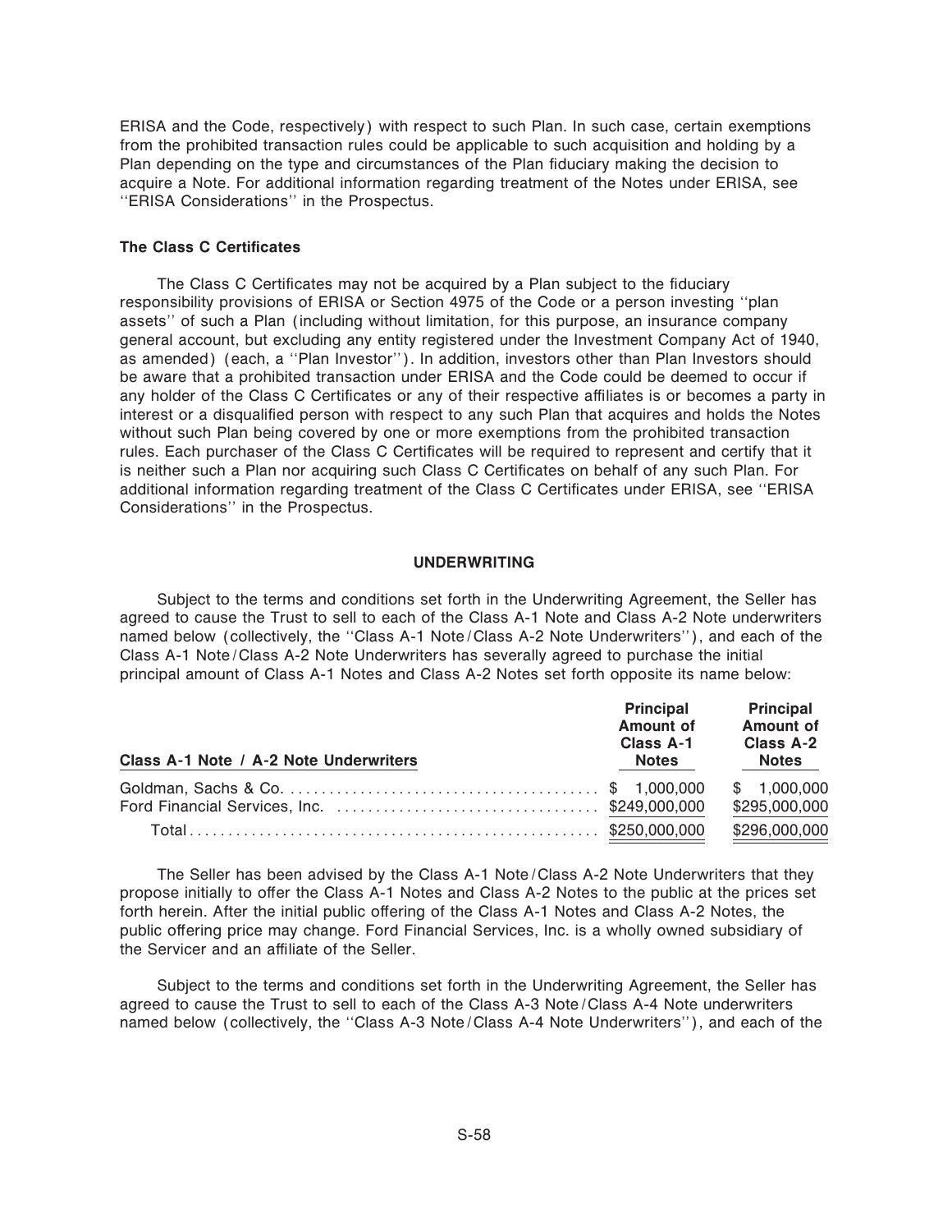ERISA and the Code, respectively) with respect to such Plan. In such case, certain exemptions from the prohibited transaction rules could be applicable to such acquisition and holding by a Plan depending on the type and circumstances of the Plan fiduciary making the decision to acquire a Note. For additional information regarding treatment of the Notes under ERISA, see ''ERISA Considerations'' in the Prospectus.

### The Class C Certificates

The Class C Certificates may not be acquired by a Plan subject to the fiduciary responsibility provisions of ERISA or Section 4975 of the Code or a person investing ''plan assets'' of such a Plan (including without limitation, for this purpose, an insurance company general account, but excluding any entity registered under the Investment Company Act of 1940, as amended) (each, a ''Plan Investor''). In addition, investors other than Plan Investors should be aware that a prohibited transaction under ERISA and the Code could be deemed to occur if any holder of the Class C Certificates or any of their respective affiliates is or becomes a party in interest or a disqualified person with respect to any such Plan that acquires and holds the Notes without such Plan being covered by one or more exemptions from the prohibited transaction rules. Each purchaser of the Class C Certificates will be required to represent and certify that it is neither such a Plan nor acquiring such Class C Certificates on behalf of any such Plan. For additional information regarding treatment of the Class C Certificates under ERISA, see ''ERISA Considerations'' in the Prospectus.

## UNDERWRITING

Subject to the terms and conditions set forth in the Underwriting Agreement, the Seller has agreed to cause the Trust to sell to each of the Class A-1 Note and Class A-2 Note underwriters named below (collectively, the ''Class A-1 Note/Class A-2 Note Underwriters''), and each of the Class A-1 Note/Class A-2 Note Underwriters has severally agreed to purchase the initial principal amount of Class A-1 Notes and Class A-2 Notes set forth opposite its name below:

| Class A-1 Note / A-2 Note Underwriters | Principal Amount of Class A-1 Notes | Principal Amount of Class A-2 Notes |
|---|---|---|
| Goldman, Sachs & Co. | $ 1,000,000 | $ 1,000,000 |
| Ford Financial Services, Inc. | $249,000,000 | $295,000,000 |
| Total | $250,000,000 | $296,000,000 |

The Seller has been advised by the Class A-1 Note/Class A-2 Note Underwriters that they propose initially to offer the Class A-1 Notes and Class A-2 Notes to the public at the prices set forth herein. After the initial public offering of the Class A-1 Notes and Class A-2 Notes, the public offering price may change. Ford Financial Services, Inc. is a wholly owned subsidiary of the Servicer and an affiliate of the Seller.

Subject to the terms and conditions set forth in the Underwriting Agreement, the Seller has agreed to cause the Trust to sell to each of the Class A-3 Note/Class A-4 Note underwriters named below (collectively, the ''Class A-3 Note/Class A-4 Note Underwriters''), and each of the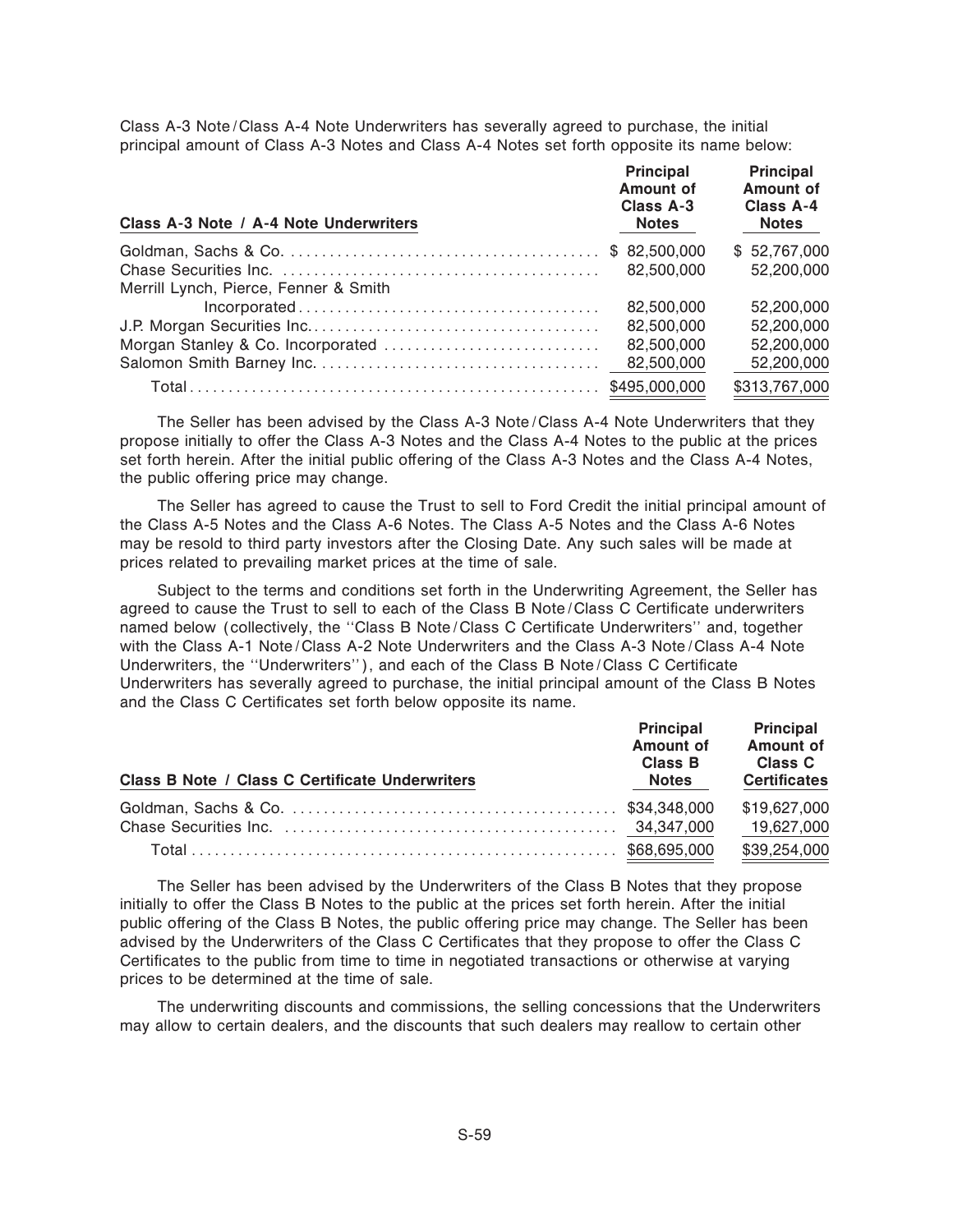Class A-3 Note / Class A-4 Note Underwriters has severally agreed to purchase, the initial principal amount of Class A-3 Notes and Class A-4 Notes set forth opposite its name below:

| Class A-3 Note / A-4 Note Underwriters | Principal Amount of Class A-3 Notes | Principal Amount of Class A-4 Notes |
|---|---|---|
| Goldman, Sachs & Co. | $ 82,500,000 | $ 52,767,000 |
| Chase Securities Inc. | 82,500,000 | 52,200,000 |
| Merrill Lynch, Pierce, Fenner & Smith Incorporated | 82,500,000 | 52,200,000 |
| J.P. Morgan Securities Inc. | 82,500,000 | 52,200,000 |
| Morgan Stanley & Co. Incorporated | 82,500,000 | 52,200,000 |
| Salomon Smith Barney Inc. | 82,500,000 | 52,200,000 |
| Total | $495,000,000 | $313,767,000 |

The Seller has been advised by the Class A-3 Note / Class A-4 Note Underwriters that they propose initially to offer the Class A-3 Notes and the Class A-4 Notes to the public at the prices set forth herein. After the initial public offering of the Class A-3 Notes and the Class A-4 Notes, the public offering price may change.

The Seller has agreed to cause the Trust to sell to Ford Credit the initial principal amount of the Class A-5 Notes and the Class A-6 Notes. The Class A-5 Notes and the Class A-6 Notes may be resold to third party investors after the Closing Date. Any such sales will be made at prices related to prevailing market prices at the time of sale.

Subject to the terms and conditions set forth in the Underwriting Agreement, the Seller has agreed to cause the Trust to sell to each of the Class B Note / Class C Certificate underwriters named below (collectively, the ''Class B Note / Class C Certificate Underwriters'' and, together with the Class A-1 Note / Class A-2 Note Underwriters and the Class A-3 Note / Class A-4 Note Underwriters, the ''Underwriters''), and each of the Class B Note / Class C Certificate Underwriters has severally agreed to purchase, the initial principal amount of the Class B Notes and the Class C Certificates set forth below opposite its name.

| Class B Note / Class C Certificate Underwriters | Principal Amount of Class B Notes | Principal Amount of Class C Certificates |
|---|---|---|
| Goldman, Sachs & Co. | $34,348,000 | $19,627,000 |
| Chase Securities Inc. | 34,347,000 | 19,627,000 |
| Total | $68,695,000 | $39,254,000 |

The Seller has been advised by the Underwriters of the Class B Notes that they propose initially to offer the Class B Notes to the public at the prices set forth herein. After the initial public offering of the Class B Notes, the public offering price may change. The Seller has been advised by the Underwriters of the Class C Certificates that they propose to offer the Class C Certificates to the public from time to time in negotiated transactions or otherwise at varying prices to be determined at the time of sale.

The underwriting discounts and commissions, the selling concessions that the Underwriters may allow to certain dealers, and the discounts that such dealers may reallow to certain other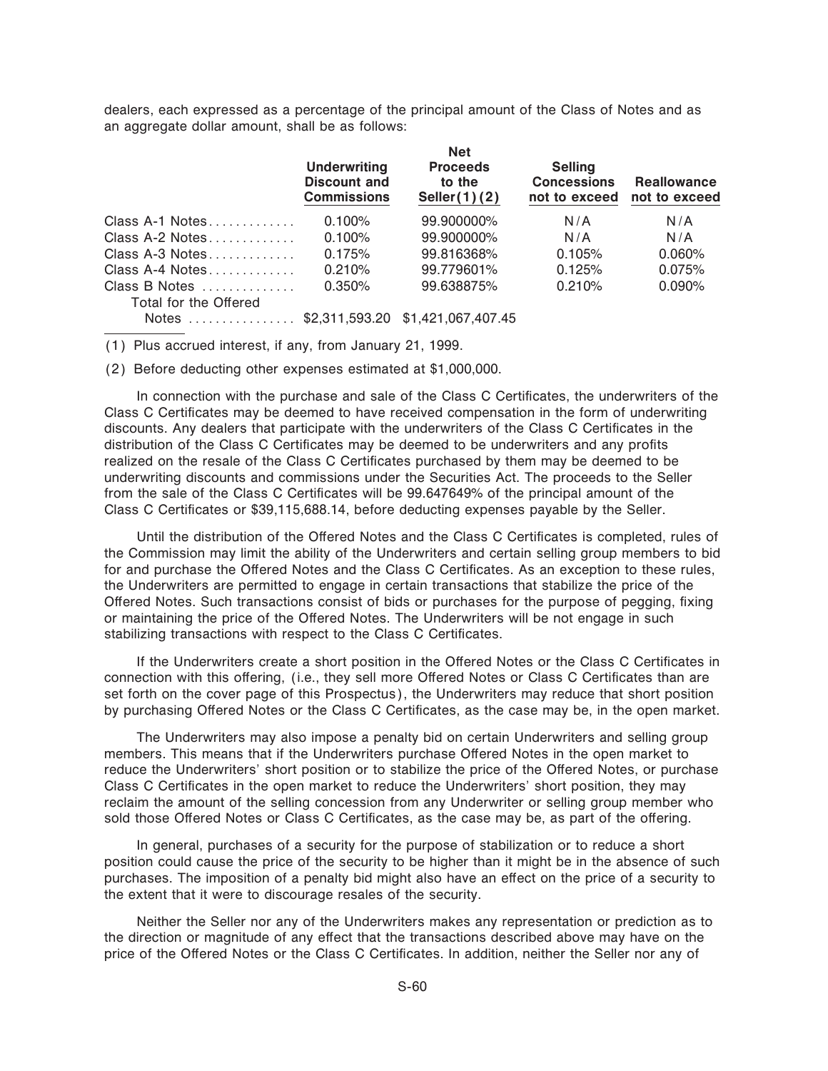dealers, each expressed as a percentage of the principal amount of the Class of Notes and as an aggregate dollar amount, shall be as follows:

| | Underwriting Discount and Commissions | Net Proceeds to the Seller(1)(2) | Selling Concessions not to exceed | Reallowance not to exceed |
|---|---|---|---|---|
| Class A-1 Notes | 0.100% | 99.900000% | N/A | N/A |
| Class A-2 Notes | 0.100% | 99.900000% | N/A | N/A |
| Class A-3 Notes | 0.175% | 99.816368% | 0.105% | 0.060% |
| Class A-4 Notes | 0.210% | 99.779601% | 0.125% | 0.075% |
| Class B Notes | 0.350% | 99.638875% | 0.210% | 0.090% |
| Total for the Offered Notes | $2,311,593.20 | $1,421,067,407.45 | | |

(1) Plus accrued interest, if any, from January 21, 1999.

(2) Before deducting other expenses estimated at $1,000,000.

In connection with the purchase and sale of the Class C Certificates, the underwriters of the Class C Certificates may be deemed to have received compensation in the form of underwriting discounts. Any dealers that participate with the underwriters of the Class C Certificates in the distribution of the Class C Certificates may be deemed to be underwriters and any profits realized on the resale of the Class C Certificates purchased by them may be deemed to be underwriting discounts and commissions under the Securities Act. The proceeds to the Seller from the sale of the Class C Certificates will be 99.647649% of the principal amount of the Class C Certificates or $39,115,688.14, before deducting expenses payable by the Seller.

Until the distribution of the Offered Notes and the Class C Certificates is completed, rules of the Commission may limit the ability of the Underwriters and certain selling group members to bid for and purchase the Offered Notes and the Class C Certificates. As an exception to these rules, the Underwriters are permitted to engage in certain transactions that stabilize the price of the Offered Notes. Such transactions consist of bids or purchases for the purpose of pegging, fixing or maintaining the price of the Offered Notes. The Underwriters will be not engage in such stabilizing transactions with respect to the Class C Certificates.

If the Underwriters create a short position in the Offered Notes or the Class C Certificates in connection with this offering, (i.e., they sell more Offered Notes or Class C Certificates than are set forth on the cover page of this Prospectus), the Underwriters may reduce that short position by purchasing Offered Notes or the Class C Certificates, as the case may be, in the open market.

The Underwriters may also impose a penalty bid on certain Underwriters and selling group members. This means that if the Underwriters purchase Offered Notes in the open market to reduce the Underwriters' short position or to stabilize the price of the Offered Notes, or purchase Class C Certificates in the open market to reduce the Underwriters' short position, they may reclaim the amount of the selling concession from any Underwriter or selling group member who sold those Offered Notes or Class C Certificates, as the case may be, as part of the offering.

In general, purchases of a security for the purpose of stabilization or to reduce a short position could cause the price of the security to be higher than it might be in the absence of such purchases. The imposition of a penalty bid might also have an effect on the price of a security to the extent that it were to discourage resales of the security.

Neither the Seller nor any of the Underwriters makes any representation or prediction as to the direction or magnitude of any effect that the transactions described above may have on the price of the Offered Notes or the Class C Certificates. In addition, neither the Seller nor any of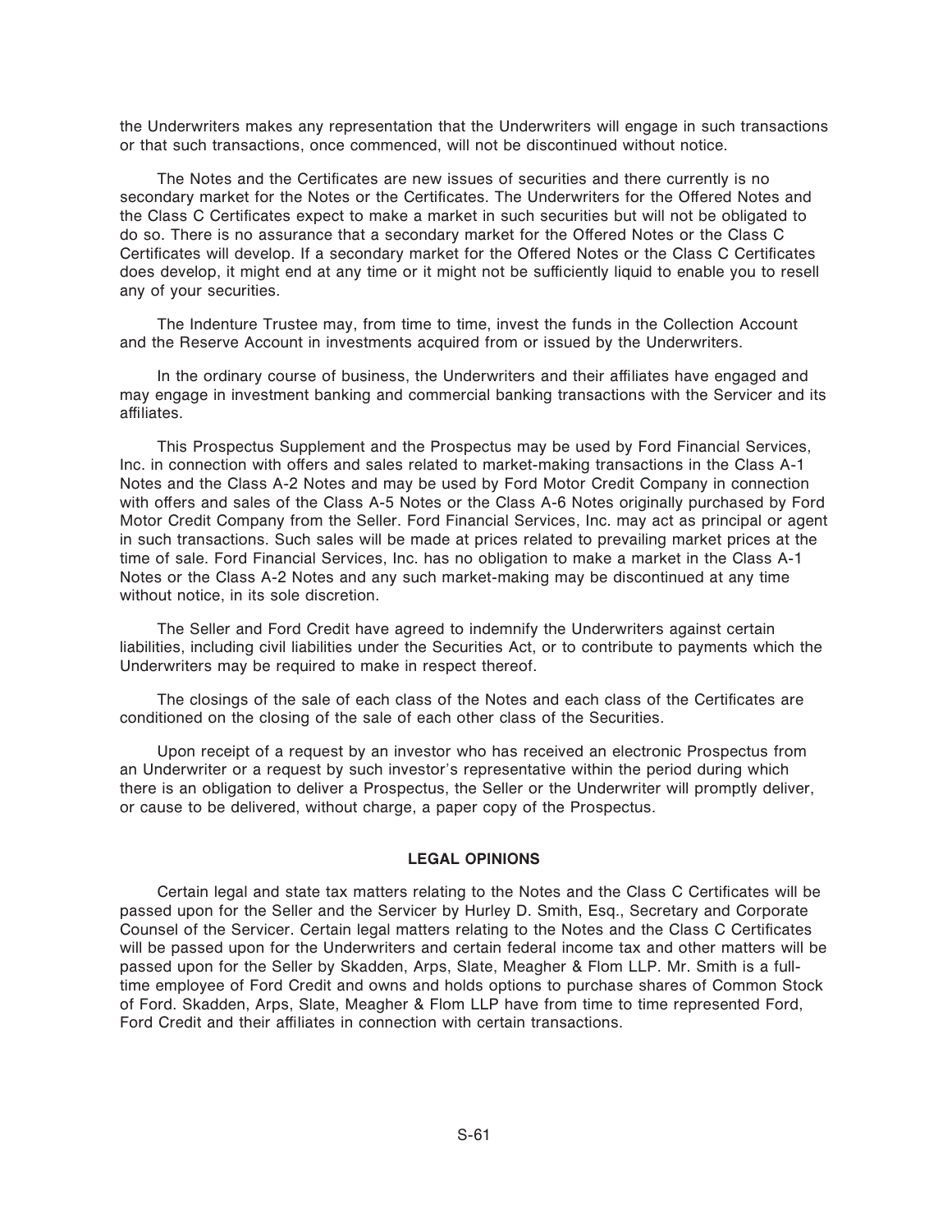the Underwriters makes any representation that the Underwriters will engage in such transactions or that such transactions, once commenced, will not be discontinued without notice.

The Notes and the Certificates are new issues of securities and there currently is no secondary market for the Notes or the Certificates. The Underwriters for the Offered Notes and the Class C Certificates expect to make a market in such securities but will not be obligated to do so. There is no assurance that a secondary market for the Offered Notes or the Class C Certificates will develop. If a secondary market for the Offered Notes or the Class C Certificates does develop, it might end at any time or it might not be sufficiently liquid to enable you to resell any of your securities.

The Indenture Trustee may, from time to time, invest the funds in the Collection Account and the Reserve Account in investments acquired from or issued by the Underwriters.

In the ordinary course of business, the Underwriters and their affiliates have engaged and may engage in investment banking and commercial banking transactions with the Servicer and its affiliates.

This Prospectus Supplement and the Prospectus may be used by Ford Financial Services, Inc. in connection with offers and sales related to market-making transactions in the Class A-1 Notes and the Class A-2 Notes and may be used by Ford Motor Credit Company in connection with offers and sales of the Class A-5 Notes or the Class A-6 Notes originally purchased by Ford Motor Credit Company from the Seller. Ford Financial Services, Inc. may act as principal or agent in such transactions. Such sales will be made at prices related to prevailing market prices at the time of sale. Ford Financial Services, Inc. has no obligation to make a market in the Class A-1 Notes or the Class A-2 Notes and any such market-making may be discontinued at any time without notice, in its sole discretion.

The Seller and Ford Credit have agreed to indemnify the Underwriters against certain liabilities, including civil liabilities under the Securities Act, or to contribute to payments which the Underwriters may be required to make in respect thereof.

The closings of the sale of each class of the Notes and each class of the Certificates are conditioned on the closing of the sale of each other class of the Securities.

Upon receipt of a request by an investor who has received an electronic Prospectus from an Underwriter or a request by such investor's representative within the period during which there is an obligation to deliver a Prospectus, the Seller or the Underwriter will promptly deliver, or cause to be delivered, without charge, a paper copy of the Prospectus.

## LEGAL OPINIONS

Certain legal and state tax matters relating to the Notes and the Class C Certificates will be passed upon for the Seller and the Servicer by Hurley D. Smith, Esq., Secretary and Corporate Counsel of the Servicer. Certain legal matters relating to the Notes and the Class C Certificates will be passed upon for the Underwriters and certain federal income tax and other matters will be passed upon for the Seller by Skadden, Arps, Slate, Meagher & Flom LLP. Mr. Smith is a full-time employee of Ford Credit and owns and holds options to purchase shares of Common Stock of Ford. Skadden, Arps, Slate, Meagher & Flom LLP have from time to time represented Ford, Ford Credit and their affiliates in connection with certain transactions.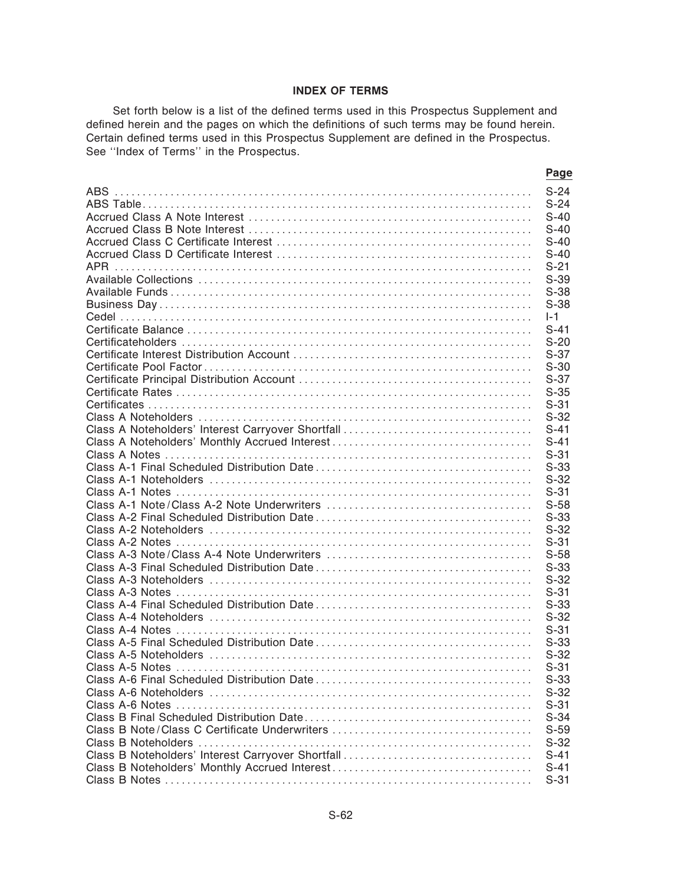## INDEX OF TERMS

Set forth below is a list of the defined terms used in this Prospectus Supplement and defined herein and the pages on which the definitions of such terms may be found herein. Certain defined terms used in this Prospectus Supplement are defined in the Prospectus. See ''Index of Terms'' in the Prospectus.

| | Page |
|---|---|
| ABS | S-24 |
| ABS Table | S-24 |
| Accrued Class A Note Interest | S-40 |
| Accrued Class B Note Interest | S-40 |
| Accrued Class C Certificate Interest | S-40 |
| Accrued Class D Certificate Interest | S-40 |
| APR | S-21 |
| Available Collections | S-39 |
| Available Funds | S-38 |
| Business Day | S-38 |
| Cedel | I-1 |
| Certificate Balance | S-41 |
| Certificateholders | S-20 |
| Certificate Interest Distribution Account | S-37 |
| Certificate Pool Factor | S-30 |
| Certificate Principal Distribution Account | S-37 |
| Certificate Rates | S-35 |
| Certificates | S-31 |
| Class A Noteholders | S-32 |
| Class A Noteholders' Interest Carryover Shortfall | S-41 |
| Class A Noteholders' Monthly Accrued Interest | S-41 |
| Class A Notes | S-31 |
| Class A-1 Final Scheduled Distribution Date | S-33 |
| Class A-1 Noteholders | S-32 |
| Class A-1 Notes | S-31 |
| Class A-1 Note/Class A-2 Note Underwriters | S-58 |
| Class A-2 Final Scheduled Distribution Date | S-33 |
| Class A-2 Noteholders | S-32 |
| Class A-2 Notes | S-31 |
| Class A-3 Note/Class A-4 Note Underwriters | S-58 |
| Class A-3 Final Scheduled Distribution Date | S-33 |
| Class A-3 Noteholders | S-32 |
| Class A-3 Notes | S-31 |
| Class A-4 Final Scheduled Distribution Date | S-33 |
| Class A-4 Noteholders | S-32 |
| Class A-4 Notes | S-31 |
| Class A-5 Final Scheduled Distribution Date | S-33 |
| Class A-5 Noteholders | S-32 |
| Class A-5 Notes | S-31 |
| Class A-6 Final Scheduled Distribution Date | S-33 |
| Class A-6 Noteholders | S-32 |
| Class A-6 Notes | S-31 |
| Class B Final Scheduled Distribution Date | S-34 |
| Class B Note/Class C Certificate Underwriters | S-59 |
| Class B Noteholders | S-32 |
| Class B Noteholders' Interest Carryover Shortfall | S-41 |
| Class B Noteholders' Monthly Accrued Interest | S-41 |
| Class B Notes | S-31 |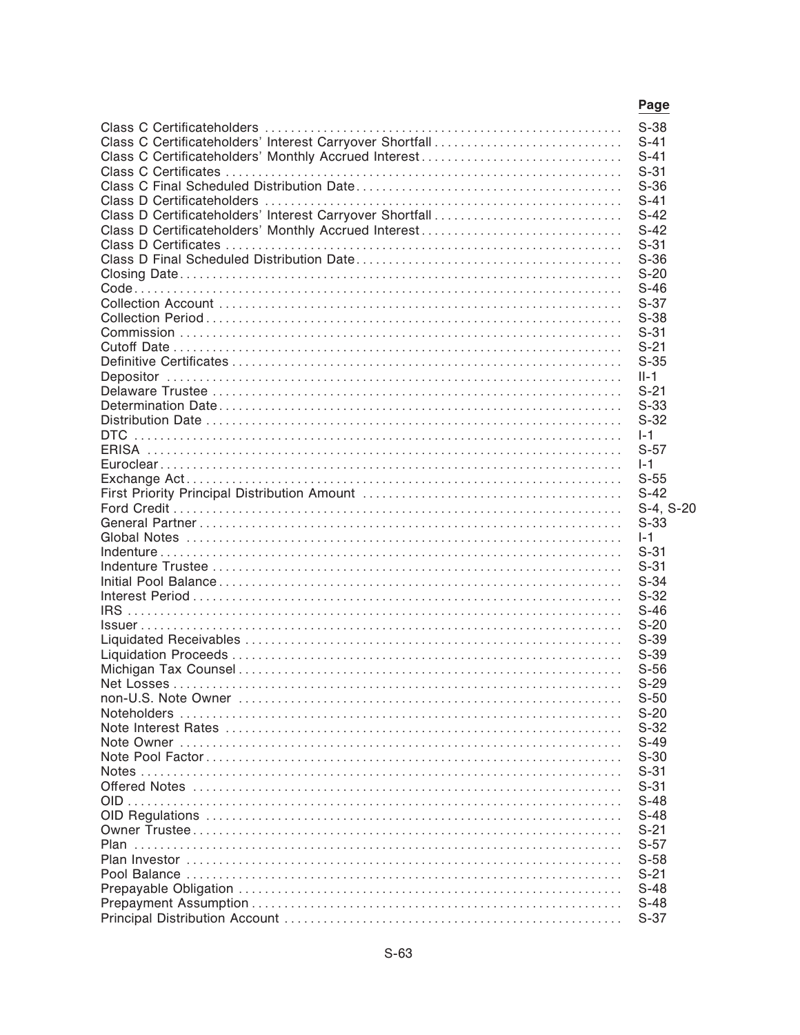| | Page |
|---|---|
| Class C Certificateholders | S-38 |
| Class C Certificateholders' Interest Carryover Shortfall | S-41 |
| Class C Certificateholders' Monthly Accrued Interest | S-41 |
| Class C Certificates | S-31 |
| Class C Final Scheduled Distribution Date | S-36 |
| Class D Certificateholders | S-41 |
| Class D Certificateholders' Interest Carryover Shortfall | S-42 |
| Class D Certificateholders' Monthly Accrued Interest | S-42 |
| Class D Certificates | S-31 |
| Class D Final Scheduled Distribution Date | S-36 |
| Closing Date | S-20 |
| Code | S-46 |
| Collection Account | S-37 |
| Collection Period | S-38 |
| Commission | S-31 |
| Cutoff Date | S-21 |
| Definitive Certificates | S-35 |
| Depositor | II-1 |
| Delaware Trustee | S-21 |
| Determination Date | S-33 |
| Distribution Date | S-32 |
| DTC | I-1 |
| ERISA | S-57 |
| Euroclear | I-1 |
| Exchange Act | S-55 |
| First Priority Principal Distribution Amount | S-42 |
| Ford Credit | S-4, S-20 |
| General Partner | S-33 |
| Global Notes | I-1 |
| Indenture | S-31 |
| Indenture Trustee | S-31 |
| Initial Pool Balance | S-34 |
| Interest Period | S-32 |
| IRS | S-46 |
| Issuer | S-20 |
| Liquidated Receivables | S-39 |
| Liquidation Proceeds | S-39 |
| Michigan Tax Counsel | S-56 |
| Net Losses | S-29 |
| non-U.S. Note Owner | S-50 |
| Noteholders | S-20 |
| Note Interest Rates | S-32 |
| Note Owner | S-49 |
| Note Pool Factor | S-30 |
| Notes | S-31 |
| Offered Notes | S-31 |
| OID | S-48 |
| OID Regulations | S-48 |
| Owner Trustee | S-21 |
| Plan | S-57 |
| Plan Investor | S-58 |
| Pool Balance | S-21 |
| Prepayable Obligation | S-48 |
| Prepayment Assumption | S-48 |
| Principal Distribution Account | S-37 |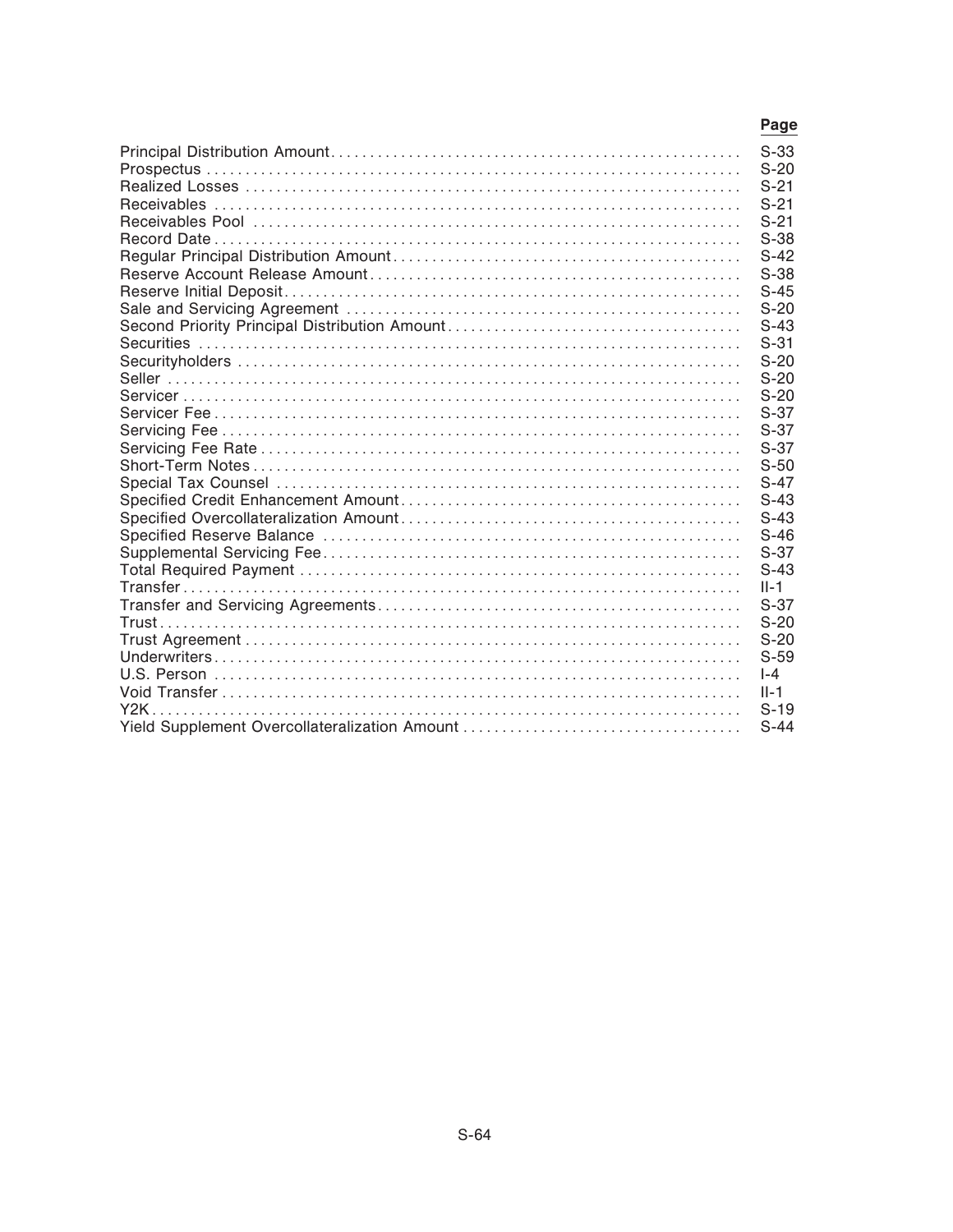| | Page |
|---|---|
| Principal Distribution Amount | S-33 |
| Prospectus | S-20 |
| Realized Losses | S-21 |
| Receivables | S-21 |
| Receivables Pool | S-21 |
| Record Date | S-38 |
| Regular Principal Distribution Amount | S-42 |
| Reserve Account Release Amount | S-38 |
| Reserve Initial Deposit | S-45 |
| Sale and Servicing Agreement | S-20 |
| Second Priority Principal Distribution Amount | S-43 |
| Securities | S-31 |
| Securityholders | S-20 |
| Seller | S-20 |
| Servicer | S-20 |
| Servicer Fee | S-37 |
| Servicing Fee | S-37 |
| Servicing Fee Rate | S-37 |
| Short-Term Notes | S-50 |
| Special Tax Counsel | S-47 |
| Specified Credit Enhancement Amount | S-43 |
| Specified Overcollateralization Amount | S-43 |
| Specified Reserve Balance | S-46 |
| Supplemental Servicing Fee | S-37 |
| Total Required Payment | S-43 |
| Transfer | II-1 |
| Transfer and Servicing Agreements | S-37 |
| Trust | S-20 |
| Trust Agreement | S-20 |
| Underwriters | S-59 |
| U.S. Person | I-4 |
| Void Transfer | II-1 |
| Y2K | S-19 |
| Yield Supplement Overcollateralization Amount | S-44 |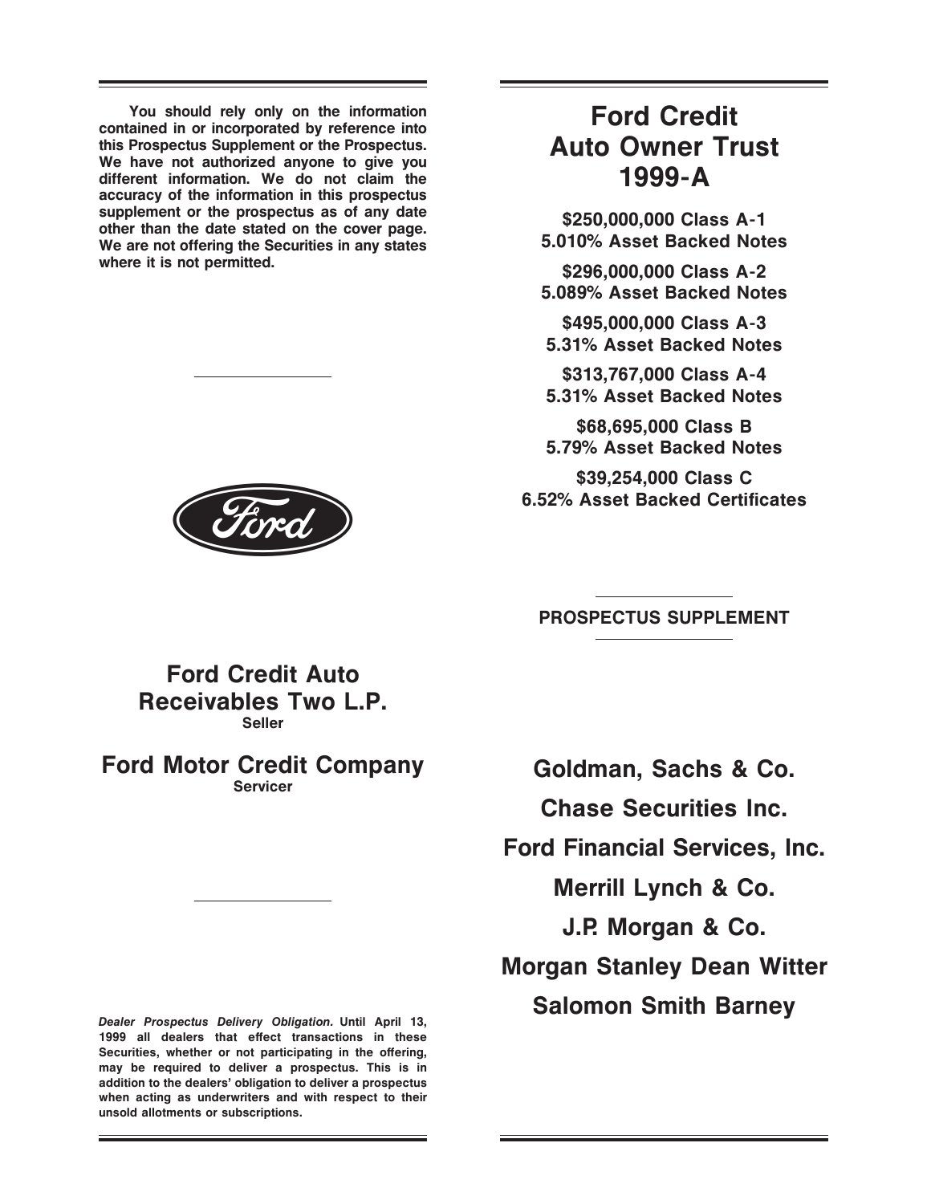**You should rely only on the information contained in or incorporated by reference into this Prospectus Supplement or the Prospectus. We have not authorized anyone to give you different information. We do not claim the accuracy of the information in this prospectus supplement or the prospectus as of any date other than the date stated on the cover page. We are not offering the Securities in any states where it is not permitted.**

---

**Ford Credit Auto Receivables Two L.P.**
**Seller**

**Ford Motor Credit Company**
**Servicer**

---

***Dealer Prospectus Delivery Obligation.*** **Until April 13, 1999 all dealers that effect transactions in these Securities, whether or not participating in the offering, may be required to deliver a prospectus. This is in addition to the dealers' obligation to deliver a prospectus when acting as underwriters and with respect to their unsold allotments or subscriptions.**

# Ford Credit Auto Owner Trust 1999-A

**$250,000,000 Class A-1**
**5.010% Asset Backed Notes**

**$296,000,000 Class A-2**
**5.089% Asset Backed Notes**

**$495,000,000 Class A-3**
**5.31% Asset Backed Notes**

**$313,767,000 Class A-4**
**5.31% Asset Backed Notes**

**$68,695,000 Class B**
**5.79% Asset Backed Notes**

**$39,254,000 Class C**
**6.52% Asset Backed Certificates**

---

**PROSPECTUS SUPPLEMENT**

---

**Goldman, Sachs & Co.**

**Chase Securities Inc.**

**Ford Financial Services, Inc.**

**Merrill Lynch & Co.**

**J.P. Morgan & Co.**

**Morgan Stanley Dean Witter**

**Salomon Smith Barney**